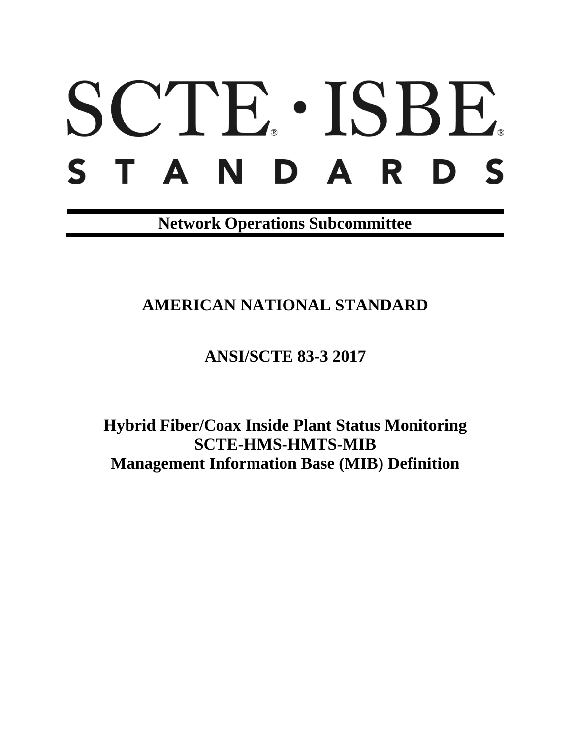# SCTE · ISBE STANDARDS

**Network Operations Subcommittee**

## AMERICAN NATIONAL STANDARD

## ANSI/SCTE 83-3 2017

# Hybrid Fiber/Coax Inside Plant Status Monitoring SCTE-HMS-HMTS-MIB Management Information Base (MIB) Definition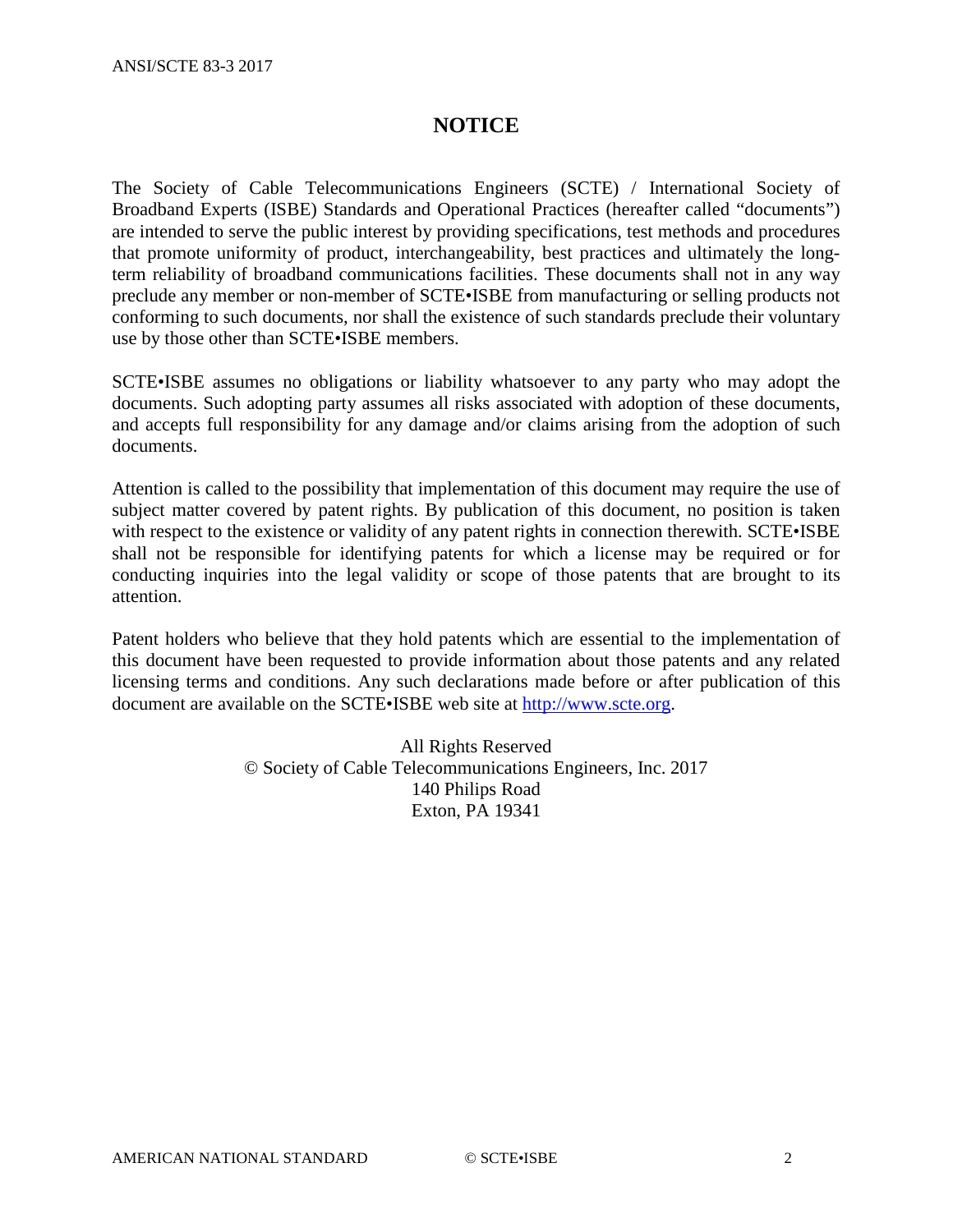# NOTICE

The Society of Cable Telecommunications Engineers (SCTE) / International Society of Broadband Experts (ISBE) Standards and Operational Practices (hereafter called "documents") are intended to serve the public interest by providing specifications, test methods and procedures that promote uniformity of product, interchangeability, best practices and ultimately the long-term reliability of broadband communications facilities. These documents shall not in any way preclude any member or non-member of SCTE•ISBE from manufacturing or selling products not conforming to such documents, nor shall the existence of such standards preclude their voluntary use by those other than SCTE•ISBE members.

SCTE•ISBE assumes no obligations or liability whatsoever to any party who may adopt the documents. Such adopting party assumes all risks associated with adoption of these documents, and accepts full responsibility for any damage and/or claims arising from the adoption of such documents.

Attention is called to the possibility that implementation of this document may require the use of subject matter covered by patent rights. By publication of this document, no position is taken with respect to the existence or validity of any patent rights in connection therewith. SCTE•ISBE shall not be responsible for identifying patents for which a license may be required or for conducting inquiries into the legal validity or scope of those patents that are brought to its attention.

Patent holders who believe that they hold patents which are essential to the implementation of this document have been requested to provide information about those patents and any related licensing terms and conditions. Any such declarations made before or after publication of this document are available on the SCTE•ISBE web site at http://www.scte.org.

All Rights Reserved
© Society of Cable Telecommunications Engineers, Inc. 2017
140 Philips Road
Exton, PA 19341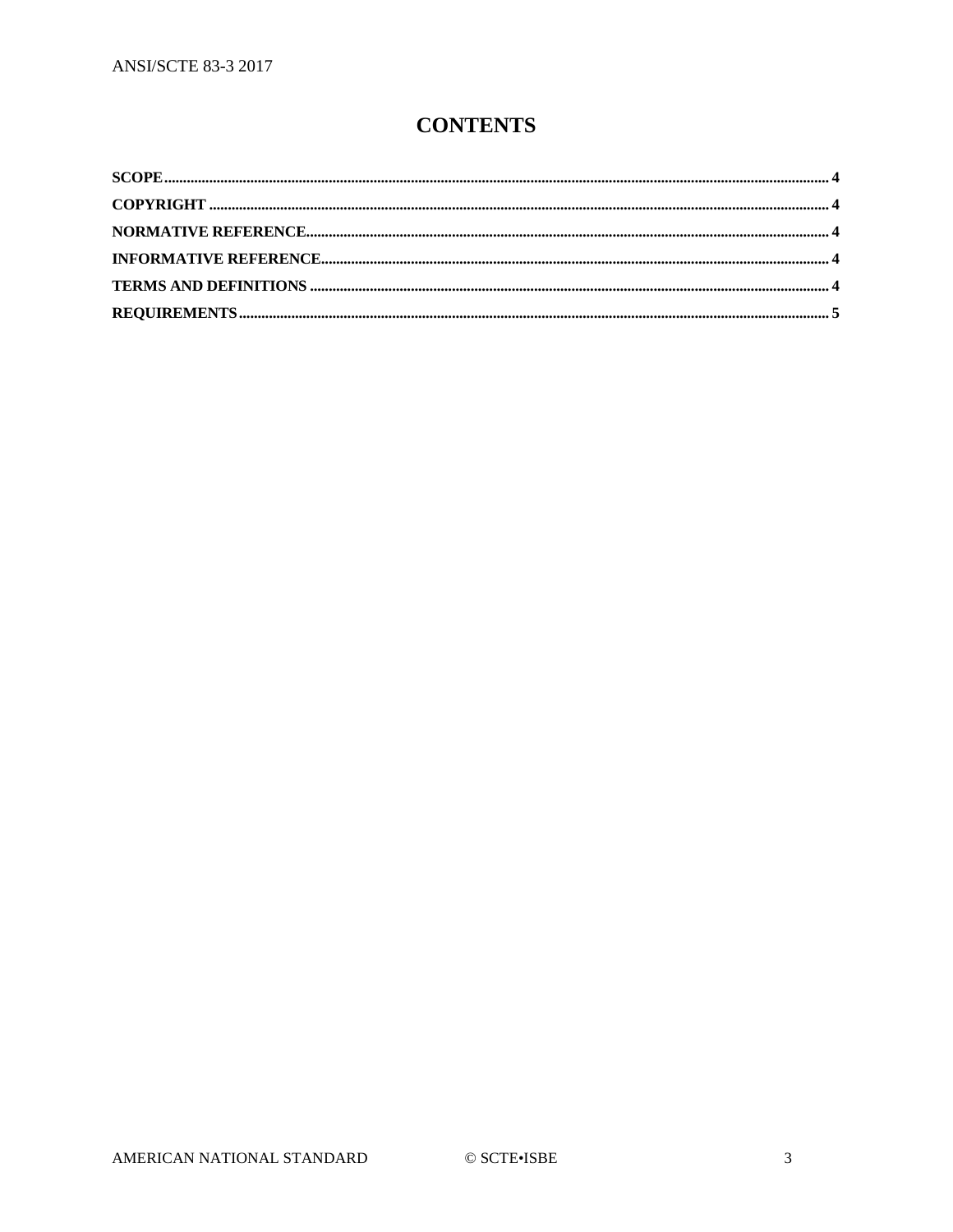# CONTENTS

**SCOPE** ........................................................................................................ 4
**COPYRIGHT** ................................................................................................ 4
**NORMATIVE REFERENCE** ........................................................................... 4
**INFORMATIVE REFERENCE** ......................................................................... 4
**TERMS AND DEFINITIONS** ......................................................................... 4
**REQUIREMENTS** ......................................................................................... 5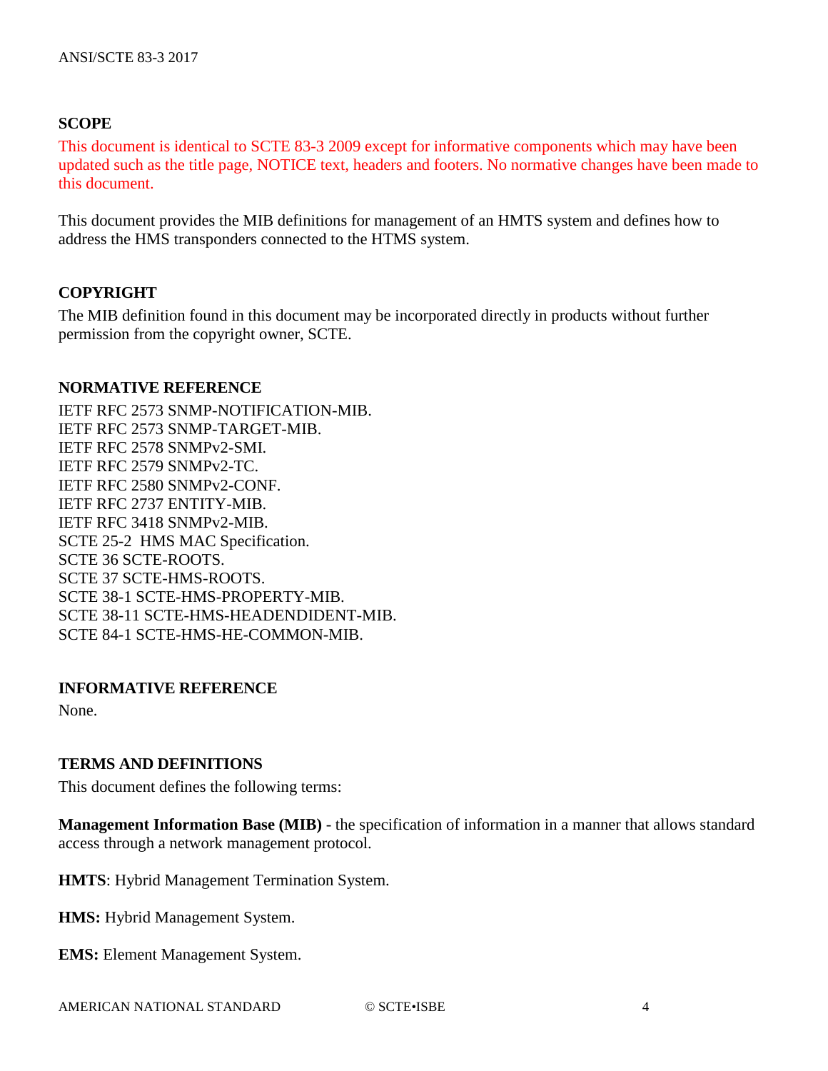## SCOPE

This document is identical to SCTE 83-3 2009 except for informative components which may have been updated such as the title page, NOTICE text, headers and footers. No normative changes have been made to this document.

This document provides the MIB definitions for management of an HMTS system and defines how to address the HMS transponders connected to the HTMS system.

## COPYRIGHT

The MIB definition found in this document may be incorporated directly in products without further permission from the copyright owner, SCTE.

## NORMATIVE REFERENCE

IETF RFC 2573 SNMP-NOTIFICATION-MIB.
IETF RFC 2573 SNMP-TARGET-MIB.
IETF RFC 2578 SNMPv2-SMI.
IETF RFC 2579 SNMPv2-TC.
IETF RFC 2580 SNMPv2-CONF.
IETF RFC 2737 ENTITY-MIB.
IETF RFC 3418 SNMPv2-MIB.
SCTE 25-2 HMS MAC Specification.
SCTE 36 SCTE-ROOTS.
SCTE 37 SCTE-HMS-ROOTS.
SCTE 38-1 SCTE-HMS-PROPERTY-MIB.
SCTE 38-11 SCTE-HMS-HEADENDIDENT-MIB.
SCTE 84-1 SCTE-HMS-HE-COMMON-MIB.

## INFORMATIVE REFERENCE

None.

## TERMS AND DEFINITIONS

This document defines the following terms:

**Management Information Base (MIB)** - the specification of information in a manner that allows standard access through a network management protocol.

**HMTS**: Hybrid Management Termination System.

**HMS:** Hybrid Management System.

**EMS:** Element Management System.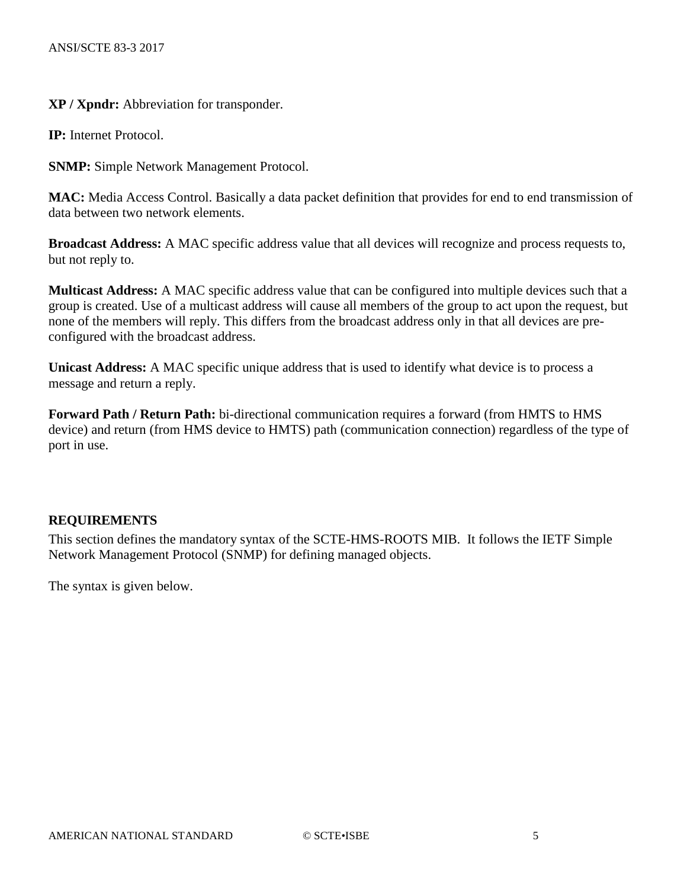**XP / Xpndr:** Abbreviation for transponder.

**IP:** Internet Protocol.

**SNMP:** Simple Network Management Protocol.

**MAC:** Media Access Control. Basically a data packet definition that provides for end to end transmission of data between two network elements.

**Broadcast Address:** A MAC specific address value that all devices will recognize and process requests to, but not reply to.

**Multicast Address:** A MAC specific address value that can be configured into multiple devices such that a group is created. Use of a multicast address will cause all members of the group to act upon the request, but none of the members will reply. This differs from the broadcast address only in that all devices are pre-configured with the broadcast address.

**Unicast Address:** A MAC specific unique address that is used to identify what device is to process a message and return a reply.

**Forward Path / Return Path:** bi-directional communication requires a forward (from HMTS to HMS device) and return (from HMS device to HMTS) path (communication connection) regardless of the type of port in use.

## REQUIREMENTS

This section defines the mandatory syntax of the SCTE-HMS-ROOTS MIB. It follows the IETF Simple Network Management Protocol (SNMP) for defining managed objects.

The syntax is given below.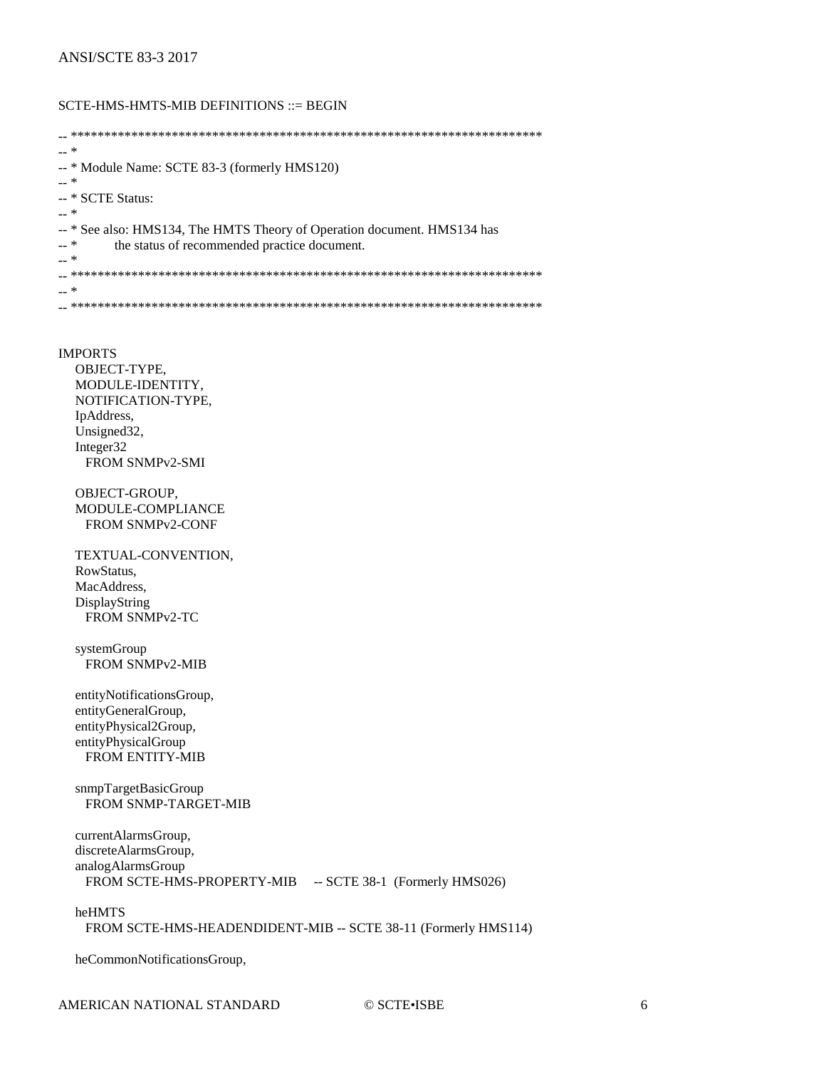```
SCTE-HMS-HMTS-MIB DEFINITIONS ::= BEGIN

-- ***********************************************************************
-- *
-- * Module Name: SCTE 83-3 (formerly HMS120)
-- *
-- * SCTE Status:
-- *
-- * See also: HMS134, The HMTS Theory of Operation document. HMS134 has
-- *        the status of recommended practice document.
-- *
-- ***********************************************************************
-- *
-- ***********************************************************************


IMPORTS
    OBJECT-TYPE,
    MODULE-IDENTITY,
    NOTIFICATION-TYPE,
    IpAddress,
    Unsigned32,
    Integer32
      FROM SNMPv2-SMI

    OBJECT-GROUP,
    MODULE-COMPLIANCE
      FROM SNMPv2-CONF

    TEXTUAL-CONVENTION,
    RowStatus,
    MacAddress,
    DisplayString
      FROM SNMPv2-TC

    systemGroup
      FROM SNMPv2-MIB

    entityNotificationsGroup,
    entityGeneralGroup,
    entityPhysical2Group,
    entityPhysicalGroup
      FROM ENTITY-MIB

    snmpTargetBasicGroup
      FROM SNMP-TARGET-MIB

    currentAlarmsGroup,
    discreteAlarmsGroup,
    analogAlarmsGroup
      FROM SCTE-HMS-PROPERTY-MIB    -- SCTE 38-1  (Formerly HMS026)

    heHMTS
      FROM SCTE-HMS-HEADENDIDENT-MIB -- SCTE 38-11 (Formerly HMS114)

    heCommonNotificationsGroup,
```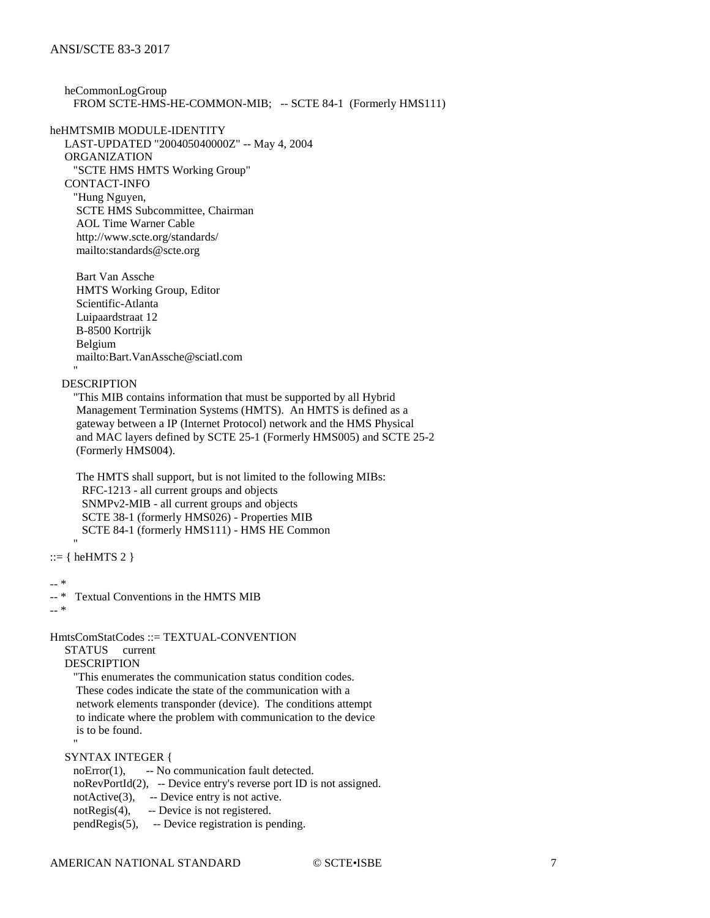```
    heCommonLogGroup
      FROM SCTE-HMS-HE-COMMON-MIB;   -- SCTE 84-1  (Formerly HMS111)

heHMTSMIB MODULE-IDENTITY
    LAST-UPDATED "200405040000Z" -- May 4, 2004
    ORGANIZATION
      "SCTE HMS HMTS Working Group"
    CONTACT-INFO
      "Hung Nguyen,
       SCTE HMS Subcommittee, Chairman
       AOL Time Warner Cable
       http://www.scte.org/standards/
       mailto:standards@scte.org

       Bart Van Assche
       HMTS Working Group, Editor
       Scientific-Atlanta
       Luipaardstraat 12
       B-8500 Kortrijk
       Belgium
       mailto:Bart.VanAssche@sciatl.com
      "
    DESCRIPTION
      "This MIB contains information that must be supported by all Hybrid
       Management Termination Systems (HMTS).  An HMTS is defined as a
       gateway between a IP (Internet Protocol) network and the HMS Physical
       and MAC layers defined by SCTE 25-1 (Formerly HMS005) and SCTE 25-2
       (Formerly HMS004).

       The HMTS shall support, but is not limited to the following MIBs:
         RFC-1213 - all current groups and objects
         SNMPv2-MIB - all current groups and objects
         SCTE 38-1 (formerly HMS026) - Properties MIB
         SCTE 84-1 (formerly HMS111) - HMS HE Common
      "
::= { heHMTS 2 }

-- *
-- *   Textual Conventions in the HMTS MIB
-- *

HmtsComStatCodes ::= TEXTUAL-CONVENTION
    STATUS     current
    DESCRIPTION
      "This enumerates the communication status condition codes.
       These codes indicate the state of the communication with a
       network elements transponder (device).  The conditions attempt
       to indicate where the problem with communication to the device
       is to be found.
      "
    SYNTAX INTEGER {
      noError(1),       -- No communication fault detected.
      noRevPortId(2),   -- Device entry's reverse port ID is not assigned.
      notActive(3),     -- Device entry is not active.
      notRegis(4),      -- Device is not registered.
      pendRegis(5),     -- Device registration is pending.
```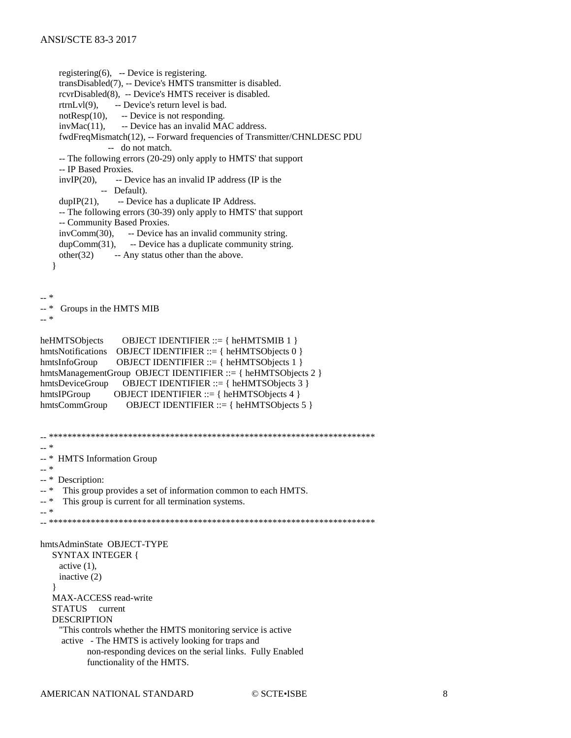```
      registering(6),   -- Device is registering.
      transDisabled(7), -- Device's HMTS transmitter is disabled.
      rcvrDisabled(8),  -- Device's HMTS receiver is disabled.
      rtrnLvl(9),       -- Device's return level is bad.
      notResp(10),      -- Device is not responding.
      invMac(11),       -- Device has an invalid MAC address.
      fwdFreqMismatch(12), -- Forward frequencies of Transmitter/CHNLDESC PDU
                        --   do not match.
      -- The following errors (20-29) only apply to HMTS' that support
      -- IP Based Proxies.
      invIP(20),        -- Device has an invalid IP address (IP is the
                     --   Default).
      dupIP(21),        -- Device has a duplicate IP Address.
      -- The following errors (30-39) only apply to HMTS' that support
      -- Community Based Proxies.
      invComm(30),      -- Device has an invalid community string.
      dupComm(31),      -- Device has a duplicate community string.
      other(32)         -- Any status other than the above.
    }


-- *
-- *   Groups in the HMTS MIB
-- *

heHMTSObjects        OBJECT IDENTIFIER ::= { heHMTSMIB 1 }
hmtsNotifications    OBJECT IDENTIFIER ::= { heHMTSObjects 0 }
hmtsInfoGroup        OBJECT IDENTIFIER ::= { heHMTSObjects 1 }
hmtsManagementGroup  OBJECT IDENTIFIER ::= { heHMTSObjects 2 }
hmtsDeviceGroup      OBJECT IDENTIFIER ::= { heHMTSObjects 3 }
hmtsIPGroup          OBJECT IDENTIFIER ::= { heHMTSObjects 4 }
hmtsCommGroup        OBJECT IDENTIFIER ::= { heHMTSObjects 5 }


-- **********************************************************************
-- *
-- *  HMTS Information Group
-- *
-- *  Description:
-- *    This group provides a set of information common to each HMTS.
-- *    This group is current for all termination systems.
-- *
-- **********************************************************************

hmtsAdminState  OBJECT-TYPE
    SYNTAX INTEGER {
      active (1),
      inactive (2)
    }
    MAX-ACCESS read-write
    STATUS     current
    DESCRIPTION
      "This controls whether the HMTS monitoring service is active
       active   - The HMTS is actively looking for traps and
               non-responding devices on the serial links.  Fully Enabled
               functionality of the HMTS.
```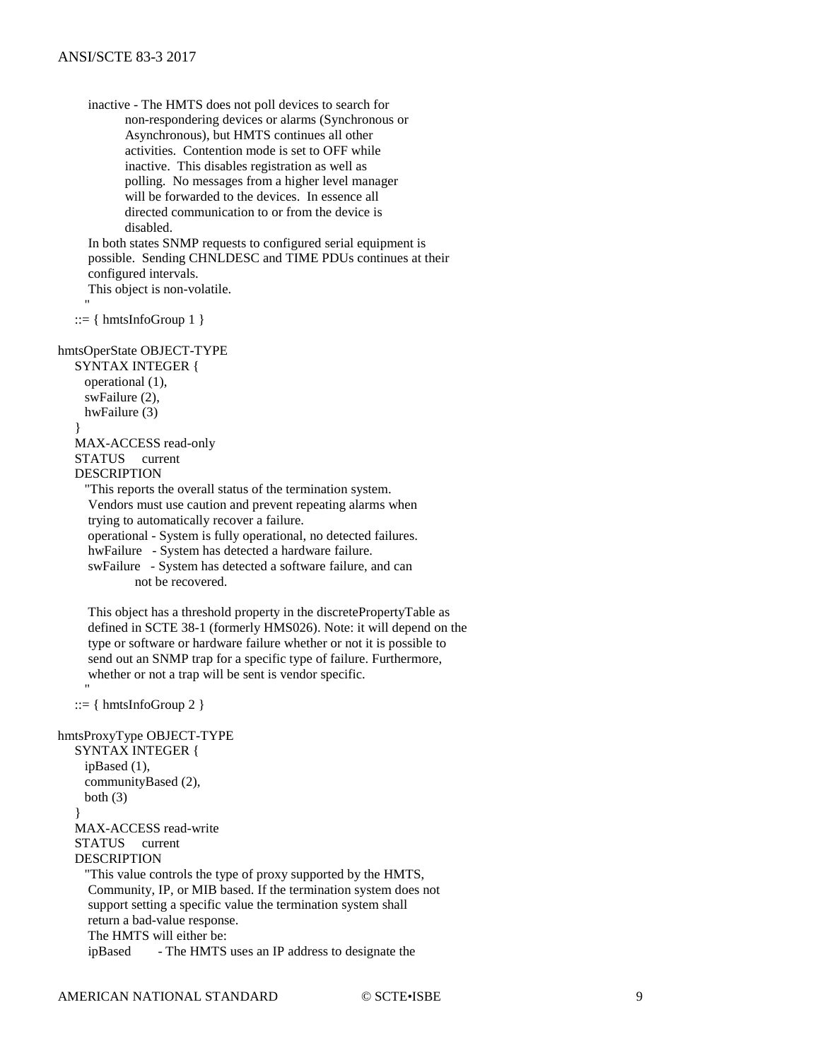```
        inactive - The HMTS does not poll devices to search for
                non-respondering devices or alarms (Synchronous or
                Asynchronous), but HMTS continues all other
                activities.  Contention mode is set to OFF while
                inactive.  This disables registration as well as
                polling.  No messages from a higher level manager
                will be forwarded to the devices.  In essence all
                directed communication to or from the device is
                disabled.
        In both states SNMP requests to configured serial equipment is
        possible.  Sending CHNLDESC and TIME PDUs continues at their
        configured intervals.
        This object is non-volatile.
       "
    ::= { hmtsInfoGroup 1 }

hmtsOperState OBJECT-TYPE
    SYNTAX INTEGER {
      operational (1),
      swFailure (2),
      hwFailure (3)
    }
    MAX-ACCESS read-only
    STATUS     current
    DESCRIPTION
       "This reports the overall status of the termination system.
        Vendors must use caution and prevent repeating alarms when
        trying to automatically recover a failure.
        operational - System is fully operational, no detected failures.
        hwFailure   - System has detected a hardware failure.
        swFailure   - System has detected a software failure, and can
                      not be recovered.

        This object has a threshold property in the discretePropertyTable as
        defined in SCTE 38-1 (formerly HMS026). Note: it will depend on the
        type or software or hardware failure whether or not it is possible to
        send out an SNMP trap for a specific type of failure. Furthermore,
        whether or not a trap will be sent is vendor specific.
       "
    ::= { hmtsInfoGroup 2 }

hmtsProxyType OBJECT-TYPE
    SYNTAX INTEGER {
      ipBased (1),
      communityBased (2),
      both (3)
    }
    MAX-ACCESS read-write
    STATUS     current
    DESCRIPTION
       "This value controls the type of proxy supported by the HMTS,
        Community, IP, or MIB based. If the termination system does not
        support setting a specific value the termination system shall
        return a bad-value response.
        The HMTS will either be:
        ipBased       - The HMTS uses an IP address to designate the
```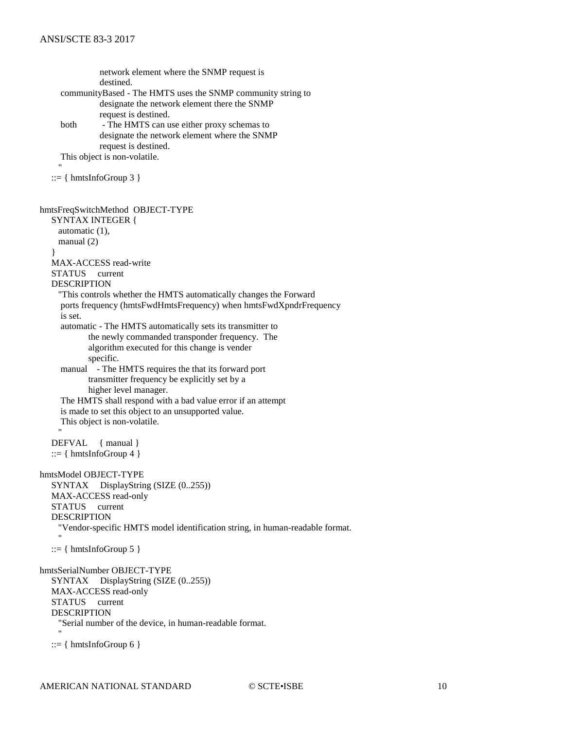```
                network element where the SNMP request is
                destined.
        communityBased - The HMTS uses the SNMP community string to
                designate the network element there the SNMP
                request is destined.
        both        - The HMTS can use either proxy schemas to
                designate the network element where the SNMP
                request is destined.
        This object is non-volatile.
        "
    ::= { hmtsInfoGroup 3 }


hmtsFreqSwitchMethod  OBJECT-TYPE
    SYNTAX INTEGER {
      automatic (1),
      manual (2)
    }
    MAX-ACCESS read-write
    STATUS     current
    DESCRIPTION
      "This controls whether the HMTS automatically changes the Forward
       ports frequency (hmtsFwdHmtsFrequency) when hmtsFwdXpndrFrequency
       is set.
       automatic - The HMTS automatically sets its transmitter to
              the newly commanded transponder frequency.  The
              algorithm executed for this change is vender
              specific.
       manual    - The HMTS requires the that its forward port
              transmitter frequency be explicitly set by a
              higher level manager.
       The HMTS shall respond with a bad value error if an attempt
       is made to set this object to an unsupported value.
       This object is non-volatile.
      "
    DEFVAL     { manual }
    ::= { hmtsInfoGroup 4 }

hmtsModel OBJECT-TYPE
    SYNTAX     DisplayString (SIZE (0..255))
    MAX-ACCESS read-only
    STATUS     current
    DESCRIPTION
      "Vendor-specific HMTS model identification string, in human-readable format.
      "
    ::= { hmtsInfoGroup 5 }

hmtsSerialNumber OBJECT-TYPE
    SYNTAX     DisplayString (SIZE (0..255))
    MAX-ACCESS read-only
    STATUS     current
    DESCRIPTION
      "Serial number of the device, in human-readable format.
      "
    ::= { hmtsInfoGroup 6 }
```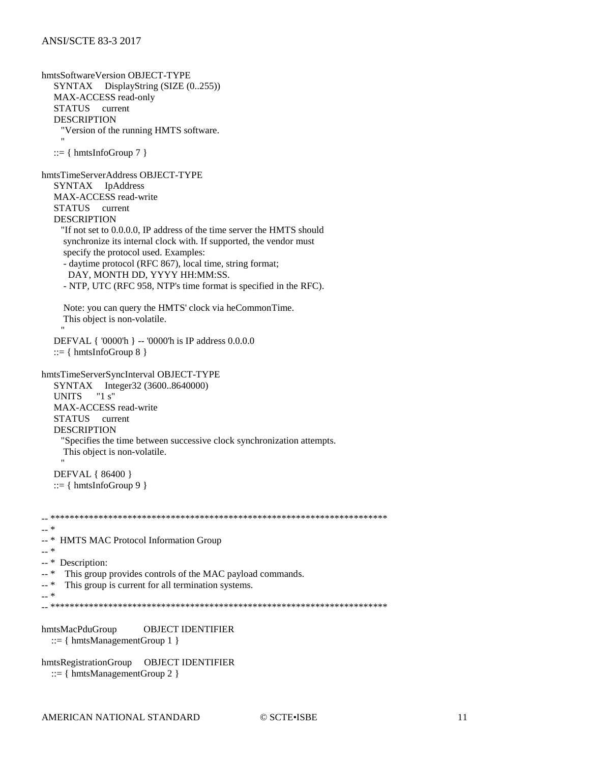```
hmtsSoftwareVersion OBJECT-TYPE
    SYNTAX     DisplayString (SIZE (0..255))
    MAX-ACCESS read-only
    STATUS     current
    DESCRIPTION
      "Version of the running HMTS software.
      "
    ::= { hmtsInfoGroup 7 }

hmtsTimeServerAddress OBJECT-TYPE
    SYNTAX     IpAddress
    MAX-ACCESS read-write
    STATUS     current
    DESCRIPTION
      "If not set to 0.0.0.0, IP address of the time server the HMTS should
       synchronize its internal clock with. If supported, the vendor must
       specify the protocol used. Examples:
      - daytime protocol (RFC 867), local time, string format;
        DAY, MONTH DD, YYYY HH:MM:SS.
      - NTP, UTC (RFC 958, NTP's time format is specified in the RFC).

       Note: you can query the HMTS' clock via heCommonTime.
       This object is non-volatile.
      "
    DEFVAL { '0000'h } -- '0000'h is IP address 0.0.0.0
    ::= { hmtsInfoGroup 8 }

hmtsTimeServerSyncInterval OBJECT-TYPE
    SYNTAX     Integer32 (3600..8640000)
    UNITS      "1 s"
    MAX-ACCESS read-write
    STATUS     current
    DESCRIPTION
      "Specifies the time between successive clock synchronization attempts.
       This object is non-volatile.
      "
    DEFVAL { 86400 }
    ::= { hmtsInfoGroup 9 }


-- ***********************************************************************
-- *
-- *  HMTS MAC Protocol Information Group
-- *
-- *  Description:
-- *    This group provides controls of the MAC payload commands.
-- *    This group is current for all termination systems.
-- *
-- ***********************************************************************

hmtsMacPduGroup          OBJECT IDENTIFIER
   ::= { hmtsManagementGroup 1 }

hmtsRegistrationGroup    OBJECT IDENTIFIER
   ::= { hmtsManagementGroup 2 }
```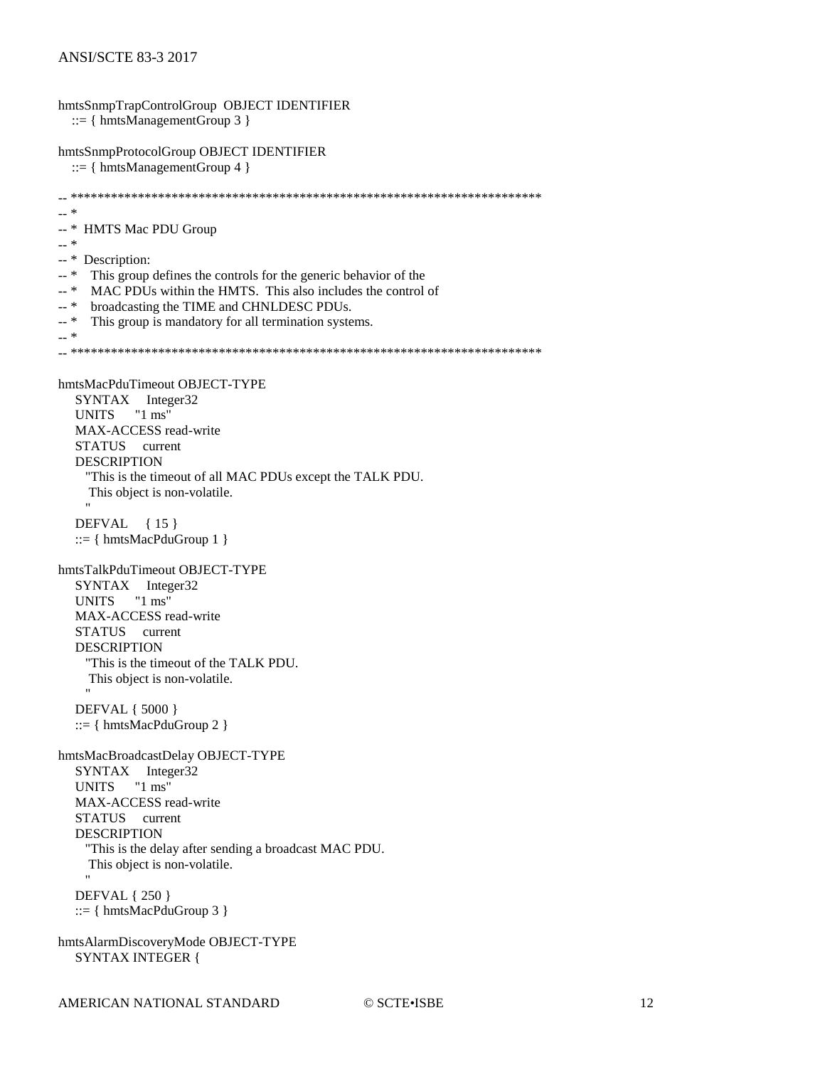```
hmtsSnmpTrapControlGroup  OBJECT IDENTIFIER
   ::= { hmtsManagementGroup 3 }

hmtsSnmpProtocolGroup OBJECT IDENTIFIER
   ::= { hmtsManagementGroup 4 }

-- ***********************************************************************
-- *
-- *  HMTS Mac PDU Group
-- *
-- *  Description:
-- *    This group defines the controls for the generic behavior of the
-- *    MAC PDUs within the HMTS.  This also includes the control of
-- *    broadcasting the TIME and CHNLDESC PDUs.
-- *    This group is mandatory for all termination systems.
-- *
-- ***********************************************************************

hmtsMacPduTimeout OBJECT-TYPE
    SYNTAX     Integer32
    UNITS      "1 ms"
    MAX-ACCESS read-write
    STATUS     current
    DESCRIPTION
      "This is the timeout of all MAC PDUs except the TALK PDU.
       This object is non-volatile.
      "
    DEFVAL     { 15 }
    ::= { hmtsMacPduGroup 1 }

hmtsTalkPduTimeout OBJECT-TYPE
    SYNTAX     Integer32
    UNITS      "1 ms"
    MAX-ACCESS read-write
    STATUS     current
    DESCRIPTION
      "This is the timeout of the TALK PDU.
       This object is non-volatile.
      "
    DEFVAL { 5000 }
    ::= { hmtsMacPduGroup 2 }

hmtsMacBroadcastDelay OBJECT-TYPE
    SYNTAX     Integer32
    UNITS      "1 ms"
    MAX-ACCESS read-write
    STATUS     current
    DESCRIPTION
      "This is the delay after sending a broadcast MAC PDU.
       This object is non-volatile.
      "
    DEFVAL { 250 }
    ::= { hmtsMacPduGroup 3 }

hmtsAlarmDiscoveryMode OBJECT-TYPE
    SYNTAX INTEGER {
```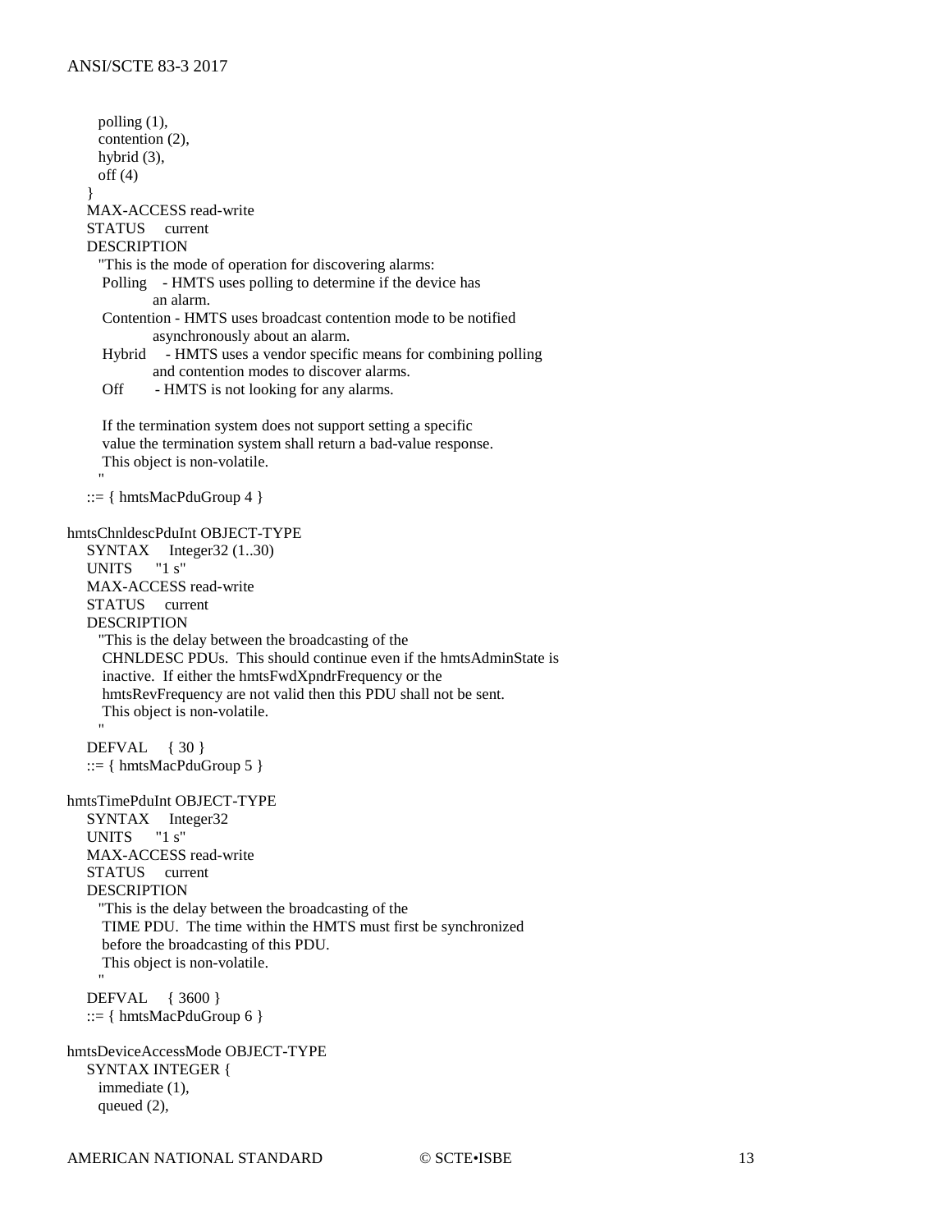```
      polling (1),
      contention (2),
      hybrid (3),
      off (4)
    }
    MAX-ACCESS read-write
    STATUS     current
    DESCRIPTION
      "This is the mode of operation for discovering alarms:
       Polling    - HMTS uses polling to determine if the device has
                    an alarm.
       Contention - HMTS uses broadcast contention mode to be notified
                    asynchronously about an alarm.
       Hybrid     - HMTS uses a vendor specific means for combining polling
                    and contention modes to discover alarms.
       Off        - HMTS is not looking for any alarms.

       If the termination system does not support setting a specific
       value the termination system shall return a bad-value response.
       This object is non-volatile.
      "
    ::= { hmtsMacPduGroup 4 }

hmtsChnldescPduInt OBJECT-TYPE
    SYNTAX     Integer32 (1..30)
    UNITS      "1 s"
    MAX-ACCESS read-write
    STATUS     current
    DESCRIPTION
      "This is the delay between the broadcasting of the
       CHNLDESC PDUs.  This should continue even if the hmtsAdminState is
       inactive.  If either the hmtsFwdXpndrFrequency or the
       hmtsRevFrequency are not valid then this PDU shall not be sent.
       This object is non-volatile.
      "
    DEFVAL     { 30 }
    ::= { hmtsMacPduGroup 5 }

hmtsTimePduInt OBJECT-TYPE
    SYNTAX     Integer32
    UNITS      "1 s"
    MAX-ACCESS read-write
    STATUS     current
    DESCRIPTION
      "This is the delay between the broadcasting of the
       TIME PDU.  The time within the HMTS must first be synchronized
       before the broadcasting of this PDU.
       This object is non-volatile.
      "
    DEFVAL     { 3600 }
    ::= { hmtsMacPduGroup 6 }

hmtsDeviceAccessMode OBJECT-TYPE
    SYNTAX INTEGER {
      immediate (1),
      queued (2),
```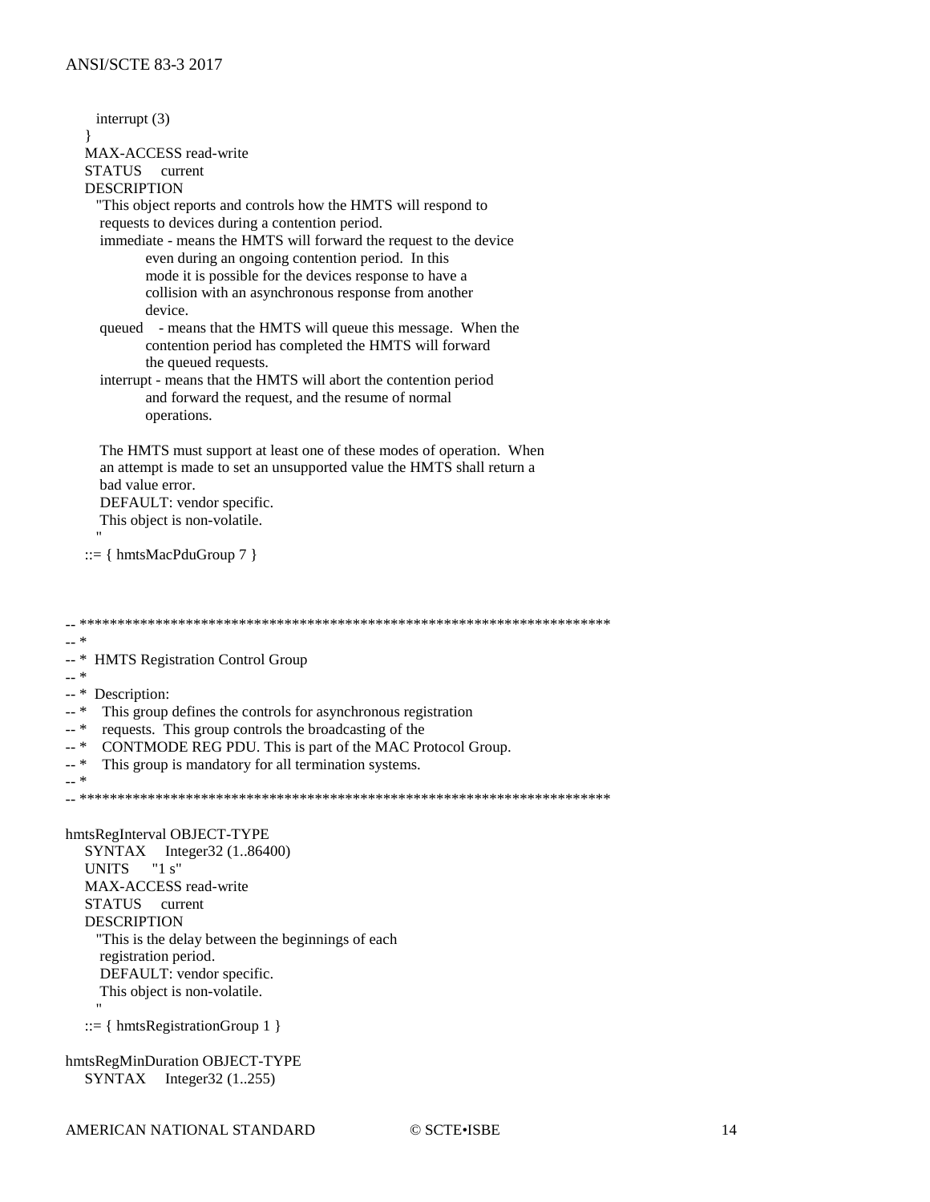```
      interrupt (3)
    }
    MAX-ACCESS read-write
    STATUS     current
    DESCRIPTION
      "This object reports and controls how the HMTS will respond to
       requests to devices during a contention period.
       immediate - means the HMTS will forward the request to the device
                even during an ongoing contention period.  In this
                mode it is possible for the devices response to have a
                collision with an asynchronous response from another
                device.
       queued    - means that the HMTS will queue this message.  When the
                contention period has completed the HMTS will forward
                the queued requests.
       interrupt - means that the HMTS will abort the contention period
                and forward the request, and the resume of normal
                operations.

       The HMTS must support at least one of these modes of operation.  When
       an attempt is made to set an unsupported value the HMTS shall return a
       bad value error.
       DEFAULT: vendor specific.
       This object is non-volatile.
      "
    ::= { hmtsMacPduGroup 7 }


-- **********************************************************************
-- *
-- *  HMTS Registration Control Group
-- *
-- *  Description:
-- *    This group defines the controls for asynchronous registration
-- *    requests.  This group controls the broadcasting of the
-- *    CONTMODE REG PDU. This is part of the MAC Protocol Group.
-- *    This group is mandatory for all termination systems.
-- *
-- **********************************************************************

hmtsRegInterval OBJECT-TYPE
    SYNTAX     Integer32 (1..86400)
    UNITS      "1 s"
    MAX-ACCESS read-write
    STATUS     current
    DESCRIPTION
      "This is the delay between the beginnings of each
       registration period.
       DEFAULT: vendor specific.
       This object is non-volatile.
      "
    ::= { hmtsRegistrationGroup 1 }

hmtsRegMinDuration OBJECT-TYPE
    SYNTAX     Integer32 (1..255)
```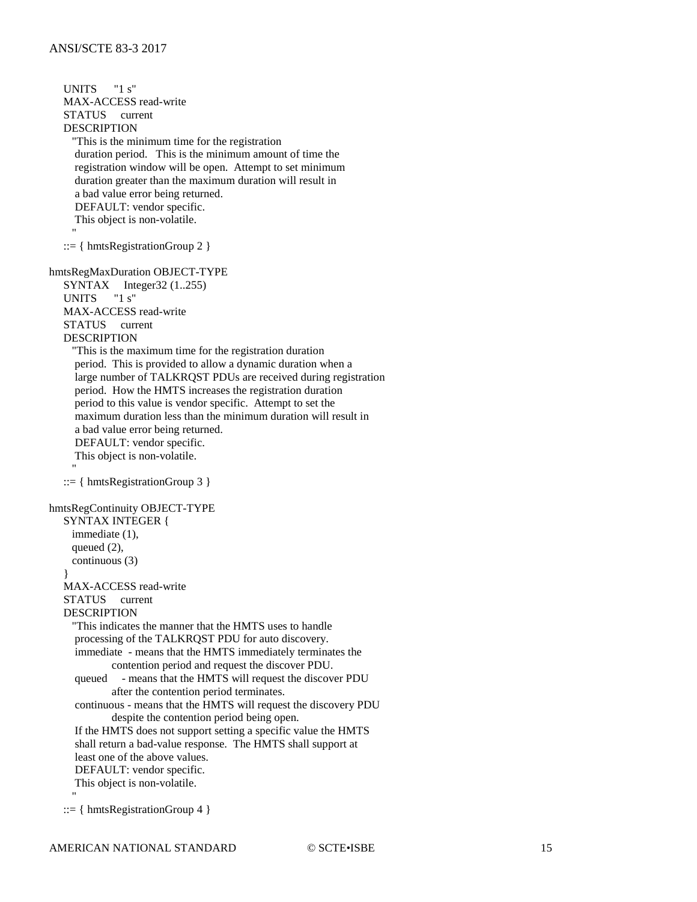```
    UNITS      "1 s"
    MAX-ACCESS read-write
    STATUS     current
    DESCRIPTION
      "This is the minimum time for the registration
       duration period.   This is the minimum amount of time the
       registration window will be open.  Attempt to set minimum
       duration greater than the maximum duration will result in
       a bad value error being returned.
       DEFAULT: vendor specific.
       This object is non-volatile.
      "
    ::= { hmtsRegistrationGroup 2 }

hmtsRegMaxDuration OBJECT-TYPE
    SYNTAX     Integer32 (1..255)
    UNITS      "1 s"
    MAX-ACCESS read-write
    STATUS     current
    DESCRIPTION
      "This is the maximum time for the registration duration
       period.  This is provided to allow a dynamic duration when a
       large number of TALKRQST PDUs are received during registration
       period.  How the HMTS increases the registration duration
       period to this value is vendor specific.  Attempt to set the
       maximum duration less than the minimum duration will result in
       a bad value error being returned.
       DEFAULT: vendor specific.
       This object is non-volatile.
      "
    ::= { hmtsRegistrationGroup 3 }

hmtsRegContinuity OBJECT-TYPE
    SYNTAX INTEGER {
      immediate (1),
      queued (2),
      continuous (3)
    }
    MAX-ACCESS read-write
    STATUS     current
    DESCRIPTION
      "This indicates the manner that the HMTS uses to handle
       processing of the TALKRQST PDU for auto discovery.
       immediate  - means that the HMTS immediately terminates the
                contention period and request the discover PDU.
       queued     - means that the HMTS will request the discover PDU
                after the contention period terminates.
       continuous - means that the HMTS will request the discovery PDU
                despite the contention period being open.
       If the HMTS does not support setting a specific value the HMTS
       shall return a bad-value response.  The HMTS shall support at
       least one of the above values.
       DEFAULT: vendor specific.
       This object is non-volatile.
      "
    ::= { hmtsRegistrationGroup 4 }
```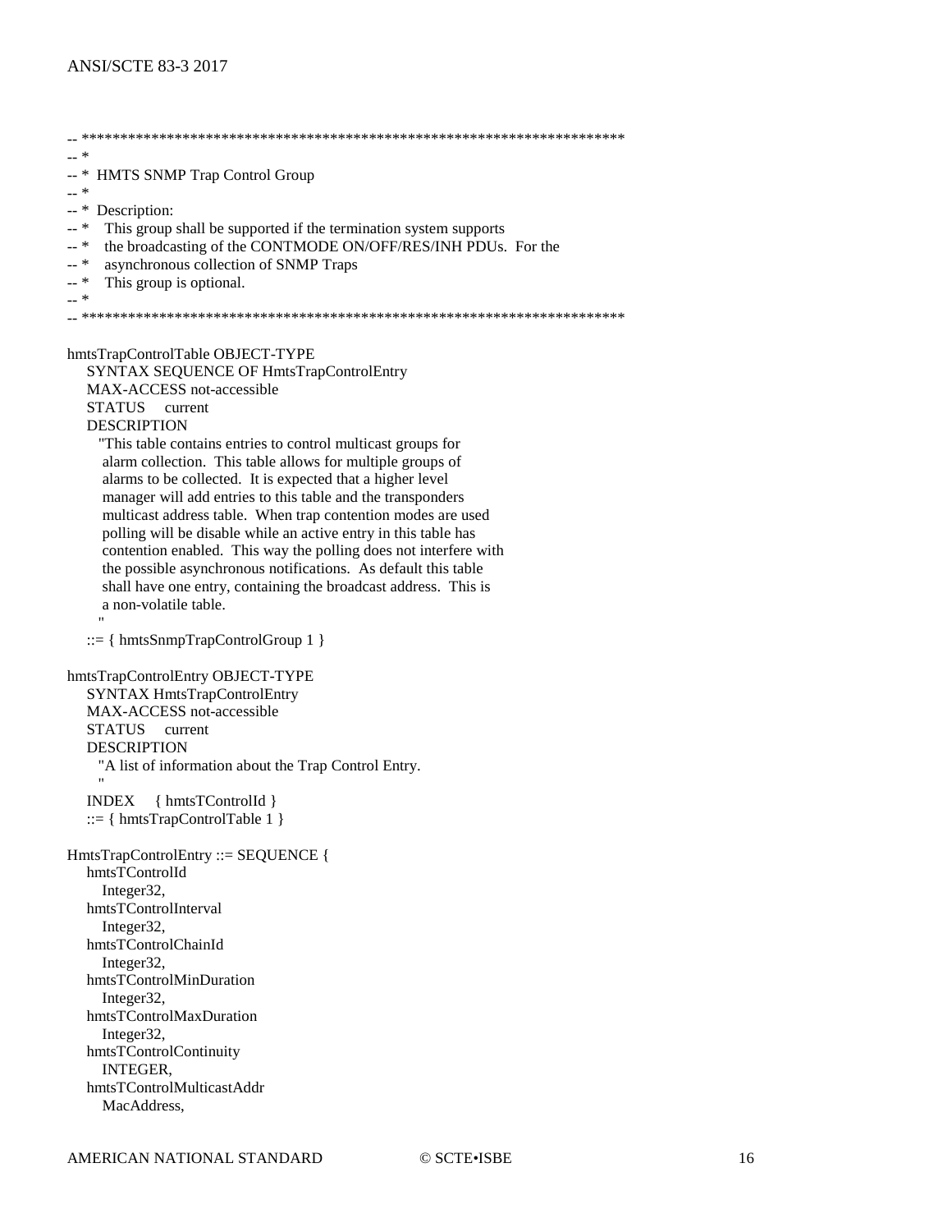```
-- ***********************************************************************
-- *
-- *  HMTS SNMP Trap Control Group
-- *
-- *  Description:
-- *    This group shall be supported if the termination system supports
-- *    the broadcasting of the CONTMODE ON/OFF/RES/INH PDUs.  For the
-- *    asynchronous collection of SNMP Traps
-- *    This group is optional.
-- *
-- ***********************************************************************

hmtsTrapControlTable OBJECT-TYPE
    SYNTAX SEQUENCE OF HmtsTrapControlEntry
    MAX-ACCESS not-accessible
    STATUS     current
    DESCRIPTION
      "This table contains entries to control multicast groups for
       alarm collection.  This table allows for multiple groups of
       alarms to be collected.  It is expected that a higher level
       manager will add entries to this table and the transponders
       multicast address table.  When trap contention modes are used
       polling will be disable while an active entry in this table has
       contention enabled.  This way the polling does not interfere with
       the possible asynchronous notifications.  As default this table
       shall have one entry, containing the broadcast address.  This is
       a non-volatile table.
      "
    ::= { hmtsSnmpTrapControlGroup 1 }

hmtsTrapControlEntry OBJECT-TYPE
    SYNTAX HmtsTrapControlEntry
    MAX-ACCESS not-accessible
    STATUS     current
    DESCRIPTION
      "A list of information about the Trap Control Entry.
      "
    INDEX     { hmtsTControlId }
    ::= { hmtsTrapControlTable 1 }

HmtsTrapControlEntry ::= SEQUENCE {
    hmtsTControlId
       Integer32,
    hmtsTControlInterval
       Integer32,
    hmtsTControlChainId
       Integer32,
    hmtsTControlMinDuration
       Integer32,
    hmtsTControlMaxDuration
       Integer32,
    hmtsTControlContinuity
       INTEGER,
    hmtsTControlMulticastAddr
       MacAddress,
```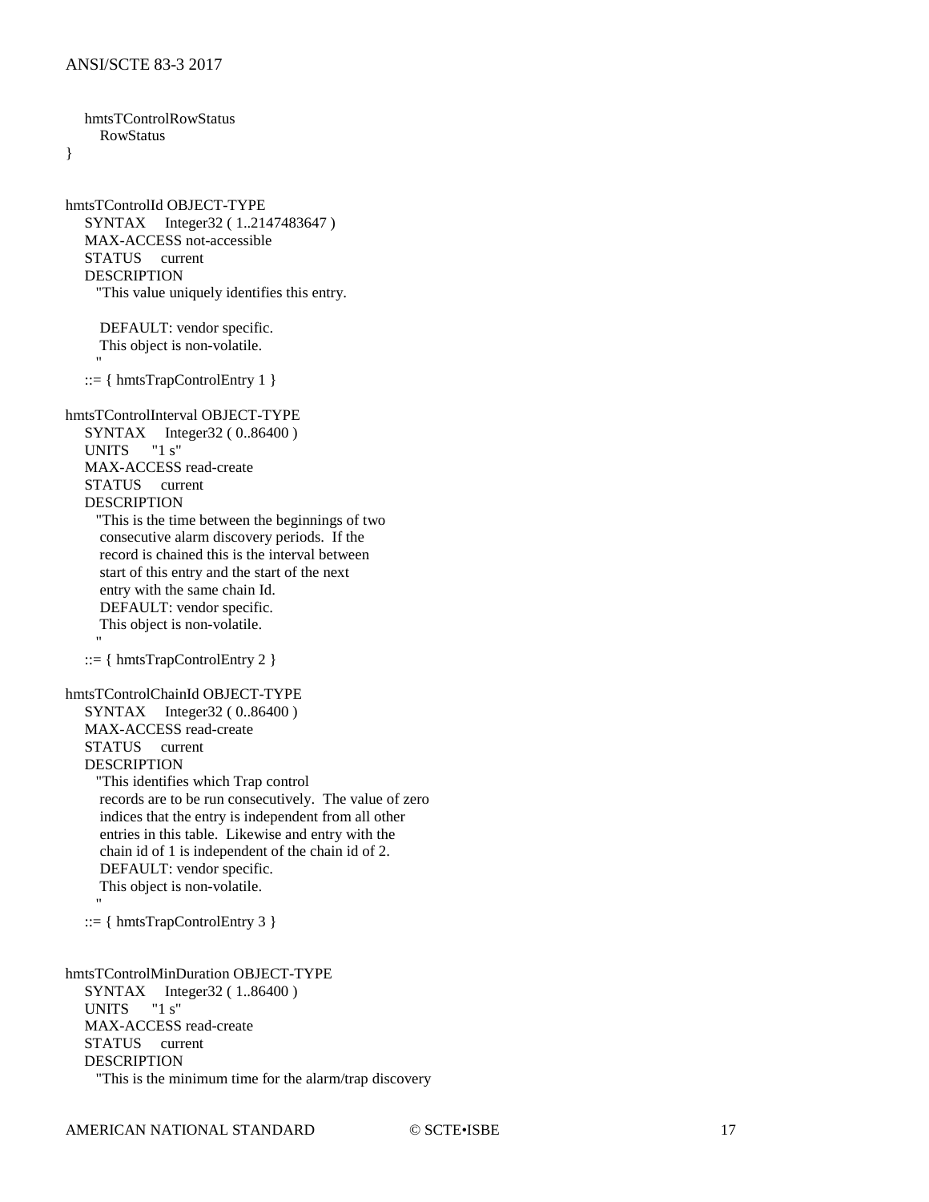```
    hmtsTControlRowStatus
        RowStatus
}


hmtsTControlId OBJECT-TYPE
    SYNTAX     Integer32 ( 1..2147483647 )
    MAX-ACCESS not-accessible
    STATUS     current
    DESCRIPTION
       "This value uniquely identifies this entry.

        DEFAULT: vendor specific.
        This object is non-volatile.
       "
    ::= { hmtsTrapControlEntry 1 }

hmtsTControlInterval OBJECT-TYPE
    SYNTAX     Integer32 ( 0..86400 )
    UNITS      "1 s"
    MAX-ACCESS read-create
    STATUS     current
    DESCRIPTION
       "This is the time between the beginnings of two
        consecutive alarm discovery periods.  If the
        record is chained this is the interval between
        start of this entry and the start of the next
        entry with the same chain Id.
        DEFAULT: vendor specific.
        This object is non-volatile.
       "
    ::= { hmtsTrapControlEntry 2 }

hmtsTControlChainId OBJECT-TYPE
    SYNTAX     Integer32 ( 0..86400 )
    MAX-ACCESS read-create
    STATUS     current
    DESCRIPTION
       "This identifies which Trap control
        records are to be run consecutively.  The value of zero
        indices that the entry is independent from all other
        entries in this table.  Likewise and entry with the
        chain id of 1 is independent of the chain id of 2.
        DEFAULT: vendor specific.
        This object is non-volatile.
       "
    ::= { hmtsTrapControlEntry 3 }


hmtsTControlMinDuration OBJECT-TYPE
    SYNTAX     Integer32 ( 1..86400 )
    UNITS      "1 s"
    MAX-ACCESS read-create
    STATUS     current
    DESCRIPTION
       "This is the minimum time for the alarm/trap discovery
```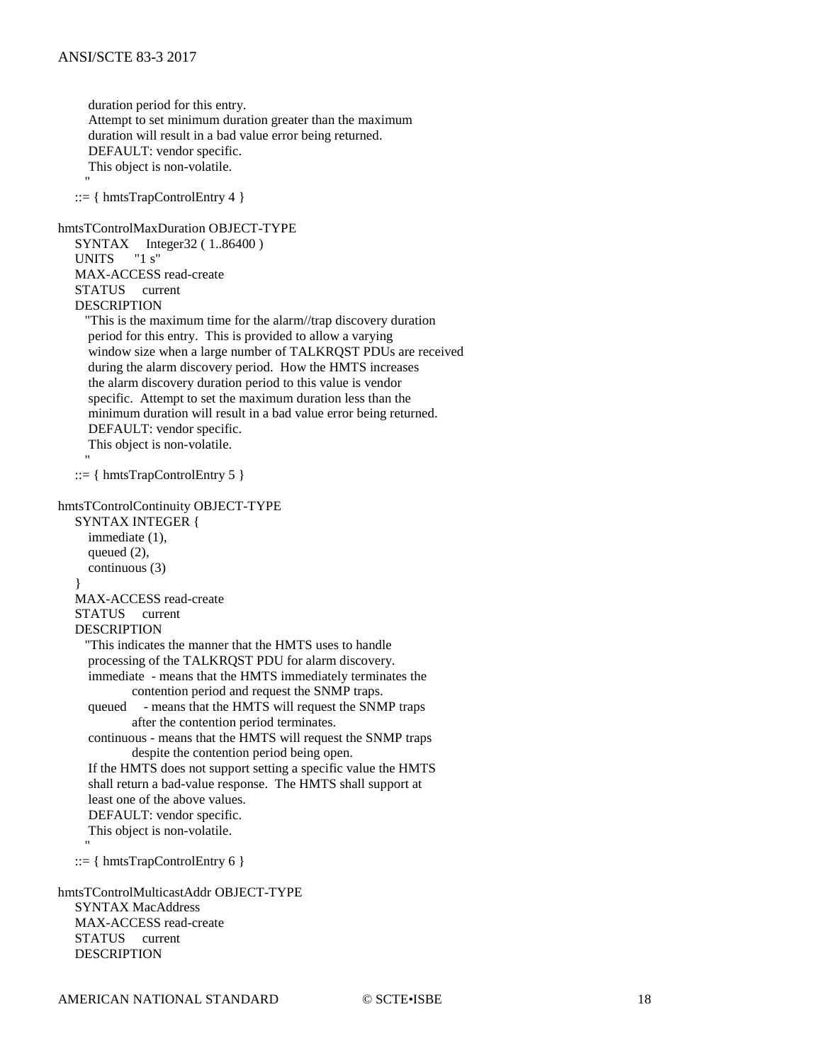```
        duration period for this entry.
        Attempt to set minimum duration greater than the maximum
        duration will result in a bad value error being returned.
        DEFAULT: vendor specific.
        This object is non-volatile.
       "
    ::= { hmtsTrapControlEntry 4 }

hmtsTControlMaxDuration OBJECT-TYPE
    SYNTAX     Integer32 ( 1..86400 )
    UNITS      "1 s"
    MAX-ACCESS read-create
    STATUS     current
    DESCRIPTION
       "This is the maximum time for the alarm//trap discovery duration
        period for this entry.  This is provided to allow a varying
        window size when a large number of TALKRQST PDUs are received
        during the alarm discovery period.  How the HMTS increases
        the alarm discovery duration period to this value is vendor
        specific.  Attempt to set the maximum duration less than the
        minimum duration will result in a bad value error being returned.
        DEFAULT: vendor specific.
        This object is non-volatile.
       "
    ::= { hmtsTrapControlEntry 5 }

hmtsTControlContinuity OBJECT-TYPE
    SYNTAX INTEGER {
        immediate (1),
        queued (2),
        continuous (3)
    }
    MAX-ACCESS read-create
    STATUS     current
    DESCRIPTION
       "This indicates the manner that the HMTS uses to handle
        processing of the TALKRQST PDU for alarm discovery.
        immediate  - means that the HMTS immediately terminates the
                     contention period and request the SNMP traps.
        queued     - means that the HMTS will request the SNMP traps
                     after the contention period terminates.
        continuous - means that the HMTS will request the SNMP traps
                     despite the contention period being open.
        If the HMTS does not support setting a specific value the HMTS
        shall return a bad-value response.  The HMTS shall support at
        least one of the above values.
        DEFAULT: vendor specific.
        This object is non-volatile.
       "
    ::= { hmtsTrapControlEntry 6 }

hmtsTControlMulticastAddr OBJECT-TYPE
    SYNTAX MacAddress
    MAX-ACCESS read-create
    STATUS     current
    DESCRIPTION
```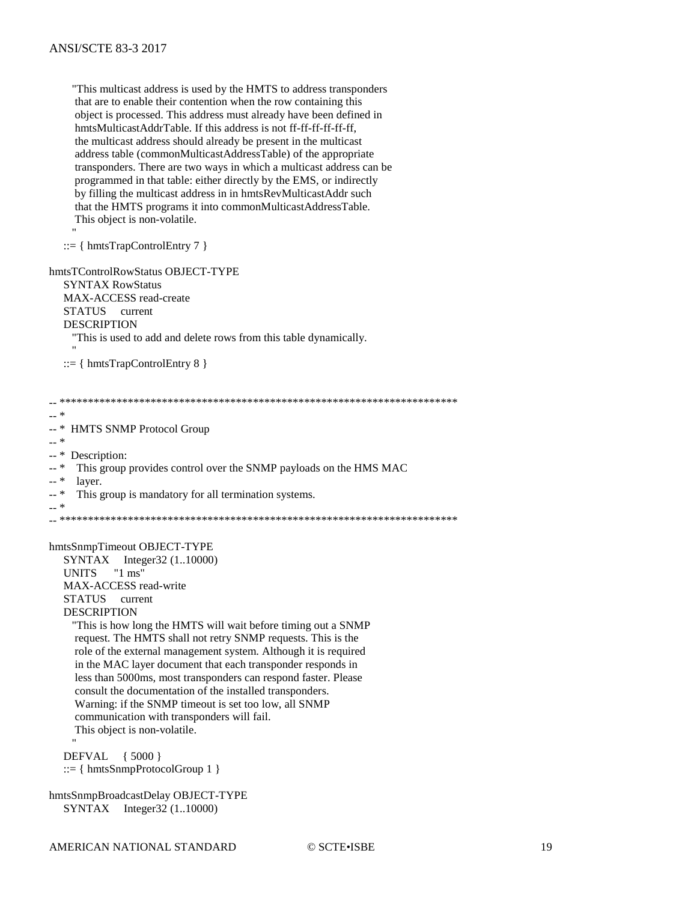```
      "This multicast address is used by the HMTS to address transponders
       that are to enable their contention when the row containing this
       object is processed. This address must already have been defined in
       hmtsMulticastAddrTable. If this address is not ff-ff-ff-ff-ff-ff,
       the multicast address should already be present in the multicast
       address table (commonMulticastAddressTable) of the appropriate
       transponders. There are two ways in which a multicast address can be
       programmed in that table: either directly by the EMS, or indirectly
       by filling the multicast address in in hmtsRevMulticastAddr such
       that the HMTS programs it into commonMulticastAddressTable.
       This object is non-volatile.
      "
    ::= { hmtsTrapControlEntry 7 }

hmtsTControlRowStatus OBJECT-TYPE
    SYNTAX RowStatus
    MAX-ACCESS read-create
    STATUS     current
    DESCRIPTION
      "This is used to add and delete rows from this table dynamically.
      "
    ::= { hmtsTrapControlEntry 8 }


-- ***********************************************************************
-- *
-- *  HMTS SNMP Protocol Group
-- *
-- *  Description:
-- *    This group provides control over the SNMP payloads on the HMS MAC
-- *    layer.
-- *    This group is mandatory for all termination systems.
-- *
-- ***********************************************************************

hmtsSnmpTimeout OBJECT-TYPE
    SYNTAX     Integer32 (1..10000)
    UNITS      "1 ms"
    MAX-ACCESS read-write
    STATUS     current
    DESCRIPTION
      "This is how long the HMTS will wait before timing out a SNMP
       request. The HMTS shall not retry SNMP requests. This is the
       role of the external management system. Although it is required
       in the MAC layer document that each transponder responds in
       less than 5000ms, most transponders can respond faster. Please
       consult the documentation of the installed transponders.
       Warning: if the SNMP timeout is set too low, all SNMP
       communication with transponders will fail.
       This object is non-volatile.
      "
    DEFVAL     { 5000 }
    ::= { hmtsSnmpProtocolGroup 1 }

hmtsSnmpBroadcastDelay OBJECT-TYPE
    SYNTAX     Integer32 (1..10000)
```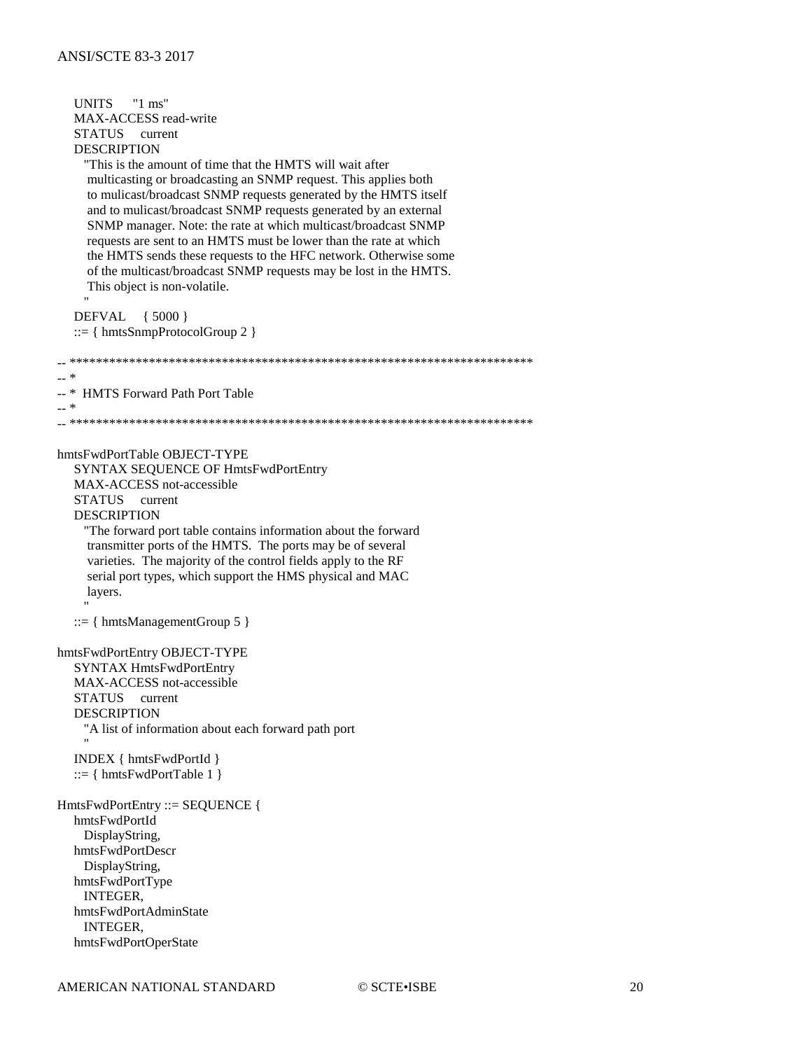```
    UNITS      "1 ms"
    MAX-ACCESS read-write
    STATUS     current
    DESCRIPTION
      "This is the amount of time that the HMTS will wait after
       multicasting or broadcasting an SNMP request. This applies both
       to mulicast/broadcast SNMP requests generated by the HMTS itself
       and to mulicast/broadcast SNMP requests generated by an external
       SNMP manager. Note: the rate at which multicast/broadcast SNMP
       requests are sent to an HMTS must be lower than the rate at which
       the HMTS sends these requests to the HFC network. Otherwise some
       of the multicast/broadcast SNMP requests may be lost in the HMTS.
       This object is non-volatile.
      "
    DEFVAL     { 5000 }
    ::= { hmtsSnmpProtocolGroup 2 }

-- ***********************************************************************
-- *
-- *  HMTS Forward Path Port Table
-- *
-- ***********************************************************************

hmtsFwdPortTable OBJECT-TYPE
    SYNTAX SEQUENCE OF HmtsFwdPortEntry
    MAX-ACCESS not-accessible
    STATUS     current
    DESCRIPTION
      "The forward port table contains information about the forward
       transmitter ports of the HMTS.  The ports may be of several
       varieties.  The majority of the control fields apply to the RF
       serial port types, which support the HMS physical and MAC
       layers.
      "
    ::= { hmtsManagementGroup 5 }

hmtsFwdPortEntry OBJECT-TYPE
    SYNTAX HmtsFwdPortEntry
    MAX-ACCESS not-accessible
    STATUS     current
    DESCRIPTION
      "A list of information about each forward path port
      "
    INDEX { hmtsFwdPortId }
    ::= { hmtsFwdPortTable 1 }

HmtsFwdPortEntry ::= SEQUENCE {
    hmtsFwdPortId
      DisplayString,
    hmtsFwdPortDescr
      DisplayString,
    hmtsFwdPortType
      INTEGER,
    hmtsFwdPortAdminState
      INTEGER,
    hmtsFwdPortOperState
```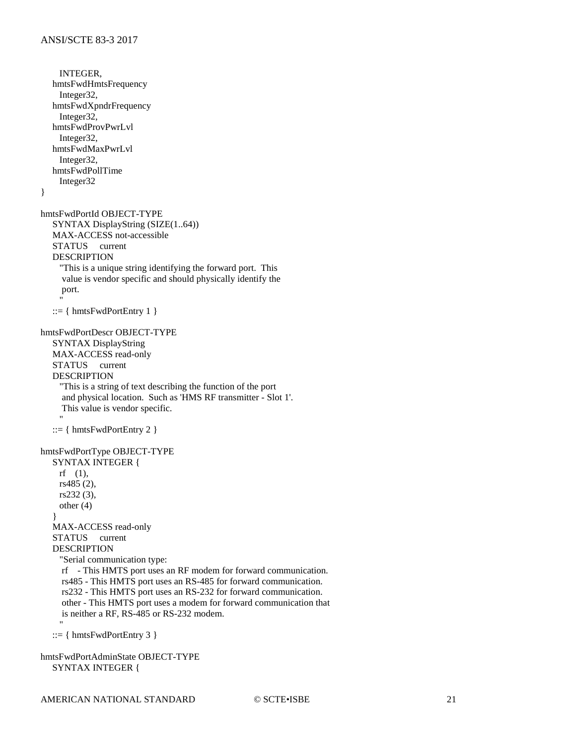```
        INTEGER,
    hmtsFwdHmtsFrequency
        Integer32,
    hmtsFwdXpndrFrequency
        Integer32,
    hmtsFwdProvPwrLvl
        Integer32,
    hmtsFwdMaxPwrLvl
        Integer32,
    hmtsFwdPollTime
        Integer32
}

hmtsFwdPortId OBJECT-TYPE
    SYNTAX DisplayString (SIZE(1..64))
    MAX-ACCESS not-accessible
    STATUS     current
    DESCRIPTION
        "This is a unique string identifying the forward port.  This
         value is vendor specific and should physically identify the
         port.
        "
    ::= { hmtsFwdPortEntry 1 }

hmtsFwdPortDescr OBJECT-TYPE
    SYNTAX DisplayString
    MAX-ACCESS read-only
    STATUS     current
    DESCRIPTION
        "This is a string of text describing the function of the port
         and physical location.  Such as 'HMS RF transmitter - Slot 1'.
         This value is vendor specific.
        "
    ::= { hmtsFwdPortEntry 2 }

hmtsFwdPortType OBJECT-TYPE
    SYNTAX INTEGER {
        rf    (1),
        rs485 (2),
        rs232 (3),
        other (4)
    }
    MAX-ACCESS read-only
    STATUS     current
    DESCRIPTION
        "Serial communication type:
         rf    - This HMTS port uses an RF modem for forward communication.
         rs485 - This HMTS port uses an RS-485 for forward communication.
         rs232 - This HMTS port uses an RS-232 for forward communication.
         other - This HMTS port uses a modem for forward communication that
         is neither a RF, RS-485 or RS-232 modem.
        "
    ::= { hmtsFwdPortEntry 3 }

hmtsFwdPortAdminState OBJECT-TYPE
    SYNTAX INTEGER {
```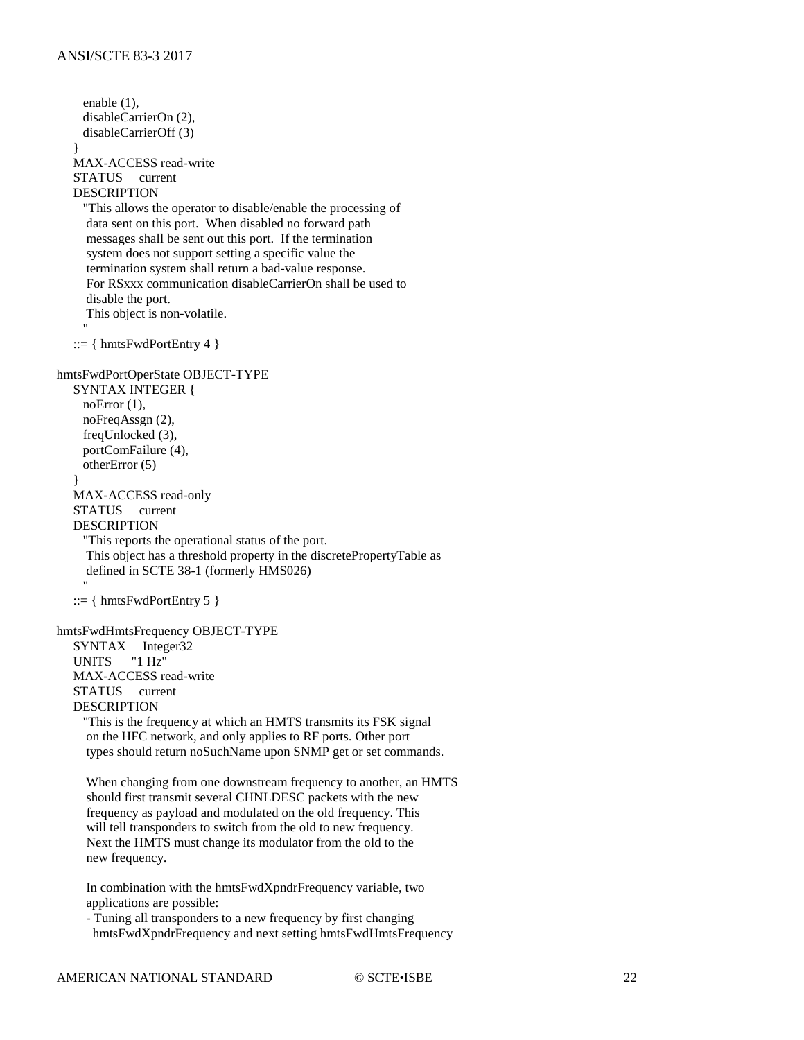```
      enable (1),
      disableCarrierOn (2),
      disableCarrierOff (3)
    }
    MAX-ACCESS read-write
    STATUS     current
    DESCRIPTION
      "This allows the operator to disable/enable the processing of
       data sent on this port.  When disabled no forward path
       messages shall be sent out this port.  If the termination
       system does not support setting a specific value the
       termination system shall return a bad-value response.
       For RSxxx communication disableCarrierOn shall be used to
       disable the port.
       This object is non-volatile.
      "
    ::= { hmtsFwdPortEntry 4 }

hmtsFwdPortOperState OBJECT-TYPE
    SYNTAX INTEGER {
      noError (1),
      noFreqAssgn (2),
      freqUnlocked (3),
      portComFailure (4),
      otherError (5)
    }
    MAX-ACCESS read-only
    STATUS     current
    DESCRIPTION
      "This reports the operational status of the port.
       This object has a threshold property in the discretePropertyTable as
       defined in SCTE 38-1 (formerly HMS026)
      "
    ::= { hmtsFwdPortEntry 5 }

hmtsFwdHmtsFrequency OBJECT-TYPE
    SYNTAX     Integer32
    UNITS      "1 Hz"
    MAX-ACCESS read-write
    STATUS     current
    DESCRIPTION
      "This is the frequency at which an HMTS transmits its FSK signal
       on the HFC network, and only applies to RF ports. Other port
       types should return noSuchName upon SNMP get or set commands.

       When changing from one downstream frequency to another, an HMTS
       should first transmit several CHNLDESC packets with the new
       frequency as payload and modulated on the old frequency. This
       will tell transponders to switch from the old to new frequency.
       Next the HMTS must change its modulator from the old to the
       new frequency.

       In combination with the hmtsFwdXpndrFrequency variable, two
       applications are possible:
       - Tuning all transponders to a new frequency by first changing
         hmtsFwdXpndrFrequency and next setting hmtsFwdHmtsFrequency
```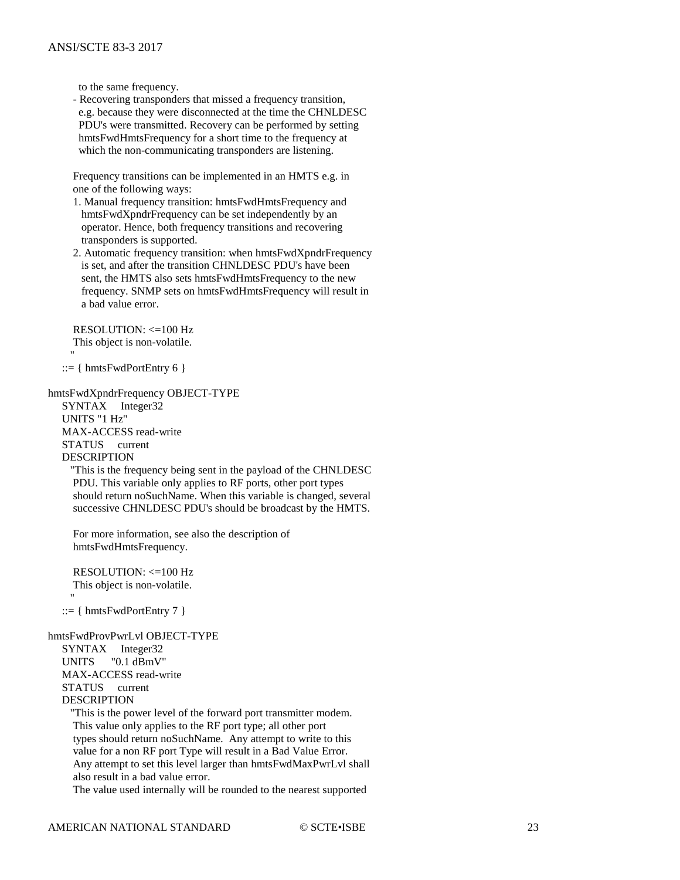```
          to the same frequency.
        - Recovering transponders that missed a frequency transition,
          e.g. because they were disconnected at the time the CHNLDESC
          PDU's were transmitted. Recovery can be performed by setting
          hmtsFwdHmtsFrequency for a short time to the frequency at
          which the non-communicating transponders are listening.

        Frequency transitions can be implemented in an HMTS e.g. in
        one of the following ways:
        1. Manual frequency transition: hmtsFwdHmtsFrequency and
           hmtsFwdXpndrFrequency can be set independently by an
           operator. Hence, both frequency transitions and recovering
           transponders is supported.
        2. Automatic frequency transition: when hmtsFwdXpndrFrequency
           is set, and after the transition CHNLDESC PDU's have been
           sent, the HMTS also sets hmtsFwdHmtsFrequency to the new
           frequency. SNMP sets on hmtsFwdHmtsFrequency will result in
           a bad value error.

        RESOLUTION: <=100 Hz
        This object is non-volatile.
       "
    ::= { hmtsFwdPortEntry 6 }

hmtsFwdXpndrFrequency OBJECT-TYPE
    SYNTAX     Integer32
    UNITS "1 Hz"
    MAX-ACCESS read-write
    STATUS     current
    DESCRIPTION
       "This is the frequency being sent in the payload of the CHNLDESC
        PDU. This variable only applies to RF ports, other port types
        should return noSuchName. When this variable is changed, several
        successive CHNLDESC PDU's should be broadcast by the HMTS.

        For more information, see also the description of
        hmtsFwdHmtsFrequency.

        RESOLUTION: <=100 Hz
        This object is non-volatile.
       "
    ::= { hmtsFwdPortEntry 7 }

hmtsFwdProvPwrLvl OBJECT-TYPE
    SYNTAX     Integer32
    UNITS      "0.1 dBmV"
    MAX-ACCESS read-write
    STATUS     current
    DESCRIPTION
       "This is the power level of the forward port transmitter modem.
        This value only applies to the RF port type; all other port
        types should return noSuchName.  Any attempt to write to this
        value for a non RF port Type will result in a Bad Value Error.
        Any attempt to set this level larger than hmtsFwdMaxPwrLvl shall
        also result in a bad value error.
        The value used internally will be rounded to the nearest supported
```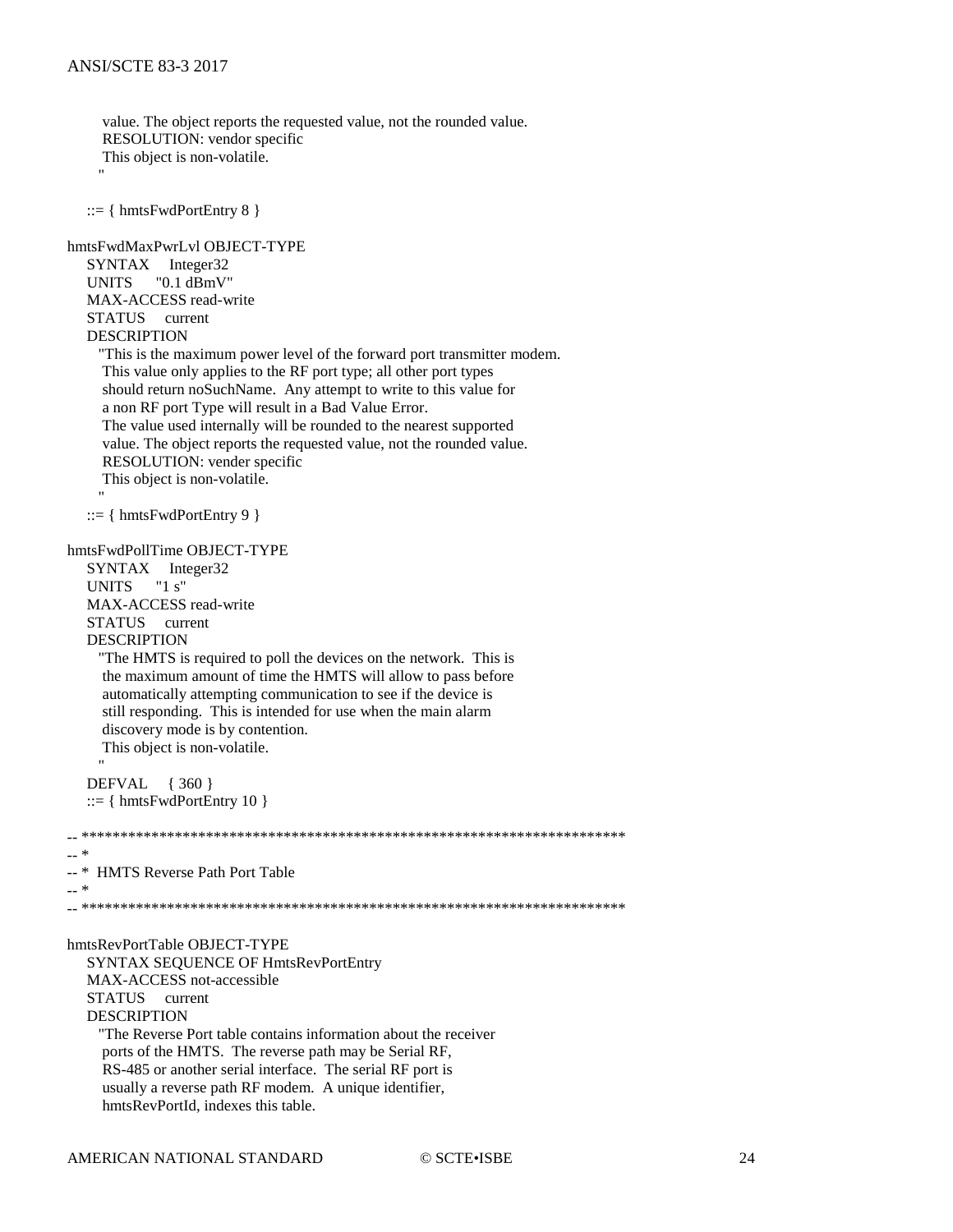```
        value. The object reports the requested value, not the rounded value.
        RESOLUTION: vendor specific
        This object is non-volatile.
       "

    ::= { hmtsFwdPortEntry 8 }

hmtsFwdMaxPwrLvl OBJECT-TYPE
    SYNTAX     Integer32
    UNITS      "0.1 dBmV"
    MAX-ACCESS read-write
    STATUS     current
    DESCRIPTION
       "This is the maximum power level of the forward port transmitter modem.
        This value only applies to the RF port type; all other port types
        should return noSuchName.  Any attempt to write to this value for
        a non RF port Type will result in a Bad Value Error.
        The value used internally will be rounded to the nearest supported
        value. The object reports the requested value, not the rounded value.
        RESOLUTION: vender specific
        This object is non-volatile.
       "
    ::= { hmtsFwdPortEntry 9 }

hmtsFwdPollTime OBJECT-TYPE
    SYNTAX     Integer32
    UNITS      "1 s"
    MAX-ACCESS read-write
    STATUS     current
    DESCRIPTION
       "The HMTS is required to poll the devices on the network.  This is
        the maximum amount of time the HMTS will allow to pass before
        automatically attempting communication to see if the device is
        still responding.  This is intended for use when the main alarm
        discovery mode is by contention.
        This object is non-volatile.
       "
    DEFVAL     { 360 }
    ::= { hmtsFwdPortEntry 10 }

-- ***********************************************************************
-- *
-- *  HMTS Reverse Path Port Table
-- *
-- ***********************************************************************

hmtsRevPortTable OBJECT-TYPE
    SYNTAX SEQUENCE OF HmtsRevPortEntry
    MAX-ACCESS not-accessible
    STATUS     current
    DESCRIPTION
       "The Reverse Port table contains information about the receiver
        ports of the HMTS.  The reverse path may be Serial RF,
        RS-485 or another serial interface.  The serial RF port is
        usually a reverse path RF modem.  A unique identifier,
        hmtsRevPortId, indexes this table.
```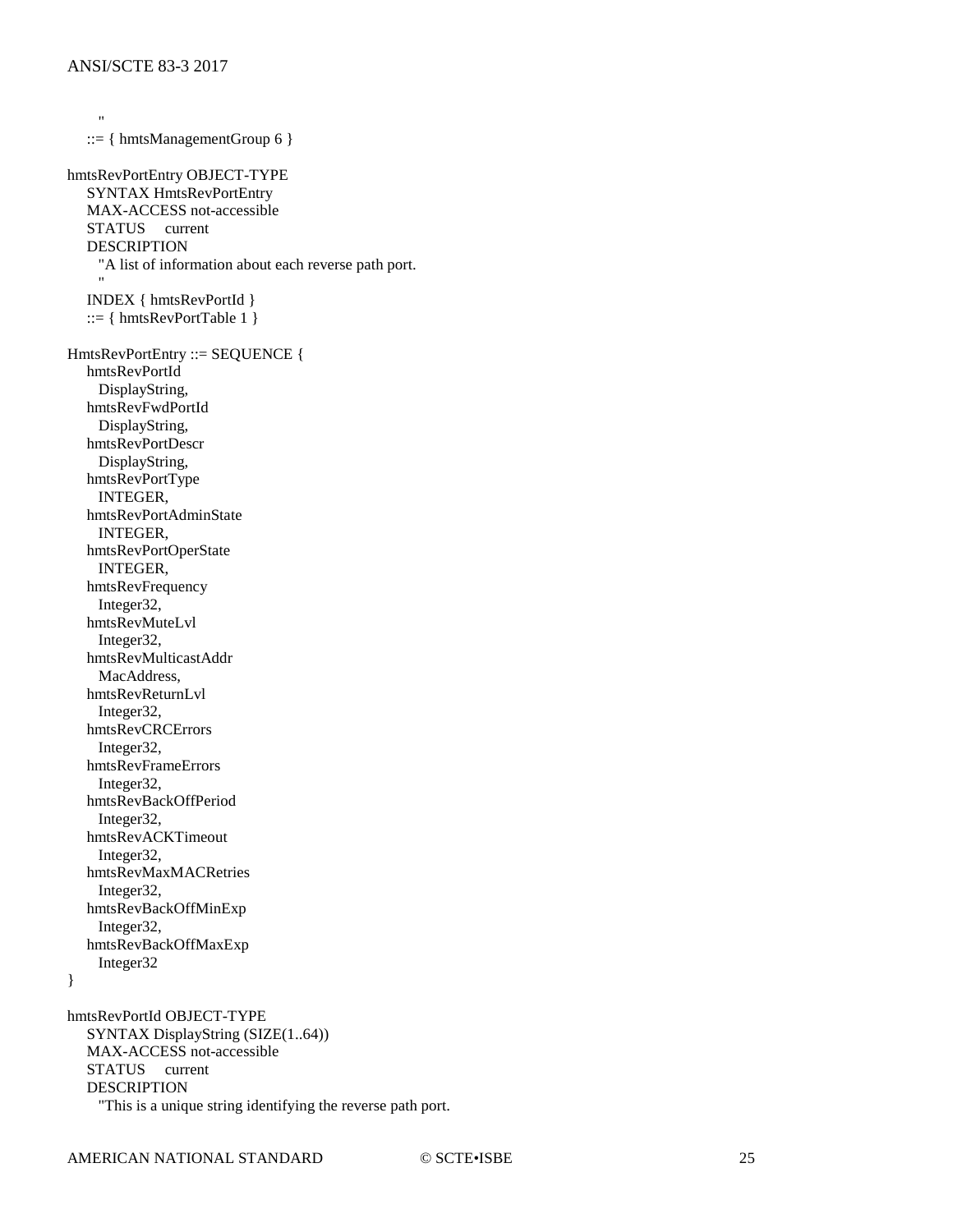```
        "
    ::= { hmtsManagementGroup 6 }

hmtsRevPortEntry OBJECT-TYPE
    SYNTAX HmtsRevPortEntry
    MAX-ACCESS not-accessible
    STATUS     current
    DESCRIPTION
        "A list of information about each reverse path port.
        "
    INDEX { hmtsRevPortId }
    ::= { hmtsRevPortTable 1 }

HmtsRevPortEntry ::= SEQUENCE {
    hmtsRevPortId
        DisplayString,
    hmtsRevFwdPortId
        DisplayString,
    hmtsRevPortDescr
        DisplayString,
    hmtsRevPortType
        INTEGER,
    hmtsRevPortAdminState
        INTEGER,
    hmtsRevPortOperState
        INTEGER,
    hmtsRevFrequency
        Integer32,
    hmtsRevMuteLvl
        Integer32,
    hmtsRevMulticastAddr
        MacAddress,
    hmtsRevReturnLvl
        Integer32,
    hmtsRevCRCErrors
        Integer32,
    hmtsRevFrameErrors
        Integer32,
    hmtsRevBackOffPeriod
        Integer32,
    hmtsRevACKTimeout
        Integer32,
    hmtsRevMaxMACRetries
        Integer32,
    hmtsRevBackOffMinExp
        Integer32,
    hmtsRevBackOffMaxExp
        Integer32
}

hmtsRevPortId OBJECT-TYPE
    SYNTAX DisplayString (SIZE(1..64))
    MAX-ACCESS not-accessible
    STATUS     current
    DESCRIPTION
        "This is a unique string identifying the reverse path port.
```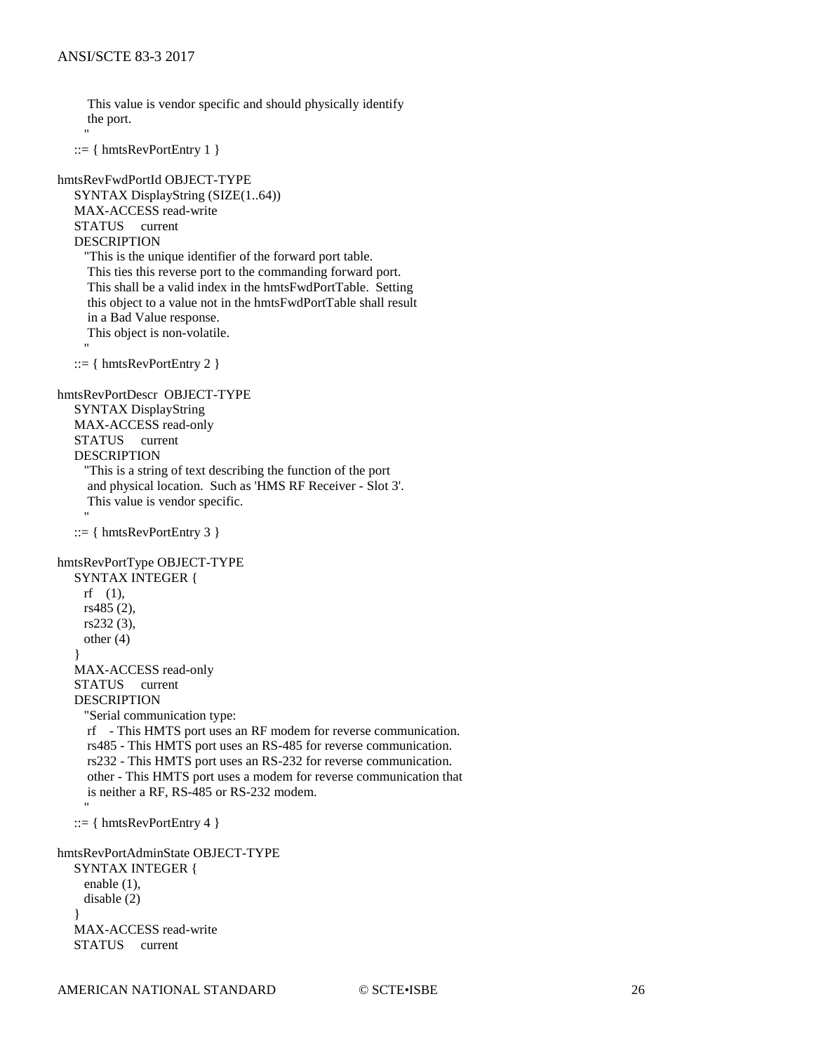```
       This value is vendor specific and should physically identify
       the port.
      "
    ::= { hmtsRevPortEntry 1 }

hmtsRevFwdPortId OBJECT-TYPE
    SYNTAX DisplayString (SIZE(1..64))
    MAX-ACCESS read-write
    STATUS     current
    DESCRIPTION
      "This is the unique identifier of the forward port table.
       This ties this reverse port to the commanding forward port.
       This shall be a valid index in the hmtsFwdPortTable.  Setting
       this object to a value not in the hmtsFwdPortTable shall result
       in a Bad Value response.
       This object is non-volatile.
      "
    ::= { hmtsRevPortEntry 2 }

hmtsRevPortDescr  OBJECT-TYPE
    SYNTAX DisplayString
    MAX-ACCESS read-only
    STATUS     current
    DESCRIPTION
      "This is a string of text describing the function of the port
       and physical location.  Such as 'HMS RF Receiver - Slot 3'.
       This value is vendor specific.
      "
    ::= { hmtsRevPortEntry 3 }

hmtsRevPortType OBJECT-TYPE
    SYNTAX INTEGER {
      rf    (1),
      rs485 (2),
      rs232 (3),
      other (4)
    }
    MAX-ACCESS read-only
    STATUS     current
    DESCRIPTION
      "Serial communication type:
       rf    - This HMTS port uses an RF modem for reverse communication.
       rs485 - This HMTS port uses an RS-485 for reverse communication.
       rs232 - This HMTS port uses an RS-232 for reverse communication.
       other - This HMTS port uses a modem for reverse communication that
       is neither a RF, RS-485 or RS-232 modem.
      "
    ::= { hmtsRevPortEntry 4 }

hmtsRevPortAdminState OBJECT-TYPE
    SYNTAX INTEGER {
      enable (1),
      disable (2)
    }
    MAX-ACCESS read-write
    STATUS     current
```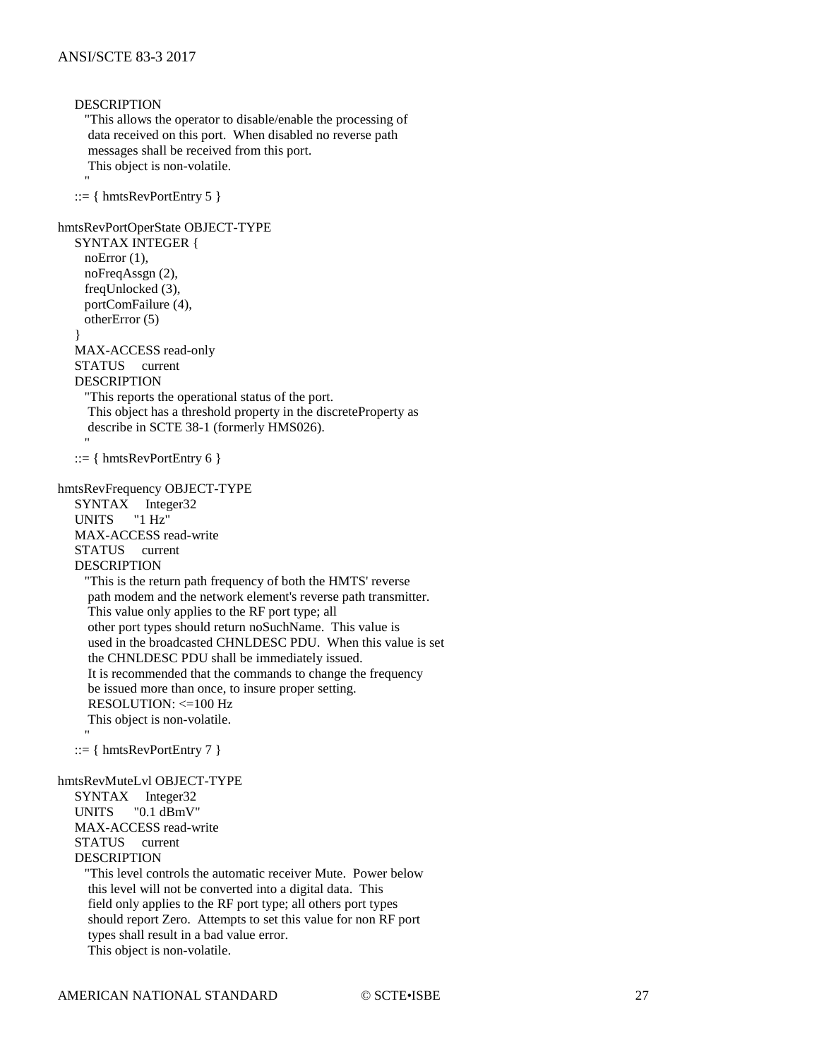```
    DESCRIPTION
       "This allows the operator to disable/enable the processing of
        data received on this port.  When disabled no reverse path
        messages shall be received from this port.
        This object is non-volatile.
       "
    ::= { hmtsRevPortEntry 5 }

hmtsRevPortOperState OBJECT-TYPE
    SYNTAX INTEGER {
       noError (1),
       noFreqAssgn (2),
       freqUnlocked (3),
       portComFailure (4),
       otherError (5)
    }
    MAX-ACCESS read-only
    STATUS     current
    DESCRIPTION
       "This reports the operational status of the port.
        This object has a threshold property in the discreteProperty as
        describe in SCTE 38-1 (formerly HMS026).
       "
    ::= { hmtsRevPortEntry 6 }

hmtsRevFrequency OBJECT-TYPE
    SYNTAX     Integer32
    UNITS      "1 Hz"
    MAX-ACCESS read-write
    STATUS     current
    DESCRIPTION
       "This is the return path frequency of both the HMTS' reverse
        path modem and the network element's reverse path transmitter.
        This value only applies to the RF port type; all
        other port types should return noSuchName.  This value is
        used in the broadcasted CHNLDESC PDU.  When this value is set
        the CHNLDESC PDU shall be immediately issued.
        It is recommended that the commands to change the frequency
        be issued more than once, to insure proper setting.
        RESOLUTION: <=100 Hz
        This object is non-volatile.
       "
    ::= { hmtsRevPortEntry 7 }

hmtsRevMuteLvl OBJECT-TYPE
    SYNTAX     Integer32
    UNITS      "0.1 dBmV"
    MAX-ACCESS read-write
    STATUS     current
    DESCRIPTION
       "This level controls the automatic receiver Mute.  Power below
        this level will not be converted into a digital data.  This
        field only applies to the RF port type; all others port types
        should report Zero.  Attempts to set this value for non RF port
        types shall result in a bad value error.
        This object is non-volatile.
```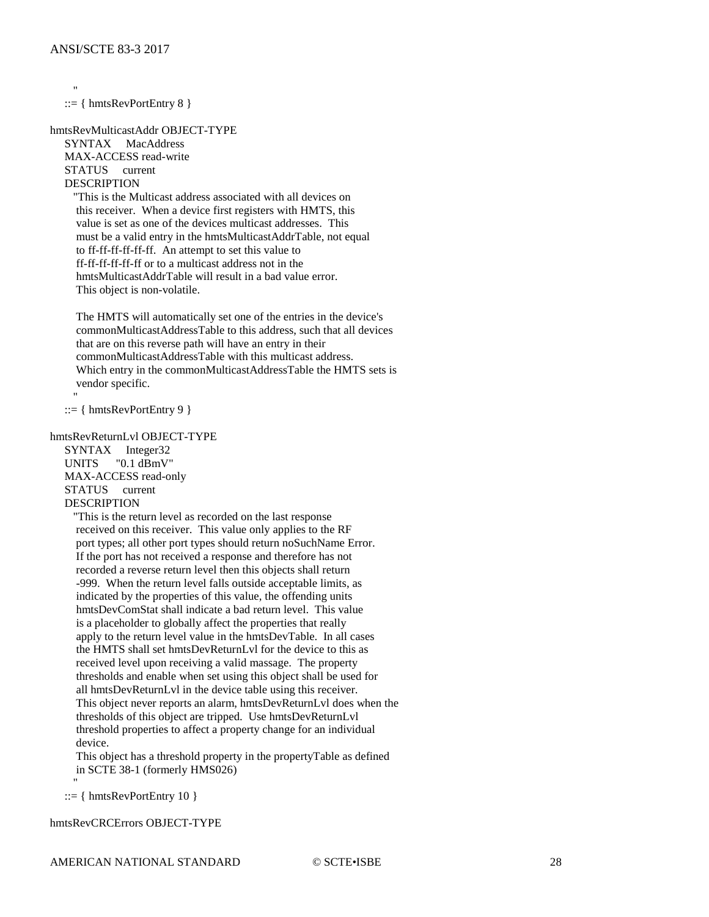```
        "
    ::= { hmtsRevPortEntry 8 }

hmtsRevMulticastAddr OBJECT-TYPE
    SYNTAX      MacAddress
    MAX-ACCESS read-write
    STATUS      current
    DESCRIPTION
        "This is the Multicast address associated with all devices on
         this receiver.  When a device first registers with HMTS, this
         value is set as one of the devices multicast addresses.  This
         must be a valid entry in the hmtsMulticastAddrTable, not equal
         to ff-ff-ff-ff-ff-ff.  An attempt to set this value to
         ff-ff-ff-ff-ff-ff or to a multicast address not in the
         hmtsMulticastAddrTable will result in a bad value error.
         This object is non-volatile.

         The HMTS will automatically set one of the entries in the device's
         commonMulticastAddressTable to this address, such that all devices
         that are on this reverse path will have an entry in their
         commonMulticastAddressTable with this multicast address.
         Which entry in the commonMulticastAddressTable the HMTS sets is
         vendor specific.
        "
    ::= { hmtsRevPortEntry 9 }

hmtsRevReturnLvl OBJECT-TYPE
    SYNTAX      Integer32
    UNITS       "0.1 dBmV"
    MAX-ACCESS read-only
    STATUS      current
    DESCRIPTION
        "This is the return level as recorded on the last response
         received on this receiver.  This value only applies to the RF
         port types; all other port types should return noSuchName Error.
         If the port has not received a response and therefore has not
         recorded a reverse return level then this objects shall return
         -999.  When the return level falls outside acceptable limits, as
         indicated by the properties of this value, the offending units
         hmtsDevComStat shall indicate a bad return level.  This value
         is a placeholder to globally affect the properties that really
         apply to the return level value in the hmtsDevTable.  In all cases
         the HMTS shall set hmtsDevReturnLvl for the device to this as
         received level upon receiving a valid massage.  The property
         thresholds and enable when set using this object shall be used for
         all hmtsDevReturnLvl in the device table using this receiver.
         This object never reports an alarm, hmtsDevReturnLvl does when the
         thresholds of this object are tripped.  Use hmtsDevReturnLvl
         threshold properties to affect a property change for an individual
         device.
         This object has a threshold property in the propertyTable as defined
         in SCTE 38-1 (formerly HMS026)
        "
    ::= { hmtsRevPortEntry 10 }

hmtsRevCRCErrors OBJECT-TYPE
```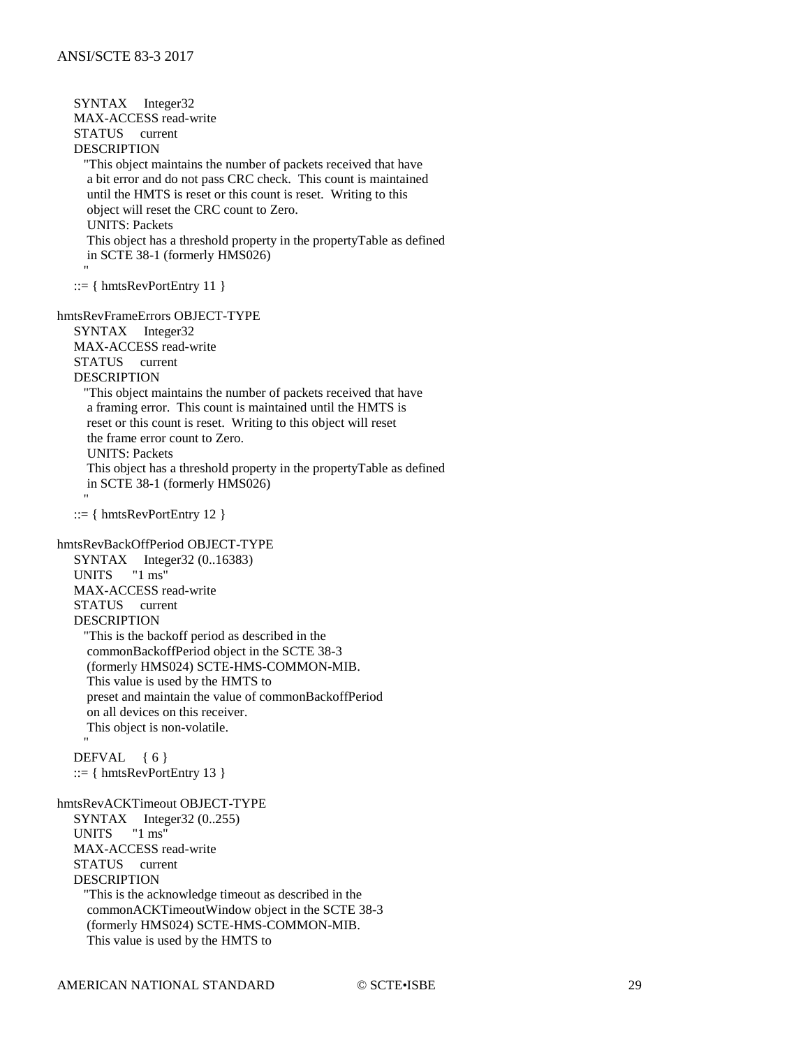```
    SYNTAX     Integer32
    MAX-ACCESS read-write
    STATUS     current
    DESCRIPTION
      "This object maintains the number of packets received that have
       a bit error and do not pass CRC check.  This count is maintained
       until the HMTS is reset or this count is reset.  Writing to this
       object will reset the CRC count to Zero.
       UNITS: Packets
       This object has a threshold property in the propertyTable as defined
       in SCTE 38-1 (formerly HMS026)
      "
    ::= { hmtsRevPortEntry 11 }

hmtsRevFrameErrors OBJECT-TYPE
    SYNTAX     Integer32
    MAX-ACCESS read-write
    STATUS     current
    DESCRIPTION
      "This object maintains the number of packets received that have
       a framing error.  This count is maintained until the HMTS is
       reset or this count is reset.  Writing to this object will reset
       the frame error count to Zero.
       UNITS: Packets
       This object has a threshold property in the propertyTable as defined
       in SCTE 38-1 (formerly HMS026)
      "
    ::= { hmtsRevPortEntry 12 }

hmtsRevBackOffPeriod OBJECT-TYPE
    SYNTAX     Integer32 (0..16383)
    UNITS      "1 ms"
    MAX-ACCESS read-write
    STATUS     current
    DESCRIPTION
      "This is the backoff period as described in the
       commonBackoffPeriod object in the SCTE 38-3
       (formerly HMS024) SCTE-HMS-COMMON-MIB.
       This value is used by the HMTS to
       preset and maintain the value of commonBackoffPeriod
       on all devices on this receiver.
       This object is non-volatile.
      "
    DEFVAL     { 6 }
    ::= { hmtsRevPortEntry 13 }

hmtsRevACKTimeout OBJECT-TYPE
    SYNTAX     Integer32 (0..255)
    UNITS      "1 ms"
    MAX-ACCESS read-write
    STATUS     current
    DESCRIPTION
      "This is the acknowledge timeout as described in the
       commonACKTimeoutWindow object in the SCTE 38-3
       (formerly HMS024) SCTE-HMS-COMMON-MIB.
       This value is used by the HMTS to
```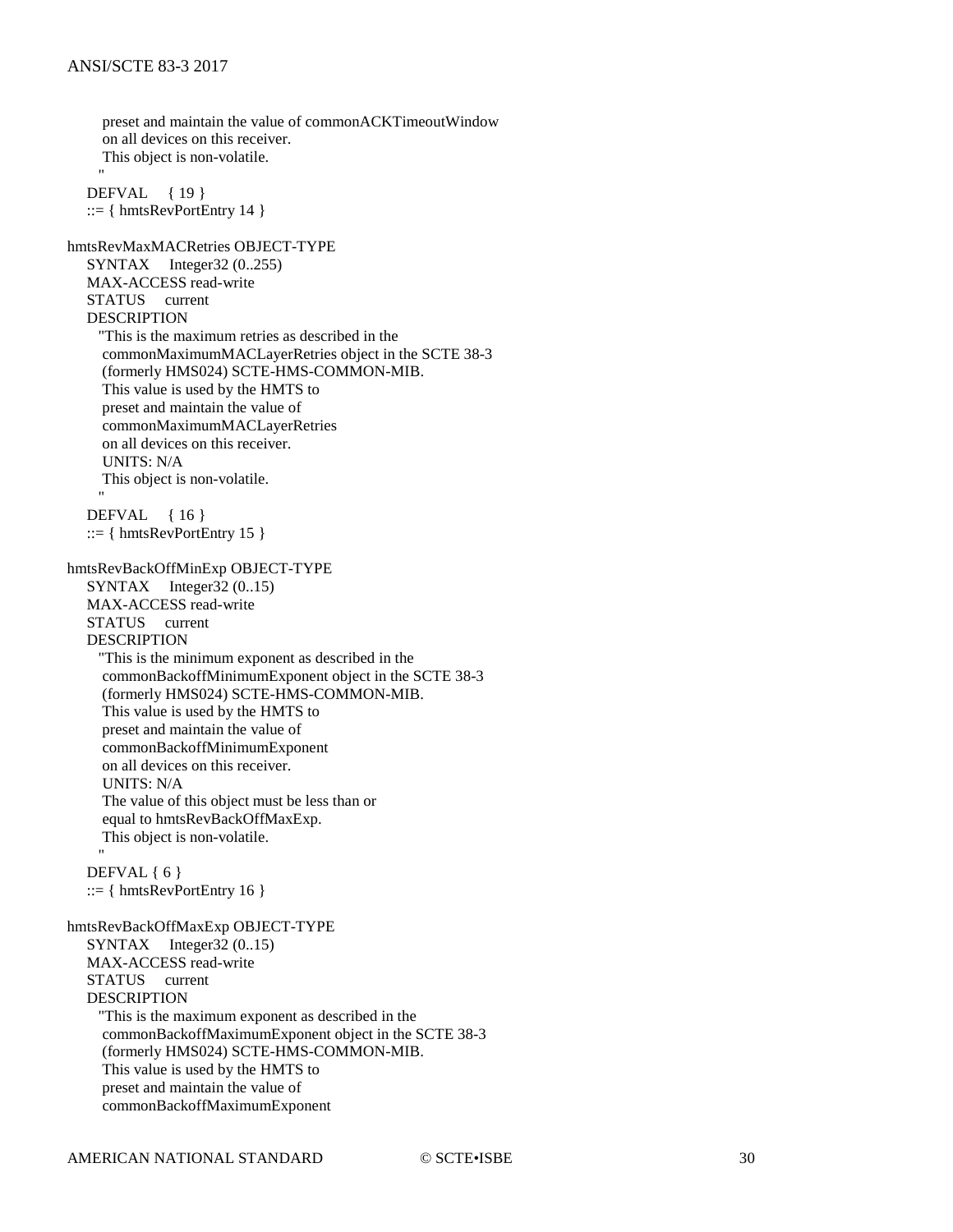```
        preset and maintain the value of commonACKTimeoutWindow
        on all devices on this receiver.
        This object is non-volatile.
       "
    DEFVAL     { 19 }
    ::= { hmtsRevPortEntry 14 }

hmtsRevMaxMACRetries OBJECT-TYPE
    SYNTAX     Integer32 (0..255)
    MAX-ACCESS read-write
    STATUS     current
    DESCRIPTION
       "This is the maximum retries as described in the
        commonMaximumMACLayerRetries object in the SCTE 38-3
        (formerly HMS024) SCTE-HMS-COMMON-MIB.
        This value is used by the HMTS to
        preset and maintain the value of
        commonMaximumMACLayerRetries
        on all devices on this receiver.
        UNITS: N/A
        This object is non-volatile.
       "
    DEFVAL     { 16 }
    ::= { hmtsRevPortEntry 15 }

hmtsRevBackOffMinExp OBJECT-TYPE
    SYNTAX     Integer32 (0..15)
    MAX-ACCESS read-write
    STATUS     current
    DESCRIPTION
       "This is the minimum exponent as described in the
        commonBackoffMinimumExponent object in the SCTE 38-3
        (formerly HMS024) SCTE-HMS-COMMON-MIB.
        This value is used by the HMTS to
        preset and maintain the value of
        commonBackoffMinimumExponent
        on all devices on this receiver.
        UNITS: N/A
        The value of this object must be less than or
        equal to hmtsRevBackOffMaxExp.
        This object is non-volatile.
       "
    DEFVAL { 6 }
    ::= { hmtsRevPortEntry 16 }

hmtsRevBackOffMaxExp OBJECT-TYPE
    SYNTAX     Integer32 (0..15)
    MAX-ACCESS read-write
    STATUS     current
    DESCRIPTION
       "This is the maximum exponent as described in the
        commonBackoffMaximumExponent object in the SCTE 38-3
        (formerly HMS024) SCTE-HMS-COMMON-MIB.
        This value is used by the HMTS to
        preset and maintain the value of
        commonBackoffMaximumExponent
```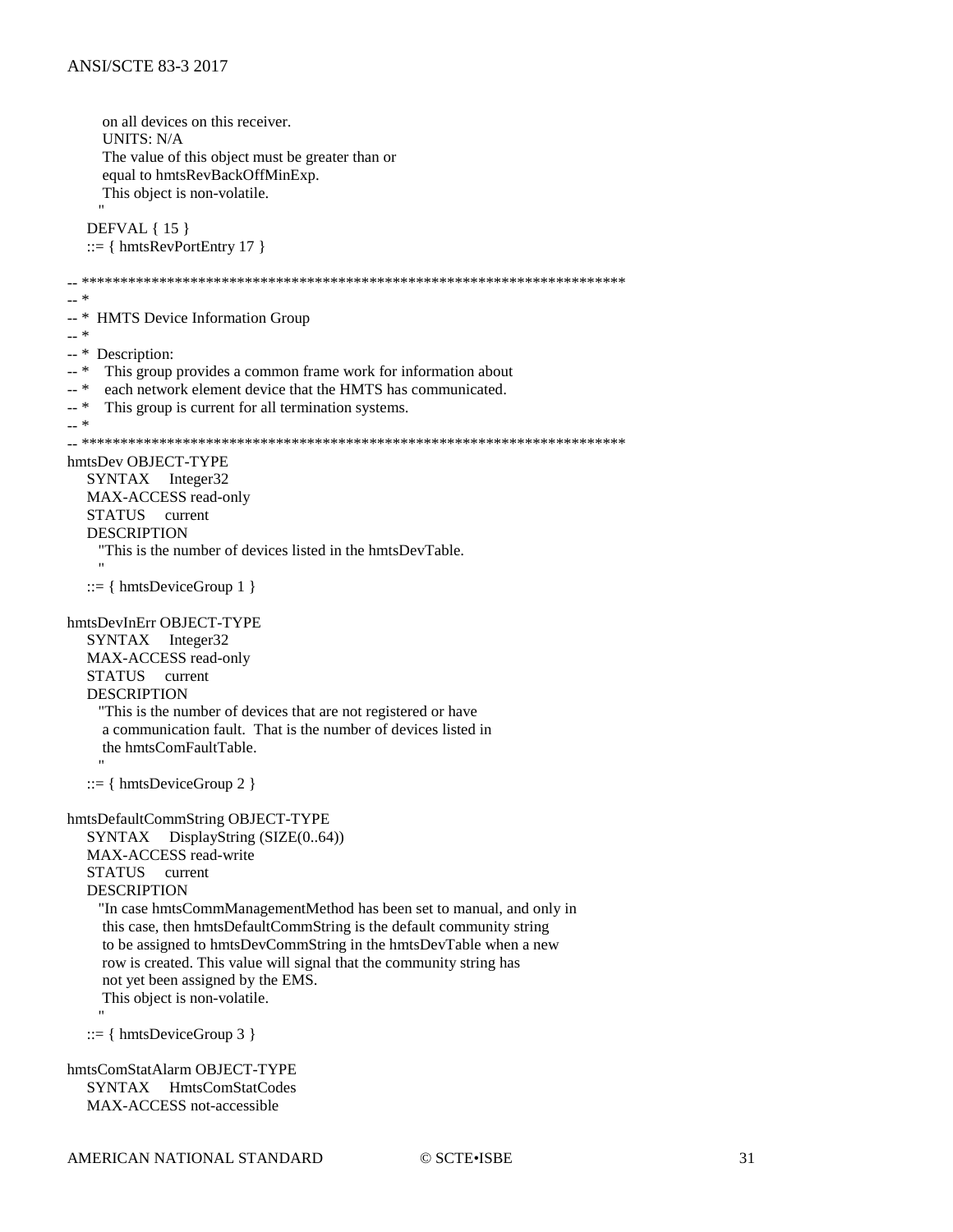```
        on all devices on this receiver.
        UNITS: N/A
        The value of this object must be greater than or
        equal to hmtsRevBackOffMinExp.
        This object is non-volatile.
       "
    DEFVAL { 15 }
    ::= { hmtsRevPortEntry 17 }

-- ***********************************************************************
-- *
-- *  HMTS Device Information Group
-- *
-- *  Description:
-- *    This group provides a common frame work for information about
-- *    each network element device that the HMTS has communicated.
-- *    This group is current for all termination systems.
-- *
-- ***********************************************************************
hmtsDev OBJECT-TYPE
    SYNTAX     Integer32
    MAX-ACCESS read-only
    STATUS     current
    DESCRIPTION
       "This is the number of devices listed in the hmtsDevTable.
       "
    ::= { hmtsDeviceGroup 1 }

hmtsDevInErr OBJECT-TYPE
    SYNTAX     Integer32
    MAX-ACCESS read-only
    STATUS     current
    DESCRIPTION
       "This is the number of devices that are not registered or have
        a communication fault.  That is the number of devices listed in
        the hmtsComFaultTable.
       "
    ::= { hmtsDeviceGroup 2 }

hmtsDefaultCommString OBJECT-TYPE
    SYNTAX     DisplayString (SIZE(0..64))
    MAX-ACCESS read-write
    STATUS     current
    DESCRIPTION
       "In case hmtsCommManagementMethod has been set to manual, and only in
        this case, then hmtsDefaultCommString is the default community string
        to be assigned to hmtsDevCommString in the hmtsDevTable when a new
        row is created. This value will signal that the community string has
        not yet been assigned by the EMS.
        This object is non-volatile.
       "
    ::= { hmtsDeviceGroup 3 }

hmtsComStatAlarm OBJECT-TYPE
    SYNTAX     HmtsComStatCodes
    MAX-ACCESS not-accessible
```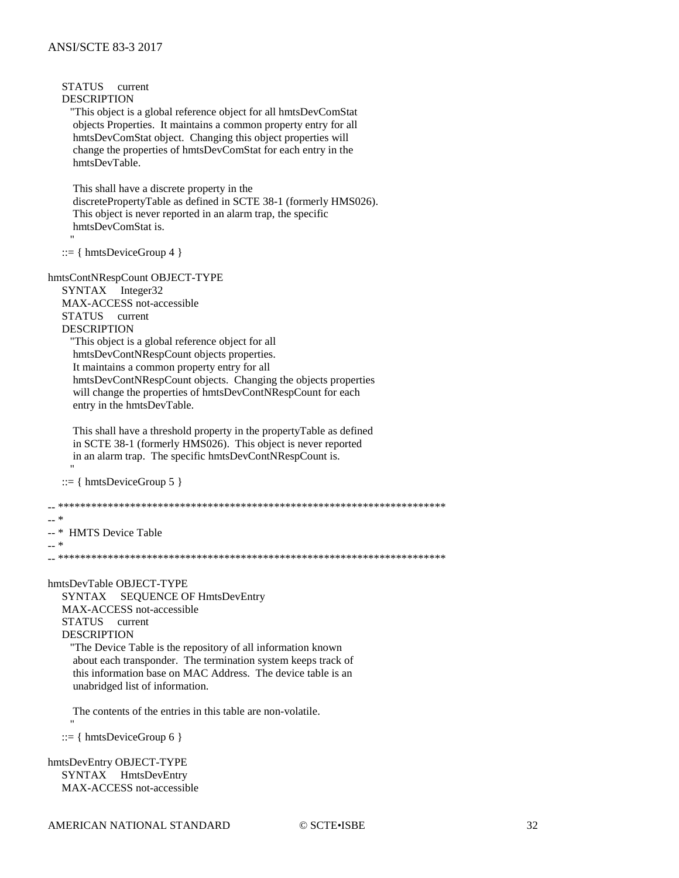```
    STATUS     current
    DESCRIPTION
      "This object is a global reference object for all hmtsDevComStat
       objects Properties.  It maintains a common property entry for all
       hmtsDevComStat object.  Changing this object properties will
       change the properties of hmtsDevComStat for each entry in the
       hmtsDevTable.

       This shall have a discrete property in the
       discretePropertyTable as defined in SCTE 38-1 (formerly HMS026).
       This object is never reported in an alarm trap, the specific
       hmtsDevComStat is.
      "
    ::= { hmtsDeviceGroup 4 }

hmtsContNRespCount OBJECT-TYPE
    SYNTAX     Integer32
    MAX-ACCESS not-accessible
    STATUS     current
    DESCRIPTION
      "This object is a global reference object for all
       hmtsDevContNRespCount objects properties.
       It maintains a common property entry for all
       hmtsDevContNRespCount objects.  Changing the objects properties
       will change the properties of hmtsDevContNRespCount for each
       entry in the hmtsDevTable.

       This shall have a threshold property in the propertyTable as defined
       in SCTE 38-1 (formerly HMS026).  This object is never reported
       in an alarm trap.  The specific hmtsDevContNRespCount is.
      "
    ::= { hmtsDeviceGroup 5 }

-- ***********************************************************************
-- *
-- *  HMTS Device Table
-- *
-- ***********************************************************************

hmtsDevTable OBJECT-TYPE
    SYNTAX     SEQUENCE OF HmtsDevEntry
    MAX-ACCESS not-accessible
    STATUS     current
    DESCRIPTION
      "The Device Table is the repository of all information known
       about each transponder.  The termination system keeps track of
       this information base on MAC Address.  The device table is an
       unabridged list of information.

       The contents of the entries in this table are non-volatile.
      "
    ::= { hmtsDeviceGroup 6 }

hmtsDevEntry OBJECT-TYPE
    SYNTAX     HmtsDevEntry
    MAX-ACCESS not-accessible
```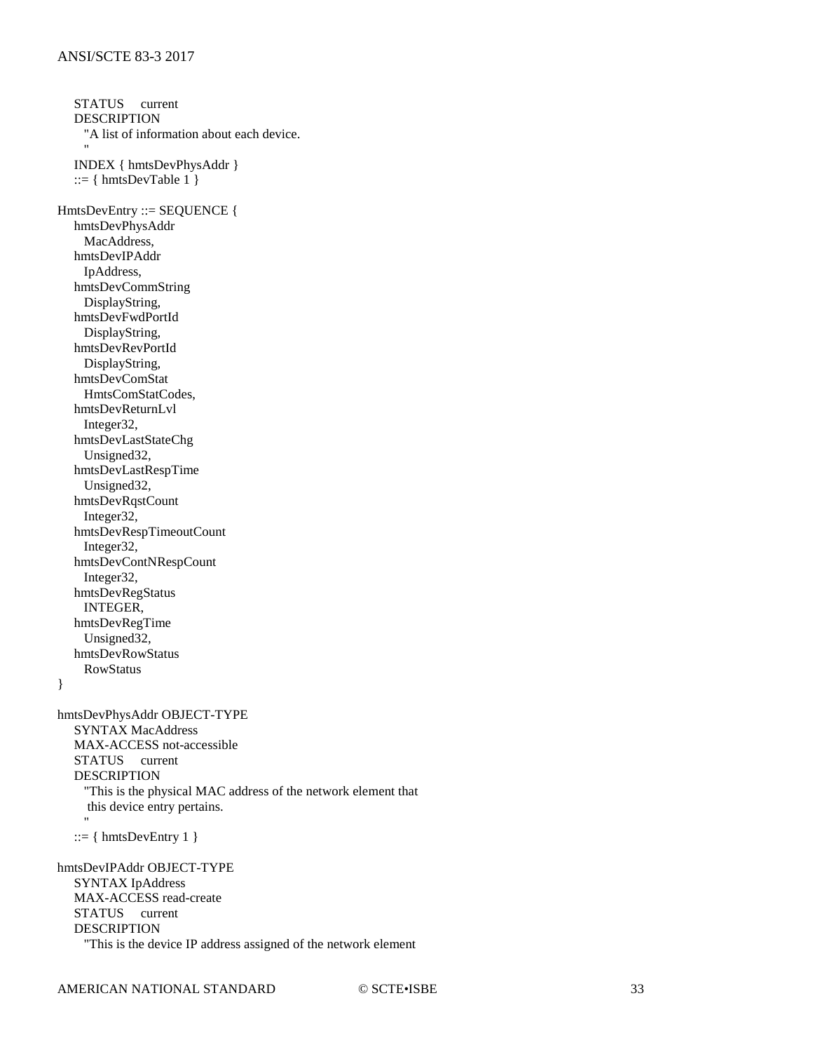```
    STATUS     current
    DESCRIPTION
      "A list of information about each device.
      "
    INDEX { hmtsDevPhysAddr }
    ::= { hmtsDevTable 1 }

HmtsDevEntry ::= SEQUENCE {
    hmtsDevPhysAddr
      MacAddress,
    hmtsDevIPAddr
      IpAddress,
    hmtsDevCommString
      DisplayString,
    hmtsDevFwdPortId
      DisplayString,
    hmtsDevRevPortId
      DisplayString,
    hmtsDevComStat
      HmtsComStatCodes,
    hmtsDevReturnLvl
      Integer32,
    hmtsDevLastStateChg
      Unsigned32,
    hmtsDevLastRespTime
      Unsigned32,
    hmtsDevRqstCount
      Integer32,
    hmtsDevRespTimeoutCount
      Integer32,
    hmtsDevContNRespCount
      Integer32,
    hmtsDevRegStatus
      INTEGER,
    hmtsDevRegTime
      Unsigned32,
    hmtsDevRowStatus
      RowStatus
}

hmtsDevPhysAddr OBJECT-TYPE
    SYNTAX MacAddress
    MAX-ACCESS not-accessible
    STATUS     current
    DESCRIPTION
      "This is the physical MAC address of the network element that
       this device entry pertains.
      "
    ::= { hmtsDevEntry 1 }

hmtsDevIPAddr OBJECT-TYPE
    SYNTAX IpAddress
    MAX-ACCESS read-create
    STATUS     current
    DESCRIPTION
      "This is the device IP address assigned of the network element
```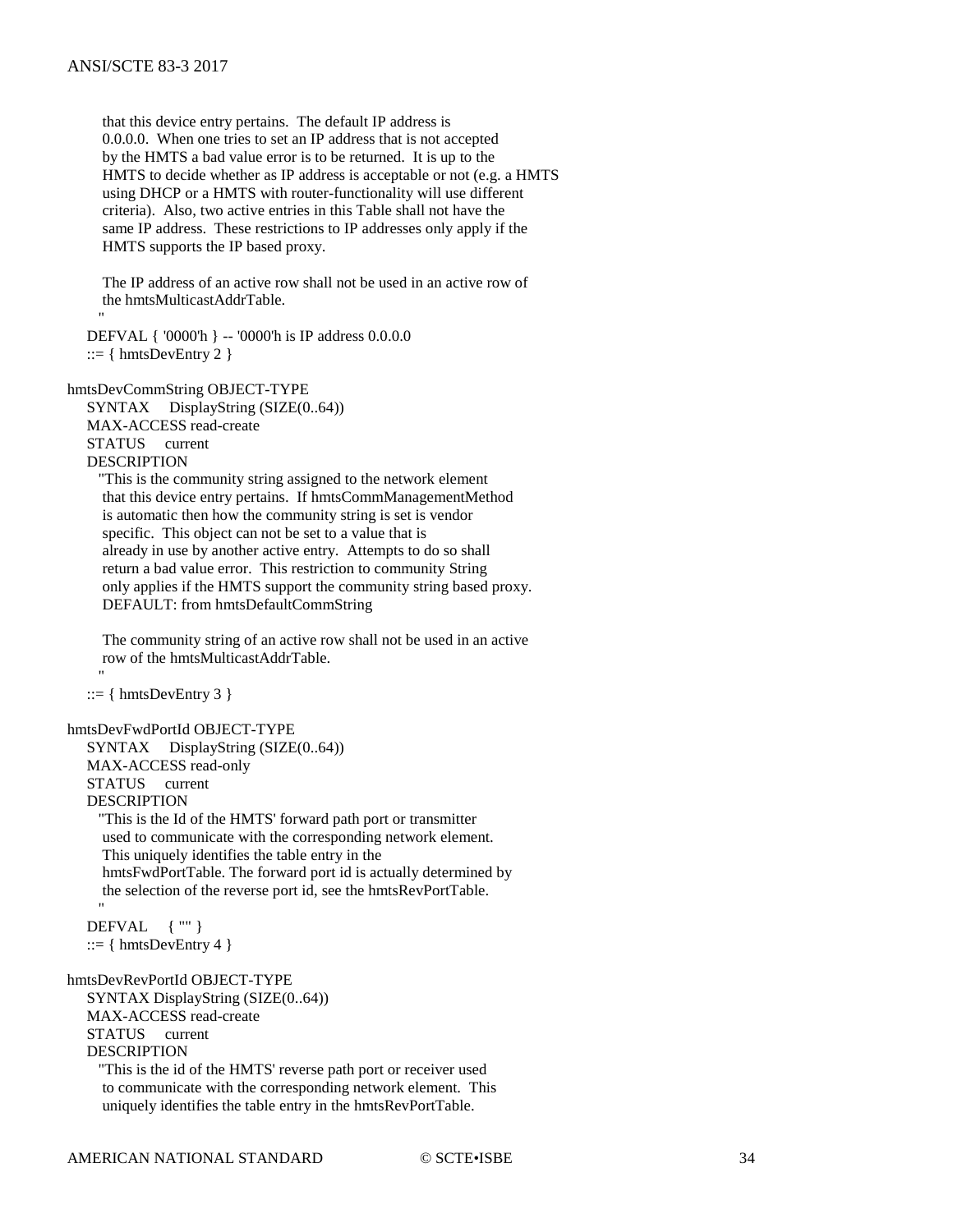```
        that this device entry pertains.  The default IP address is
        0.0.0.0.  When one tries to set an IP address that is not accepted
        by the HMTS a bad value error is to be returned.  It is up to the
        HMTS to decide whether as IP address is acceptable or not (e.g. a HMTS
        using DHCP or a HMTS with router-functionality will use different
        criteria).  Also, two active entries in this Table shall not have the
        same IP address.  These restrictions to IP addresses only apply if the
        HMTS supports the IP based proxy.

        The IP address of an active row shall not be used in an active row of
        the hmtsMulticastAddrTable.
       "
    DEFVAL { '0000'h } -- '0000'h is IP address 0.0.0.0
    ::= { hmtsDevEntry 2 }

hmtsDevCommString OBJECT-TYPE
    SYNTAX     DisplayString (SIZE(0..64))
    MAX-ACCESS read-create
    STATUS     current
    DESCRIPTION
       "This is the community string assigned to the network element
        that this device entry pertains.  If hmtsCommManagementMethod
        is automatic then how the community string is set is vendor
        specific.  This object can not be set to a value that is
        already in use by another active entry.  Attempts to do so shall
        return a bad value error.  This restriction to community String
        only applies if the HMTS support the community string based proxy.
        DEFAULT: from hmtsDefaultCommString

        The community string of an active row shall not be used in an active
        row of the hmtsMulticastAddrTable.
       "
    ::= { hmtsDevEntry 3 }

hmtsDevFwdPortId OBJECT-TYPE
    SYNTAX     DisplayString (SIZE(0..64))
    MAX-ACCESS read-only
    STATUS     current
    DESCRIPTION
       "This is the Id of the HMTS' forward path port or transmitter
        used to communicate with the corresponding network element.
        This uniquely identifies the table entry in the
        hmtsFwdPortTable. The forward port id is actually determined by
        the selection of the reverse port id, see the hmtsRevPortTable.
       "
    DEFVAL     { "" }
    ::= { hmtsDevEntry 4 }

hmtsDevRevPortId OBJECT-TYPE
    SYNTAX DisplayString (SIZE(0..64))
    MAX-ACCESS read-create
    STATUS     current
    DESCRIPTION
       "This is the id of the HMTS' reverse path port or receiver used
        to communicate with the corresponding network element.  This
        uniquely identifies the table entry in the hmtsRevPortTable.
```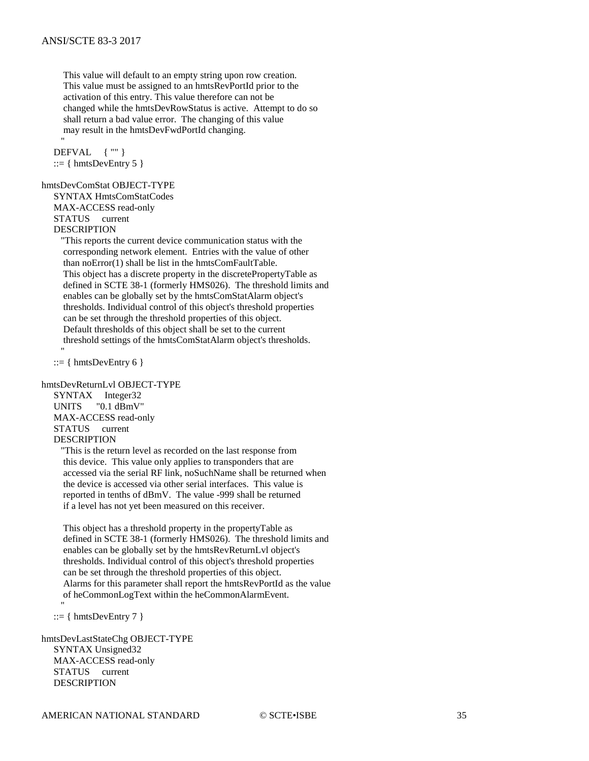```
        This value will default to an empty string upon row creation.
        This value must be assigned to an hmtsRevPortId prior to the
        activation of this entry. This value therefore can not be
        changed while the hmtsDevRowStatus is active.  Attempt to do so
        shall return a bad value error.  The changing of this value
        may result in the hmtsDevFwdPortId changing.
       "
    DEFVAL     { "" }
    ::= { hmtsDevEntry 5 }

hmtsDevComStat OBJECT-TYPE
    SYNTAX HmtsComStatCodes
    MAX-ACCESS read-only
    STATUS     current
    DESCRIPTION
       "This reports the current device communication status with the
        corresponding network element.  Entries with the value of other
        than noError(1) shall be list in the hmtsComFaultTable.
        This object has a discrete property in the discretePropertyTable as
        defined in SCTE 38-1 (formerly HMS026).  The threshold limits and
        enables can be globally set by the hmtsComStatAlarm object's
        thresholds. Individual control of this object's threshold properties
        can be set through the threshold properties of this object.
        Default thresholds of this object shall be set to the current
        threshold settings of the hmtsComStatAlarm object's thresholds.
       "
    ::= { hmtsDevEntry 6 }

hmtsDevReturnLvl OBJECT-TYPE
    SYNTAX     Integer32
    UNITS      "0.1 dBmV"
    MAX-ACCESS read-only
    STATUS     current
    DESCRIPTION
       "This is the return level as recorded on the last response from
        this device.  This value only applies to transponders that are
        accessed via the serial RF link, noSuchName shall be returned when
        the device is accessed via other serial interfaces.  This value is
        reported in tenths of dBmV.  The value -999 shall be returned
        if a level has not yet been measured on this receiver.

        This object has a threshold property in the propertyTable as
        defined in SCTE 38-1 (formerly HMS026).  The threshold limits and
        enables can be globally set by the hmtsRevReturnLvl object's
        thresholds. Individual control of this object's threshold properties
        can be set through the threshold properties of this object.
        Alarms for this parameter shall report the hmtsRevPortId as the value
        of heCommonLogText within the heCommonAlarmEvent.
       "
    ::= { hmtsDevEntry 7 }

hmtsDevLastStateChg OBJECT-TYPE
    SYNTAX Unsigned32
    MAX-ACCESS read-only
    STATUS     current
    DESCRIPTION
```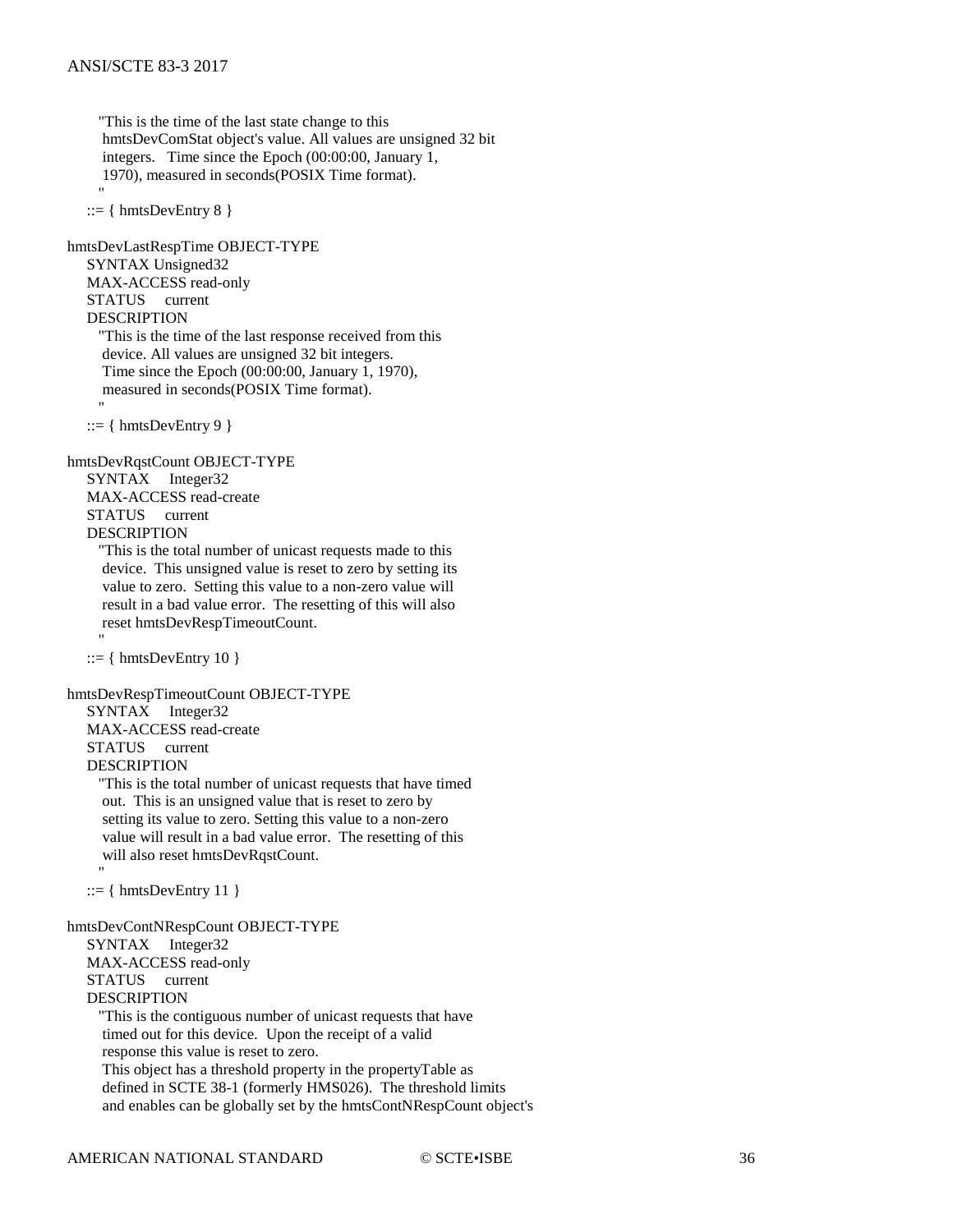```
        "This is the time of the last state change to this
         hmtsDevComStat object's value. All values are unsigned 32 bit
         integers.   Time since the Epoch (00:00:00, January 1,
         1970), measured in seconds(POSIX Time format).
        "
    ::= { hmtsDevEntry 8 }

hmtsDevLastRespTime OBJECT-TYPE
    SYNTAX Unsigned32
    MAX-ACCESS read-only
    STATUS     current
    DESCRIPTION
        "This is the time of the last response received from this
         device. All values are unsigned 32 bit integers.
         Time since the Epoch (00:00:00, January 1, 1970),
         measured in seconds(POSIX Time format).
        "
    ::= { hmtsDevEntry 9 }

hmtsDevRqstCount OBJECT-TYPE
    SYNTAX     Integer32
    MAX-ACCESS read-create
    STATUS     current
    DESCRIPTION
        "This is the total number of unicast requests made to this
         device.  This unsigned value is reset to zero by setting its
         value to zero.  Setting this value to a non-zero value will
         result in a bad value error.  The resetting of this will also
         reset hmtsDevRespTimeoutCount.
        "
    ::= { hmtsDevEntry 10 }

hmtsDevRespTimeoutCount OBJECT-TYPE
    SYNTAX     Integer32
    MAX-ACCESS read-create
    STATUS     current
    DESCRIPTION
        "This is the total number of unicast requests that have timed
         out.  This is an unsigned value that is reset to zero by
         setting its value to zero. Setting this value to a non-zero
         value will result in a bad value error.  The resetting of this
         will also reset hmtsDevRqstCount.
        "
    ::= { hmtsDevEntry 11 }

hmtsDevContNRespCount OBJECT-TYPE
    SYNTAX     Integer32
    MAX-ACCESS read-only
    STATUS     current
    DESCRIPTION
        "This is the contiguous number of unicast requests that have
         timed out for this device.  Upon the receipt of a valid
         response this value is reset to zero.
         This object has a threshold property in the propertyTable as
         defined in SCTE 38-1 (formerly HMS026).  The threshold limits
         and enables can be globally set by the hmtsContNRespCount object's
```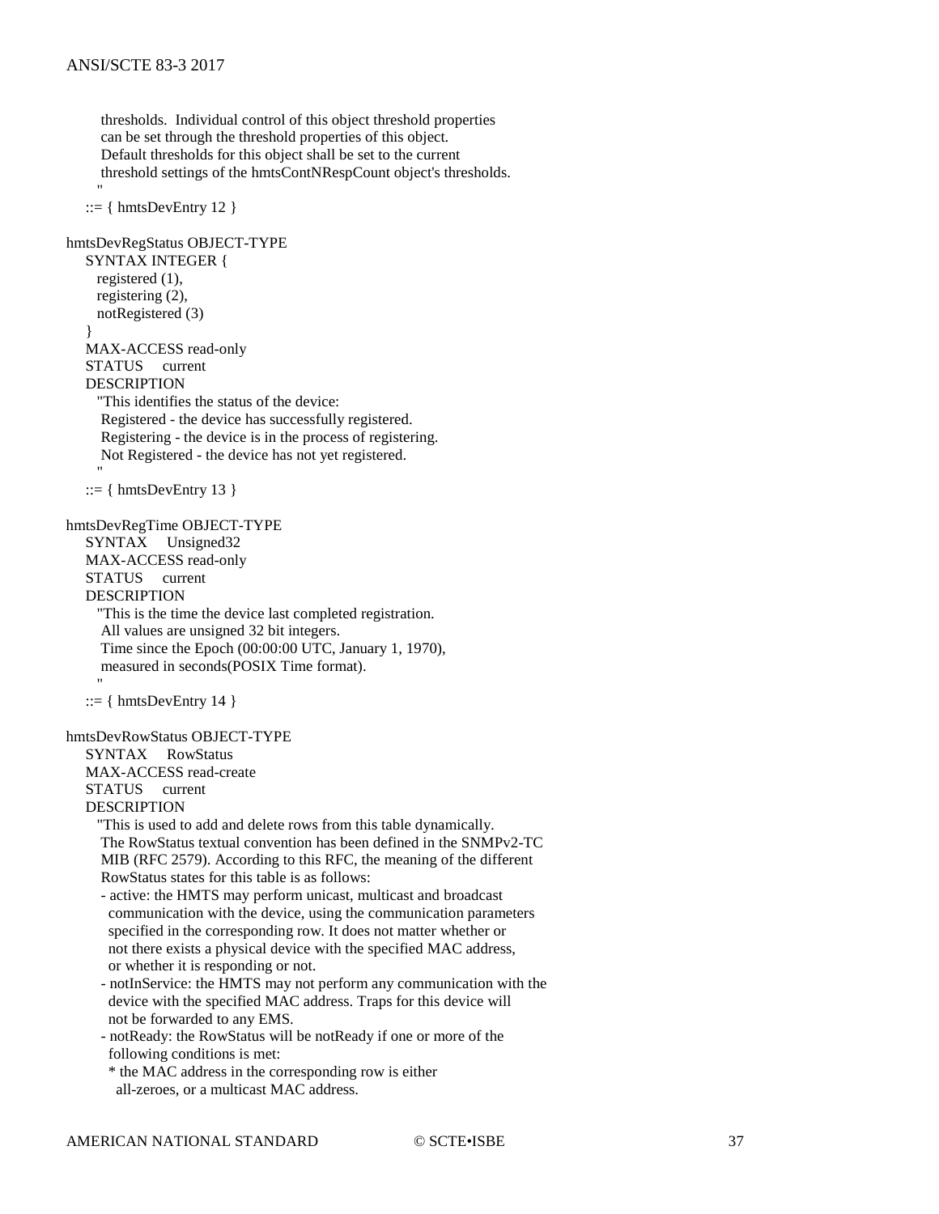```
        thresholds.  Individual control of this object threshold properties
        can be set through the threshold properties of this object.
        Default thresholds for this object shall be set to the current
        threshold settings of the hmtsContNRespCount object's thresholds.
       "
    ::= { hmtsDevEntry 12 }

hmtsDevRegStatus OBJECT-TYPE
    SYNTAX INTEGER {
       registered (1),
       registering (2),
       notRegistered (3)
    }
    MAX-ACCESS read-only
    STATUS     current
    DESCRIPTION
       "This identifies the status of the device:
        Registered - the device has successfully registered.
        Registering - the device is in the process of registering.
        Not Registered - the device has not yet registered.
       "
    ::= { hmtsDevEntry 13 }

hmtsDevRegTime OBJECT-TYPE
    SYNTAX     Unsigned32
    MAX-ACCESS read-only
    STATUS     current
    DESCRIPTION
       "This is the time the device last completed registration.
        All values are unsigned 32 bit integers.
        Time since the Epoch (00:00:00 UTC, January 1, 1970),
        measured in seconds(POSIX Time format).
       "
    ::= { hmtsDevEntry 14 }

hmtsDevRowStatus OBJECT-TYPE
    SYNTAX     RowStatus
    MAX-ACCESS read-create
    STATUS     current
    DESCRIPTION
       "This is used to add and delete rows from this table dynamically.
        The RowStatus textual convention has been defined in the SNMPv2-TC
        MIB (RFC 2579). According to this RFC, the meaning of the different
        RowStatus states for this table is as follows:
       - active: the HMTS may perform unicast, multicast and broadcast
         communication with the device, using the communication parameters
         specified in the corresponding row. It does not matter whether or
         not there exists a physical device with the specified MAC address,
         or whether it is responding or not.
       - notInService: the HMTS may not perform any communication with the
         device with the specified MAC address. Traps for this device will
         not be forwarded to any EMS.
       - notReady: the RowStatus will be notReady if one or more of the
         following conditions is met:
         * the MAC address in the corresponding row is either
           all-zeroes, or a multicast MAC address.
```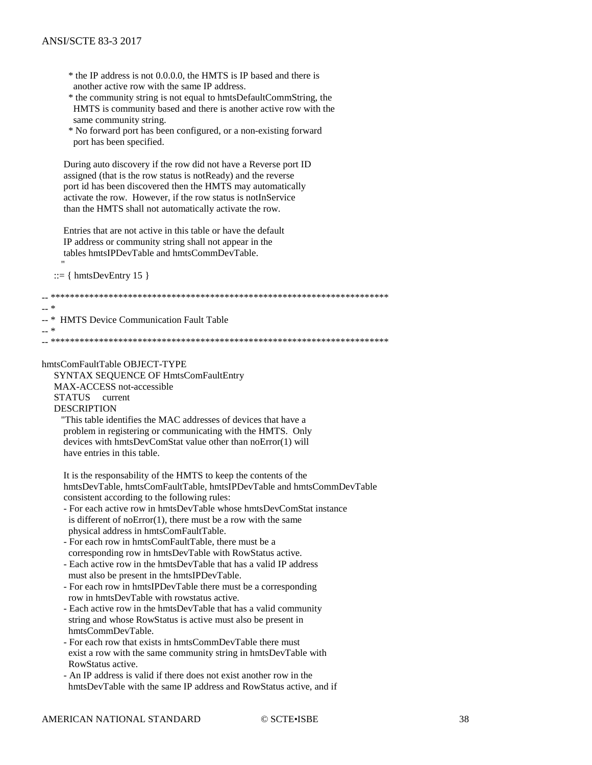```
          * the IP address is not 0.0.0.0, the HMTS is IP based and there is
            another active row with the same IP address.
          * the community string is not equal to hmtsDefaultCommString, the
            HMTS is community based and there is another active row with the
            same community string.
          * No forward port has been configured, or a non-existing forward
            port has been specified.

        During auto discovery if the row did not have a Reverse port ID
        assigned (that is the row status is notReady) and the reverse
        port id has been discovered then the HMTS may automatically
        activate the row.  However, if the row status is notInService
        than the HMTS shall not automatically activate the row.

        Entries that are not active in this table or have the default
        IP address or community string shall not appear in the
        tables hmtsIPDevTable and hmtsCommDevTable.
       "
    ::= { hmtsDevEntry 15 }

-- **********************************************************************
-- *
-- *  HMTS Device Communication Fault Table
-- *
-- **********************************************************************

hmtsComFaultTable OBJECT-TYPE
    SYNTAX SEQUENCE OF HmtsComFaultEntry
    MAX-ACCESS not-accessible
    STATUS     current
    DESCRIPTION
       "This table identifies the MAC addresses of devices that have a
        problem in registering or communicating with the HMTS.  Only
        devices with hmtsDevComStat value other than noError(1) will
        have entries in this table.

        It is the responsability of the HMTS to keep the contents of the
        hmtsDevTable, hmtsComFaultTable, hmtsIPDevTable and hmtsCommDevTable
        consistent according to the following rules:
        - For each active row in hmtsDevTable whose hmtsDevComStat instance
          is different of noError(1), there must be a row with the same
          physical address in hmtsComFaultTable.
        - For each row in hmtsComFaultTable, there must be a
          corresponding row in hmtsDevTable with RowStatus active.
        - Each active row in the hmtsDevTable that has a valid IP address
          must also be present in the hmtsIPDevTable.
        - For each row in hmtsIPDevTable there must be a corresponding
          row in hmtsDevTable with rowstatus active.
        - Each active row in the hmtsDevTable that has a valid community
          string and whose RowStatus is active must also be present in
          hmtsCommDevTable.
        - For each row that exists in hmtsCommDevTable there must
          exist a row with the same community string in hmtsDevTable with
          RowStatus active.
        - An IP address is valid if there does not exist another row in the
          hmtsDevTable with the same IP address and RowStatus active, and if
```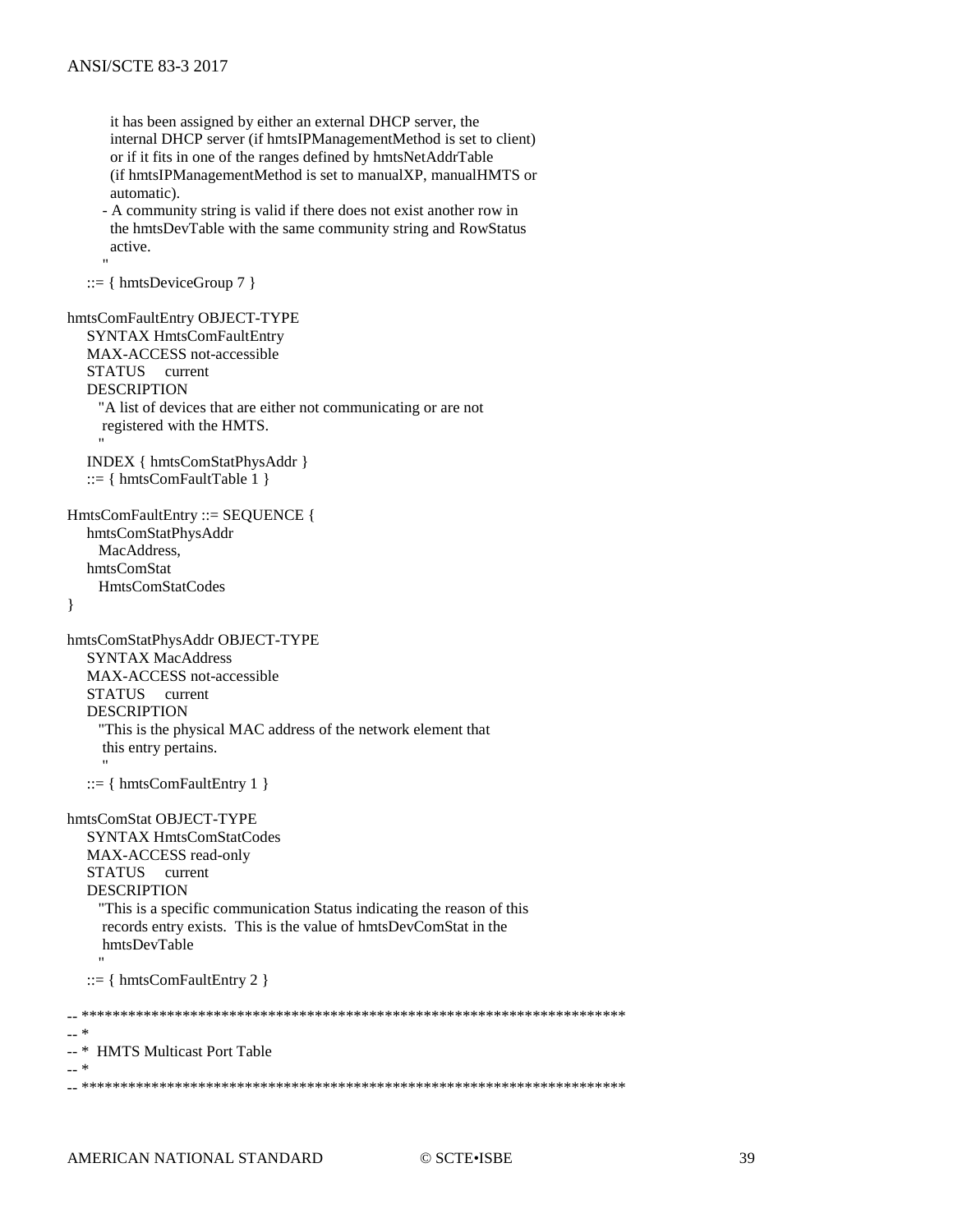```
        it has been assigned by either an external DHCP server, the
        internal DHCP server (if hmtsIPManagementMethod is set to client)
        or if it fits in one of the ranges defined by hmtsNetAddrTable
        (if hmtsIPManagementMethod is set to manualXP, manualHMTS or
        automatic).
      - A community string is valid if there does not exist another row in
        the hmtsDevTable with the same community string and RowStatus
        active.
      "
    ::= { hmtsDeviceGroup 7 }

hmtsComFaultEntry OBJECT-TYPE
    SYNTAX HmtsComFaultEntry
    MAX-ACCESS not-accessible
    STATUS    current
    DESCRIPTION
      "A list of devices that are either not communicating or are not
       registered with the HMTS.
      "
    INDEX { hmtsComStatPhysAddr }
    ::= { hmtsComFaultTable 1 }

HmtsComFaultEntry ::= SEQUENCE {
    hmtsComStatPhysAddr
      MacAddress,
    hmtsComStat
      HmtsComStatCodes
}

hmtsComStatPhysAddr OBJECT-TYPE
    SYNTAX MacAddress
    MAX-ACCESS not-accessible
    STATUS    current
    DESCRIPTION
      "This is the physical MAC address of the network element that
       this entry pertains.
      "
    ::= { hmtsComFaultEntry 1 }

hmtsComStat OBJECT-TYPE
    SYNTAX HmtsComStatCodes
    MAX-ACCESS read-only
    STATUS    current
    DESCRIPTION
      "This is a specific communication Status indicating the reason of this
       records entry exists.  This is the value of hmtsDevComStat in the
       hmtsDevTable
      "
    ::= { hmtsComFaultEntry 2 }

-- ***********************************************************************
-- *
-- *  HMTS Multicast Port Table
-- *
-- ***********************************************************************
```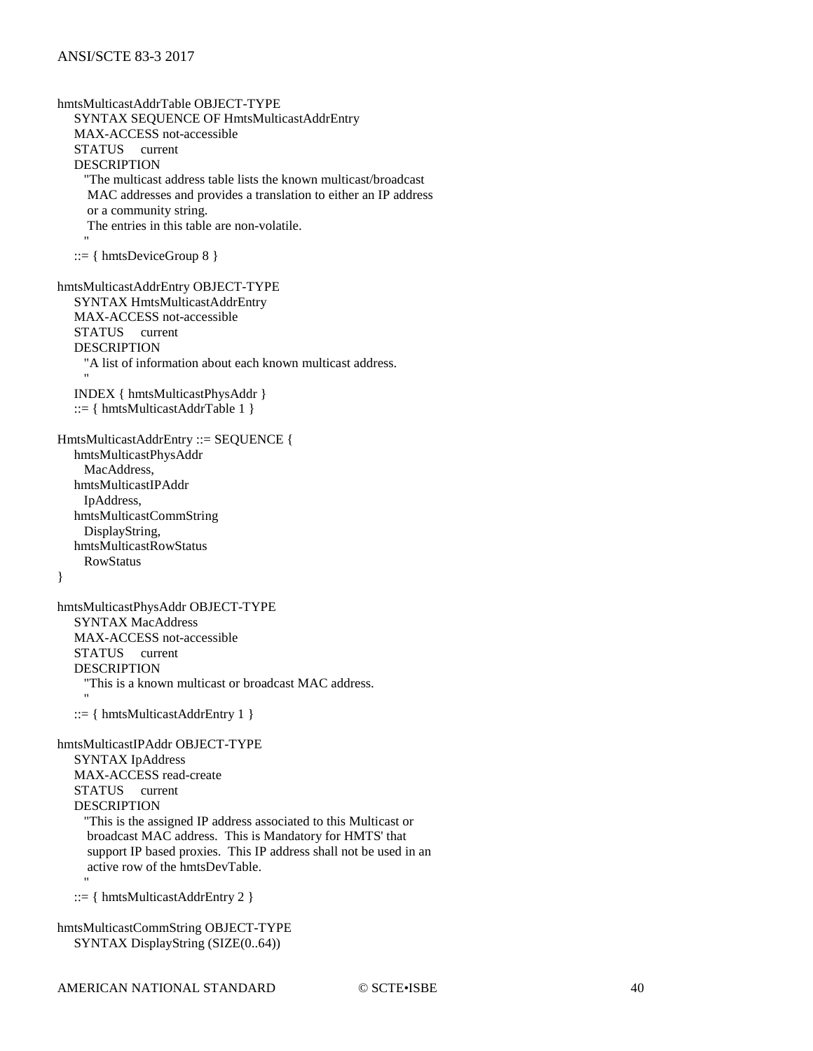```
hmtsMulticastAddrTable OBJECT-TYPE
    SYNTAX SEQUENCE OF HmtsMulticastAddrEntry
    MAX-ACCESS not-accessible
    STATUS     current
    DESCRIPTION
       "The multicast address table lists the known multicast/broadcast
        MAC addresses and provides a translation to either an IP address
        or a community string.
        The entries in this table are non-volatile.
       "
    ::= { hmtsDeviceGroup 8 }

hmtsMulticastAddrEntry OBJECT-TYPE
    SYNTAX HmtsMulticastAddrEntry
    MAX-ACCESS not-accessible
    STATUS     current
    DESCRIPTION
       "A list of information about each known multicast address.
       "
    INDEX { hmtsMulticastPhysAddr }
    ::= { hmtsMulticastAddrTable 1 }

HmtsMulticastAddrEntry ::= SEQUENCE {
    hmtsMulticastPhysAddr
      MacAddress,
    hmtsMulticastIPAddr
      IpAddress,
    hmtsMulticastCommString
      DisplayString,
    hmtsMulticastRowStatus
      RowStatus
}

hmtsMulticastPhysAddr OBJECT-TYPE
    SYNTAX MacAddress
    MAX-ACCESS not-accessible
    STATUS     current
    DESCRIPTION
       "This is a known multicast or broadcast MAC address.
       "
    ::= { hmtsMulticastAddrEntry 1 }

hmtsMulticastIPAddr OBJECT-TYPE
    SYNTAX IpAddress
    MAX-ACCESS read-create
    STATUS     current
    DESCRIPTION
       "This is the assigned IP address associated to this Multicast or
        broadcast MAC address.  This is Mandatory for HMTS' that
        support IP based proxies.  This IP address shall not be used in an
        active row of the hmtsDevTable.
       "
    ::= { hmtsMulticastAddrEntry 2 }

hmtsMulticastCommString OBJECT-TYPE
    SYNTAX DisplayString (SIZE(0..64))
```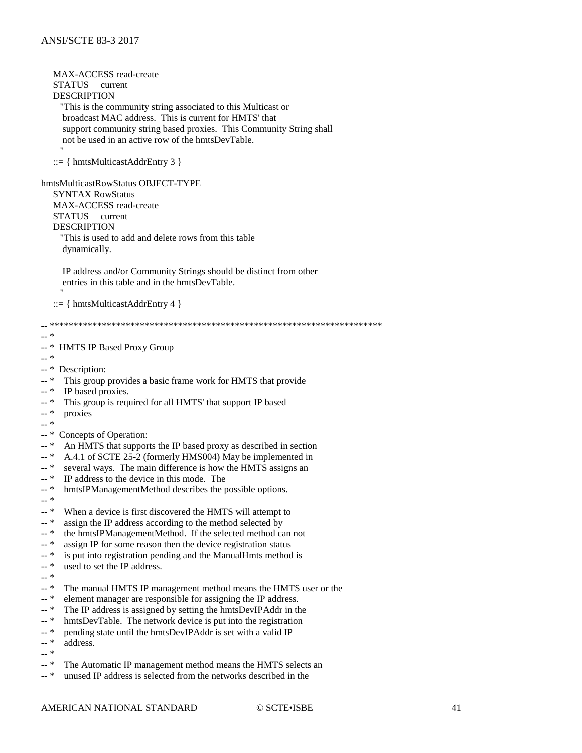```
    MAX-ACCESS read-create
    STATUS     current
    DESCRIPTION
      "This is the community string associated to this Multicast or
       broadcast MAC address.  This is current for HMTS' that
       support community string based proxies.  This Community String shall
       not be used in an active row of the hmtsDevTable.
      "
    ::= { hmtsMulticastAddrEntry 3 }

hmtsMulticastRowStatus OBJECT-TYPE
    SYNTAX RowStatus
    MAX-ACCESS read-create
    STATUS     current
    DESCRIPTION
      "This is used to add and delete rows from this table
       dynamically.

       IP address and/or Community Strings should be distinct from other
       entries in this table and in the hmtsDevTable.
      "
    ::= { hmtsMulticastAddrEntry 4 }

-- **********************************************************************
-- *
-- *  HMTS IP Based Proxy Group
-- *
-- *  Description:
-- *    This group provides a basic frame work for HMTS that provide
-- *    IP based proxies.
-- *    This group is required for all HMTS' that support IP based
-- *    proxies
-- *
-- *  Concepts of Operation:
-- *    An HMTS that supports the IP based proxy as described in section
-- *    A.4.1 of SCTE 25-2 (formerly HMS004) May be implemented in
-- *    several ways.  The main difference is how the HMTS assigns an
-- *    IP address to the device in this mode.  The
-- *    hmtsIPManagementMethod describes the possible options.
-- *
-- *    When a device is first discovered the HMTS will attempt to
-- *    assign the IP address according to the method selected by
-- *    the hmtsIPManagementMethod.  If the selected method can not
-- *    assign IP for some reason then the device registration status
-- *    is put into registration pending and the ManualHmts method is
-- *    used to set the IP address.
-- *
-- *    The manual HMTS IP management method means the HMTS user or the
-- *    element manager are responsible for assigning the IP address.
-- *    The IP address is assigned by setting the hmtsDevIPAddr in the
-- *    hmtsDevTable.  The network device is put into the registration
-- *    pending state until the hmtsDevIPAddr is set with a valid IP
-- *    address.
-- *
-- *    The Automatic IP management method means the HMTS selects an
-- *    unused IP address is selected from the networks described in the
```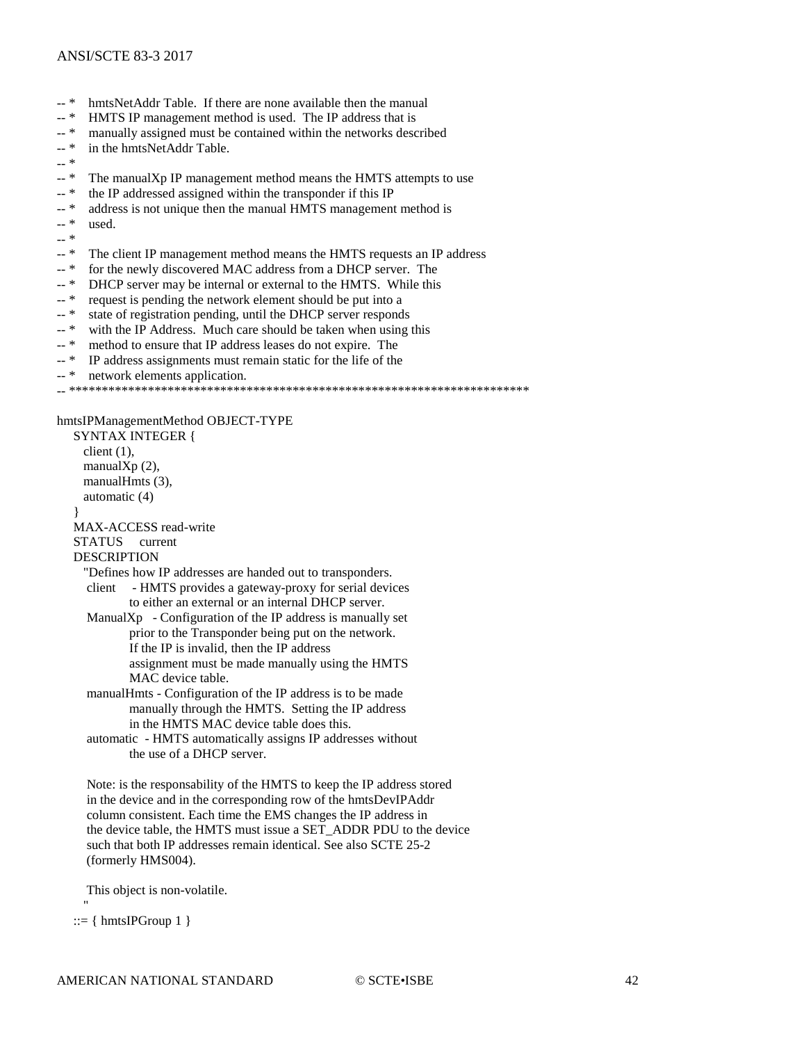```
-- *    hmtsNetAddr Table.  If there are none available then the manual
-- *    HMTS IP management method is used.  The IP address that is
-- *    manually assigned must be contained within the networks described
-- *    in the hmtsNetAddr Table.
-- *
-- *    The manualXp IP management method means the HMTS attempts to use
-- *    the IP addressed assigned within the transponder if this IP
-- *    address is not unique then the manual HMTS management method is
-- *    used.
-- *
-- *    The client IP management method means the HMTS requests an IP address
-- *    for the newly discovered MAC address from a DHCP server.  The
-- *    DHCP server may be internal or external to the HMTS.  While this
-- *    request is pending the network element should be put into a
-- *    state of registration pending, until the DHCP server responds
-- *    with the IP Address.  Much care should be taken when using this
-- *    method to ensure that IP address leases do not expire.  The
-- *    IP address assignments must remain static for the life of the
-- *    network elements application.
-- ***********************************************************************

hmtsIPManagementMethod OBJECT-TYPE
    SYNTAX INTEGER {
      client (1),
      manualXp (2),
      manualHmts (3),
      automatic (4)
    }
    MAX-ACCESS read-write
    STATUS     current
    DESCRIPTION
      "Defines how IP addresses are handed out to transponders.
       client     - HMTS provides a gateway-proxy for serial devices
                    to either an external or an internal DHCP server.
       ManualXp   - Configuration of the IP address is manually set
                    prior to the Transponder being put on the network.
                    If the IP is invalid, then the IP address
                    assignment must be made manually using the HMTS
                    MAC device table.
       manualHmts - Configuration of the IP address is to be made
                    manually through the HMTS.  Setting the IP address
                    in the HMTS MAC device table does this.
       automatic  - HMTS automatically assigns IP addresses without
                    the use of a DHCP server.

       Note: is the responsability of the HMTS to keep the IP address stored
       in the device and in the corresponding row of the hmtsDevIPAddr
       column consistent. Each time the EMS changes the IP address in
       the device table, the HMTS must issue a SET_ADDR PDU to the device
       such that both IP addresses remain identical. See also SCTE 25-2
       (formerly HMS004).

       This object is non-volatile.
      "
    ::= { hmtsIPGroup 1 }
```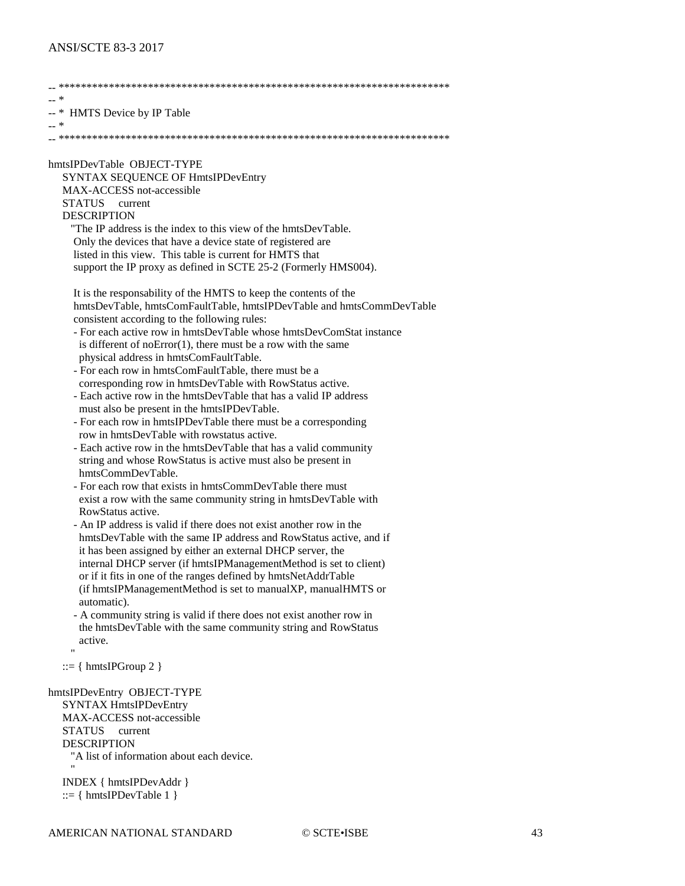```
-- ***********************************************************************
-- *
-- *  HMTS Device by IP Table
-- *
-- ***********************************************************************

hmtsIPDevTable  OBJECT-TYPE
    SYNTAX SEQUENCE OF HmtsIPDevEntry
    MAX-ACCESS not-accessible
    STATUS     current
    DESCRIPTION
      "The IP address is the index to this view of the hmtsDevTable.
       Only the devices that have a device state of registered are
       listed in this view.  This table is current for HMTS that
       support the IP proxy as defined in SCTE 25-2 (Formerly HMS004).

       It is the responsability of the HMTS to keep the contents of the
       hmtsDevTable, hmtsComFaultTable, hmtsIPDevTable and hmtsCommDevTable
       consistent according to the following rules:
       - For each active row in hmtsDevTable whose hmtsDevComStat instance
         is different of noError(1), there must be a row with the same
         physical address in hmtsComFaultTable.
       - For each row in hmtsComFaultTable, there must be a
         corresponding row in hmtsDevTable with RowStatus active.
       - Each active row in the hmtsDevTable that has a valid IP address
         must also be present in the hmtsIPDevTable.
       - For each row in hmtsIPDevTable there must be a corresponding
         row in hmtsDevTable with rowstatus active.
       - Each active row in the hmtsDevTable that has a valid community
         string and whose RowStatus is active must also be present in
         hmtsCommDevTable.
       - For each row that exists in hmtsCommDevTable there must
         exist a row with the same community string in hmtsDevTable with
         RowStatus active.
       - An IP address is valid if there does not exist another row in the
         hmtsDevTable with the same IP address and RowStatus active, and if
         it has been assigned by either an external DHCP server, the
         internal DHCP server (if hmtsIPManagementMethod is set to client)
         or if it fits in one of the ranges defined by hmtsNetAddrTable
         (if hmtsIPManagementMethod is set to manualXP, manualHMTS or
         automatic).
       - A community string is valid if there does not exist another row in
         the hmtsDevTable with the same community string and RowStatus
         active.
      "
    ::= { hmtsIPGroup 2 }

hmtsIPDevEntry  OBJECT-TYPE
    SYNTAX HmtsIPDevEntry
    MAX-ACCESS not-accessible
    STATUS     current
    DESCRIPTION
      "A list of information about each device.
      "
    INDEX { hmtsIPDevAddr }
    ::= { hmtsIPDevTable 1 }
```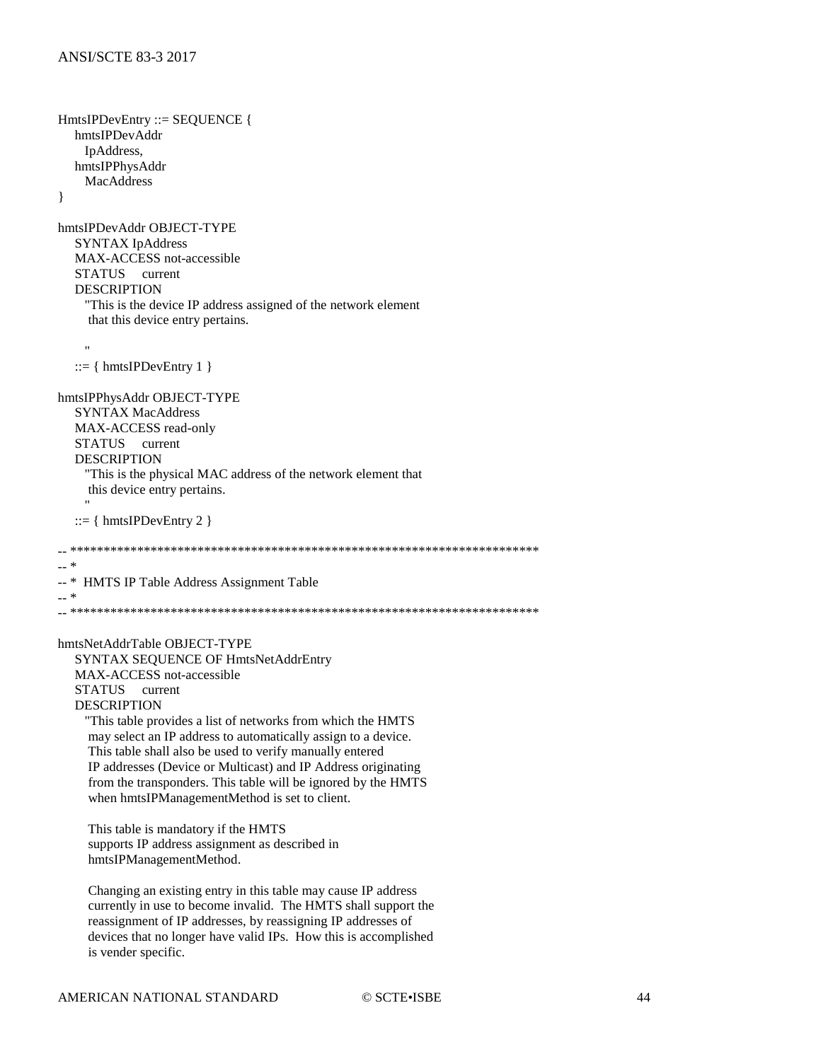```
HmtsIPDevEntry ::= SEQUENCE {
    hmtsIPDevAddr
      IpAddress,
    hmtsIPPhysAddr
      MacAddress
}

hmtsIPDevAddr OBJECT-TYPE
    SYNTAX IpAddress
    MAX-ACCESS not-accessible
    STATUS     current
    DESCRIPTION
      "This is the device IP address assigned of the network element
       that this device entry pertains.

      "
    ::= { hmtsIPDevEntry 1 }

hmtsIPPhysAddr OBJECT-TYPE
    SYNTAX MacAddress
    MAX-ACCESS read-only
    STATUS     current
    DESCRIPTION
      "This is the physical MAC address of the network element that
       this device entry pertains.
      "
    ::= { hmtsIPDevEntry 2 }

-- ***********************************************************************
-- *
-- *  HMTS IP Table Address Assignment Table
-- *
-- ***********************************************************************

hmtsNetAddrTable OBJECT-TYPE
    SYNTAX SEQUENCE OF HmtsNetAddrEntry
    MAX-ACCESS not-accessible
    STATUS     current
    DESCRIPTION
      "This table provides a list of networks from which the HMTS
       may select an IP address to automatically assign to a device.
       This table shall also be used to verify manually entered
       IP addresses (Device or Multicast) and IP Address originating
       from the transponders. This table will be ignored by the HMTS
       when hmtsIPManagementMethod is set to client.

       This table is mandatory if the HMTS
       supports IP address assignment as described in
       hmtsIPManagementMethod.

       Changing an existing entry in this table may cause IP address
       currently in use to become invalid.  The HMTS shall support the
       reassignment of IP addresses, by reassigning IP addresses of
       devices that no longer have valid IPs.  How this is accomplished
       is vender specific.
```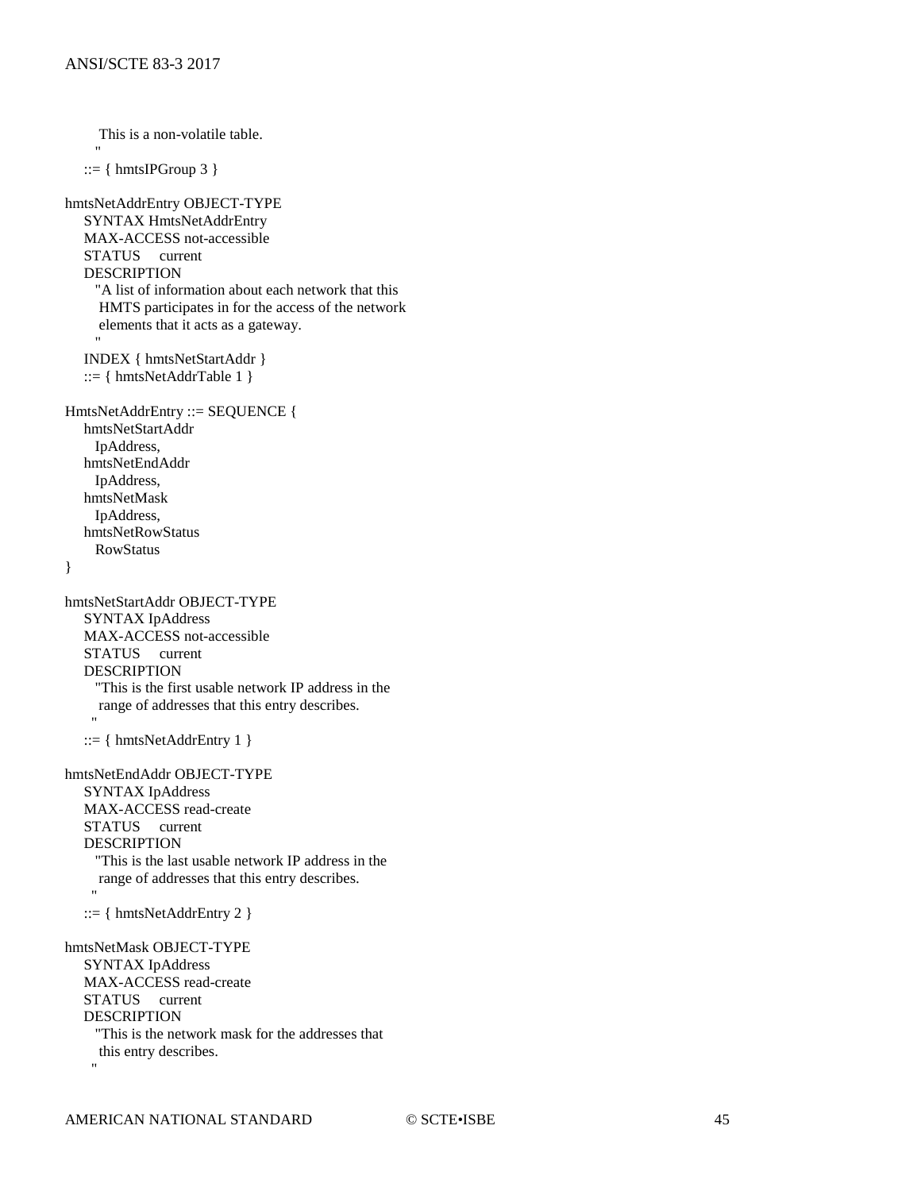```
      This is a non-volatile table.
      "
   ::= { hmtsIPGroup 3 }

hmtsNetAddrEntry OBJECT-TYPE
   SYNTAX HmtsNetAddrEntry
   MAX-ACCESS not-accessible
   STATUS     current
   DESCRIPTION
     "A list of information about each network that this
      HMTS participates in for the access of the network
      elements that it acts as a gateway.
     "
   INDEX { hmtsNetStartAddr }
   ::= { hmtsNetAddrTable 1 }

HmtsNetAddrEntry ::= SEQUENCE {
   hmtsNetStartAddr
     IpAddress,
   hmtsNetEndAddr
     IpAddress,
   hmtsNetMask
     IpAddress,
   hmtsNetRowStatus
     RowStatus
}

hmtsNetStartAddr OBJECT-TYPE
   SYNTAX IpAddress
   MAX-ACCESS not-accessible
   STATUS     current
   DESCRIPTION
     "This is the first usable network IP address in the
      range of addresses that this entry describes.
     "
   ::= { hmtsNetAddrEntry 1 }

hmtsNetEndAddr OBJECT-TYPE
   SYNTAX IpAddress
   MAX-ACCESS read-create
   STATUS     current
   DESCRIPTION
     "This is the last usable network IP address in the
      range of addresses that this entry describes.
     "
   ::= { hmtsNetAddrEntry 2 }

hmtsNetMask OBJECT-TYPE
   SYNTAX IpAddress
   MAX-ACCESS read-create
   STATUS     current
   DESCRIPTION
     "This is the network mask for the addresses that
      this entry describes.
     "
```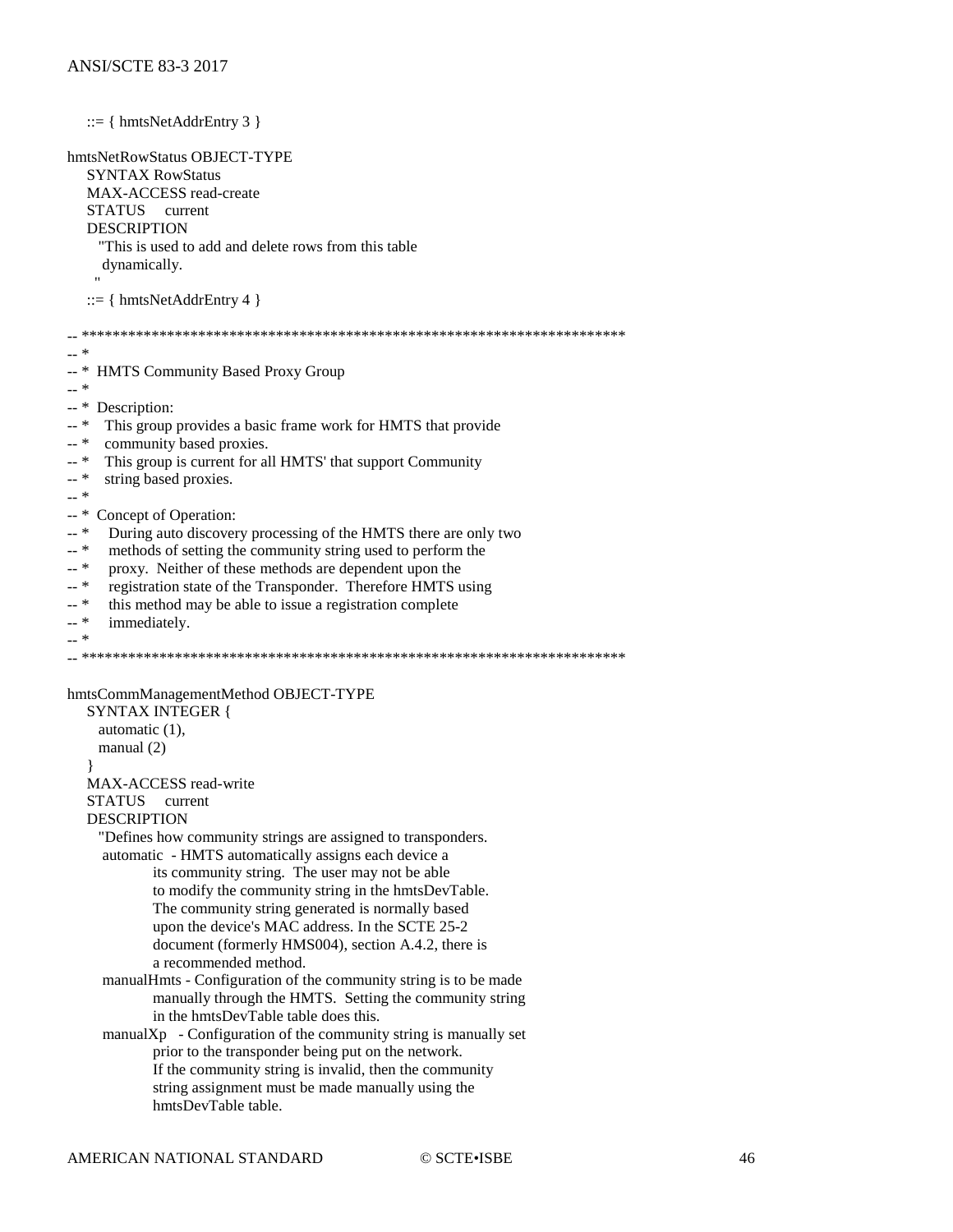```
    ::= { hmtsNetAddrEntry 3 }

hmtsNetRowStatus OBJECT-TYPE
    SYNTAX RowStatus
    MAX-ACCESS read-create
    STATUS     current
    DESCRIPTION
      "This is used to add and delete rows from this table
       dynamically.
      "
    ::= { hmtsNetAddrEntry 4 }

-- ***********************************************************************
-- *
-- *  HMTS Community Based Proxy Group
-- *
-- *  Description:
-- *    This group provides a basic frame work for HMTS that provide
-- *    community based proxies.
-- *    This group is current for all HMTS' that support Community
-- *    string based proxies.
-- *
-- *  Concept of Operation:
-- *    During auto discovery processing of the HMTS there are only two
-- *    methods of setting the community string used to perform the
-- *    proxy.  Neither of these methods are dependent upon the
-- *    registration state of the Transponder.  Therefore HMTS using
-- *    this method may be able to issue a registration complete
-- *    immediately.
-- *
-- ***********************************************************************

hmtsCommManagementMethod OBJECT-TYPE
    SYNTAX INTEGER {
      automatic (1),
      manual (2)
    }
    MAX-ACCESS read-write
    STATUS     current
    DESCRIPTION
      "Defines how community strings are assigned to transponders.
       automatic  - HMTS automatically assigns each device a
                its community string.  The user may not be able
                to modify the community string in the hmtsDevTable.
                The community string generated is normally based
                upon the device's MAC address. In the SCTE 25-2
                document (formerly HMS004), section A.4.2, there is
                a recommended method.
       manualHmts - Configuration of the community string is to be made
                manually through the HMTS.  Setting the community string
                in the hmtsDevTable table does this.
       manualXp   - Configuration of the community string is manually set
                prior to the transponder being put on the network.
                If the community string is invalid, then the community
                string assignment must be made manually using the
                hmtsDevTable table.
```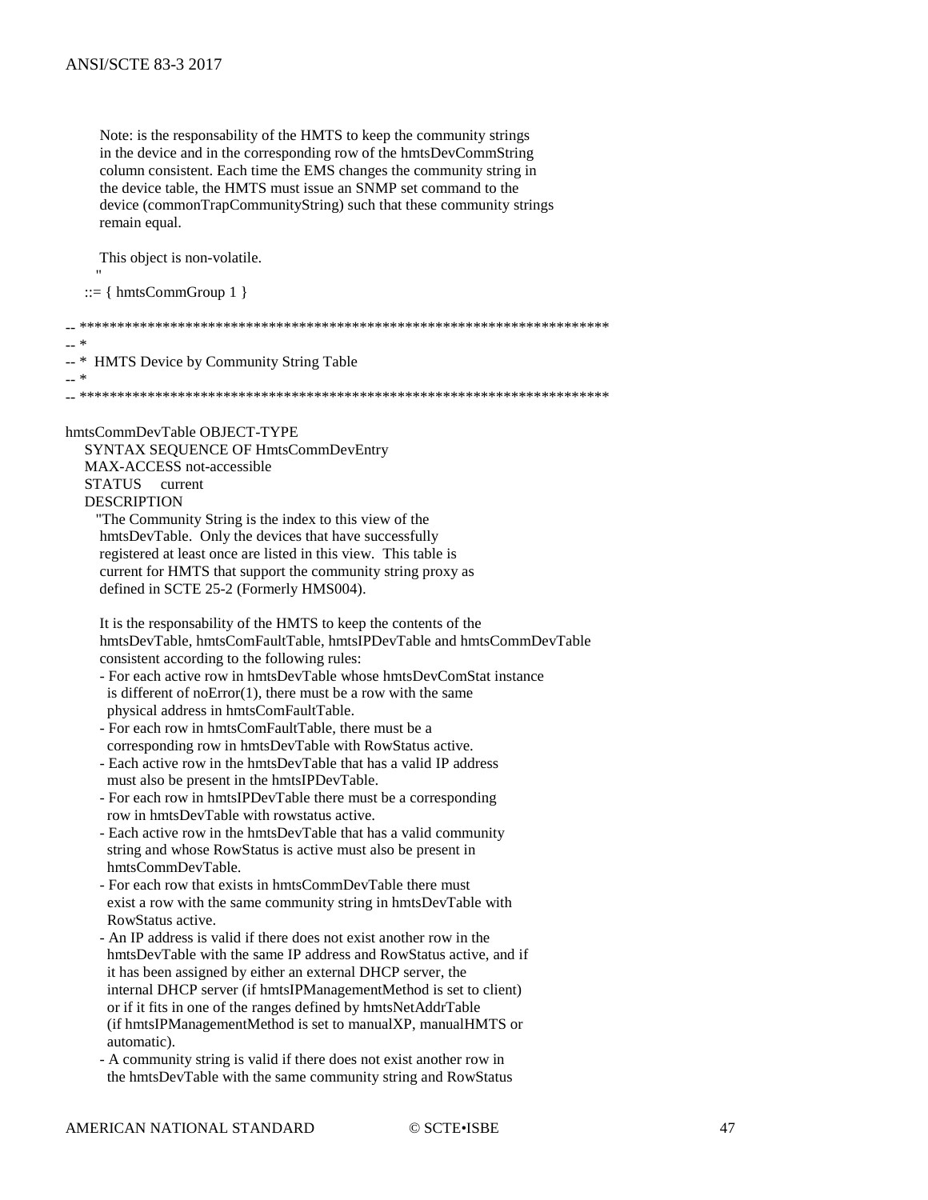```
      Note: is the responsability of the HMTS to keep the community strings
      in the device and in the corresponding row of the hmtsDevCommString
      column consistent. Each time the EMS changes the community string in
      the device table, the HMTS must issue an SNMP set command to the
      device (commonTrapCommunityString) such that these community strings
      remain equal.

      This object is non-volatile.
     "
   ::= { hmtsCommGroup 1 }

-- **********************************************************************
-- *
-- *  HMTS Device by Community String Table
-- *
-- **********************************************************************

hmtsCommDevTable OBJECT-TYPE
    SYNTAX SEQUENCE OF HmtsCommDevEntry
    MAX-ACCESS not-accessible
    STATUS     current
    DESCRIPTION
     "The Community String is the index to this view of the
      hmtsDevTable.  Only the devices that have successfully
      registered at least once are listed in this view.  This table is
      current for HMTS that support the community string proxy as
      defined in SCTE 25-2 (Formerly HMS004).

      It is the responsability of the HMTS to keep the contents of the
      hmtsDevTable, hmtsComFaultTable, hmtsIPDevTable and hmtsCommDevTable
      consistent according to the following rules:
      - For each active row in hmtsDevTable whose hmtsDevComStat instance
        is different of noError(1), there must be a row with the same
        physical address in hmtsComFaultTable.
      - For each row in hmtsComFaultTable, there must be a
        corresponding row in hmtsDevTable with RowStatus active.
      - Each active row in the hmtsDevTable that has a valid IP address
        must also be present in the hmtsIPDevTable.
      - For each row in hmtsIPDevTable there must be a corresponding
        row in hmtsDevTable with rowstatus active.
      - Each active row in the hmtsDevTable that has a valid community
        string and whose RowStatus is active must also be present in
        hmtsCommDevTable.
      - For each row that exists in hmtsCommDevTable there must
        exist a row with the same community string in hmtsDevTable with
        RowStatus active.
      - An IP address is valid if there does not exist another row in the
        hmtsDevTable with the same IP address and RowStatus active, and if
        it has been assigned by either an external DHCP server, the
        internal DHCP server (if hmtsIPManagementMethod is set to client)
        or if it fits in one of the ranges defined by hmtsNetAddrTable
        (if hmtsIPManagementMethod is set to manualXP, manualHMTS or
        automatic).
      - A community string is valid if there does not exist another row in
        the hmtsDevTable with the same community string and RowStatus
```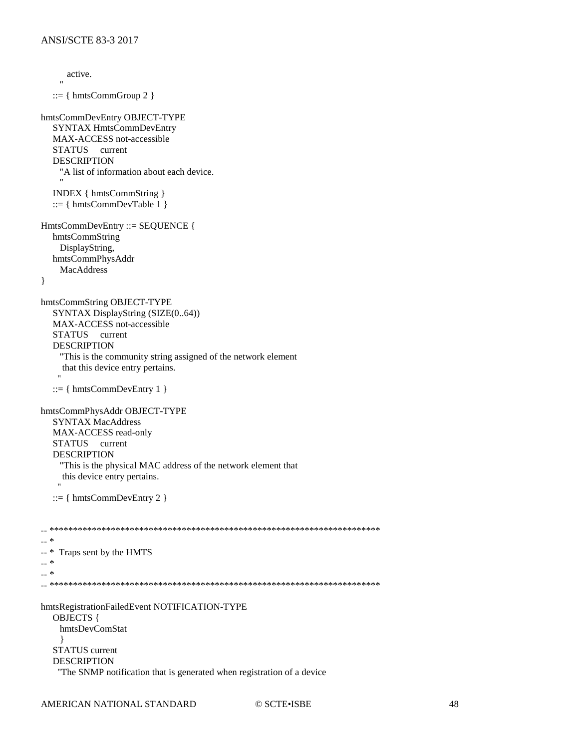```
        active.
      "
    ::= { hmtsCommGroup 2 }

hmtsCommDevEntry OBJECT-TYPE
    SYNTAX HmtsCommDevEntry
    MAX-ACCESS not-accessible
    STATUS     current
    DESCRIPTION
      "A list of information about each device.
      "
    INDEX { hmtsCommString }
    ::= { hmtsCommDevTable 1 }

HmtsCommDevEntry ::= SEQUENCE {
    hmtsCommString
      DisplayString,
    hmtsCommPhysAddr
      MacAddress
}

hmtsCommString OBJECT-TYPE
    SYNTAX DisplayString (SIZE(0..64))
    MAX-ACCESS not-accessible
    STATUS     current
    DESCRIPTION
      "This is the community string assigned of the network element
       that this device entry pertains.
      "
    ::= { hmtsCommDevEntry 1 }

hmtsCommPhysAddr OBJECT-TYPE
    SYNTAX MacAddress
    MAX-ACCESS read-only
    STATUS     current
    DESCRIPTION
      "This is the physical MAC address of the network element that
       this device entry pertains.
      "
    ::= { hmtsCommDevEntry 2 }


-- ***********************************************************************
-- *
-- *  Traps sent by the HMTS
-- *
-- *
-- ***********************************************************************

hmtsRegistrationFailedEvent NOTIFICATION-TYPE
    OBJECTS {
      hmtsDevComStat
      }
    STATUS current
    DESCRIPTION
     "The SNMP notification that is generated when registration of a device
```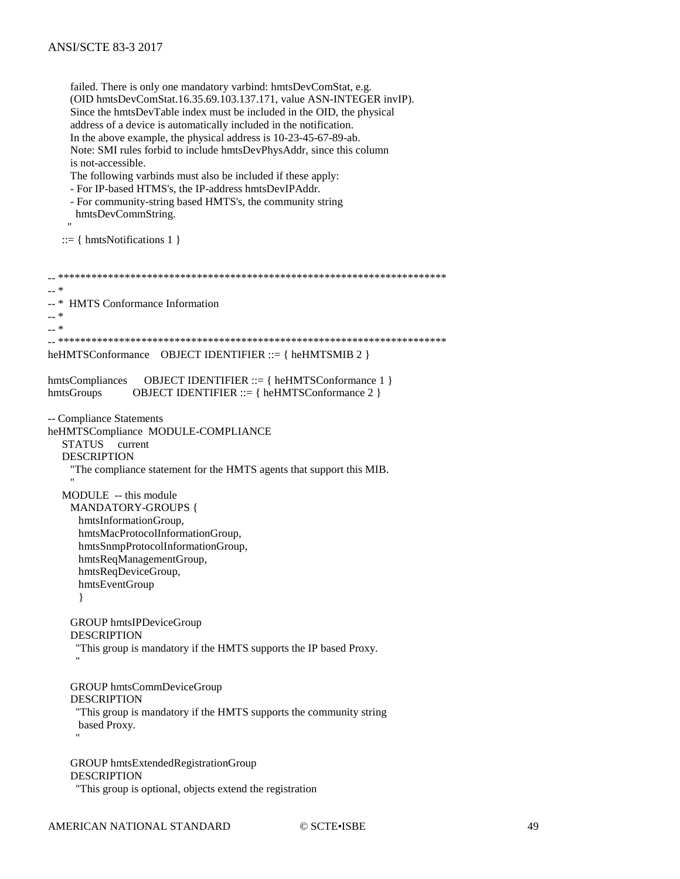```
        failed. There is only one mandatory varbind: hmtsDevComStat, e.g.
        (OID hmtsDevComStat.16.35.69.103.137.171, value ASN-INTEGER invIP).
        Since the hmtsDevTable index must be included in the OID, the physical
        address of a device is automatically included in the notification.
        In the above example, the physical address is 10-23-45-67-89-ab.
        Note: SMI rules forbid to include hmtsDevPhysAddr, since this column
        is not-accessible.
        The following varbinds must also be included if these apply:
        - For IP-based HTMS's, the IP-address hmtsDevIPAddr.
        - For community-string based HMTS's, the community string
          hmtsDevCommString.
       "
    ::= { hmtsNotifications 1 }


-- *********************************************************************
-- *
-- *  HMTS Conformance Information
-- *
-- *
-- *********************************************************************
heHMTSConformance    OBJECT IDENTIFIER ::= { heHMTSMIB 2 }

hmtsCompliances      OBJECT IDENTIFIER ::= { heHMTSConformance 1 }
hmtsGroups           OBJECT IDENTIFIER ::= { heHMTSConformance 2 }

-- Compliance Statements
heHMTSCompliance  MODULE-COMPLIANCE
    STATUS     current
    DESCRIPTION
        "The compliance statement for the HMTS agents that support this MIB.
        "
    MODULE  -- this module
        MANDATORY-GROUPS {
            hmtsInformationGroup,
            hmtsMacProtocolInformationGroup,
            hmtsSnmpProtocolInformationGroup,
            hmtsReqManagementGroup,
            hmtsReqDeviceGroup,
            hmtsEventGroup
            }

        GROUP hmtsIPDeviceGroup
        DESCRIPTION
          "This group is mandatory if the HMTS supports the IP based Proxy.
          "

        GROUP hmtsCommDeviceGroup
        DESCRIPTION
          "This group is mandatory if the HMTS supports the community string
           based Proxy.
          "

        GROUP hmtsExtendedRegistrationGroup
        DESCRIPTION
          "This group is optional, objects extend the registration
```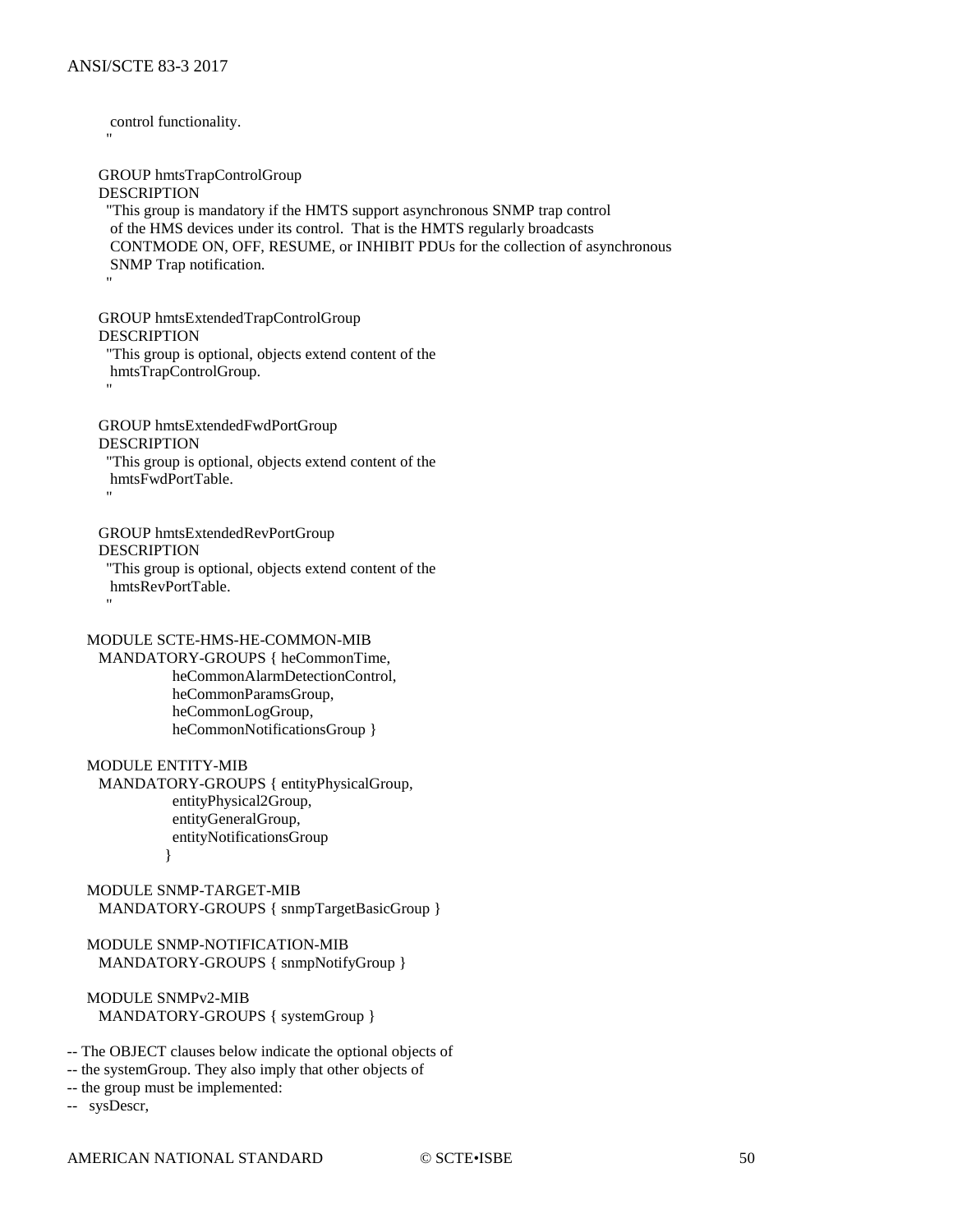```
        control functionality.
        "

      GROUP hmtsTrapControlGroup
      DESCRIPTION
        "This group is mandatory if the HMTS support asynchronous SNMP trap control
         of the HMS devices under its control.  That is the HMTS regularly broadcasts
         CONTMODE ON, OFF, RESUME, or INHIBIT PDUs for the collection of asynchronous
         SNMP Trap notification.
        "

      GROUP hmtsExtendedTrapControlGroup
      DESCRIPTION
        "This group is optional, objects extend content of the
         hmtsTrapControlGroup.
        "

      GROUP hmtsExtendedFwdPortGroup
      DESCRIPTION
        "This group is optional, objects extend content of the
         hmtsFwdPortTable.
        "

      GROUP hmtsExtendedRevPortGroup
      DESCRIPTION
        "This group is optional, objects extend content of the
         hmtsRevPortTable.
        "

    MODULE SCTE-HMS-HE-COMMON-MIB
      MANDATORY-GROUPS { heCommonTime,
                   heCommonAlarmDetectionControl,
                   heCommonParamsGroup,
                   heCommonLogGroup,
                   heCommonNotificationsGroup }

    MODULE ENTITY-MIB
      MANDATORY-GROUPS { entityPhysicalGroup,
                   entityPhysical2Group,
                   entityGeneralGroup,
                   entityNotificationsGroup
                  }

    MODULE SNMP-TARGET-MIB
      MANDATORY-GROUPS { snmpTargetBasicGroup }

    MODULE SNMP-NOTIFICATION-MIB
      MANDATORY-GROUPS { snmpNotifyGroup }

    MODULE SNMPv2-MIB
      MANDATORY-GROUPS { systemGroup }

-- The OBJECT clauses below indicate the optional objects of
-- the systemGroup. They also imply that other objects of
-- the group must be implemented:
--   sysDescr,
```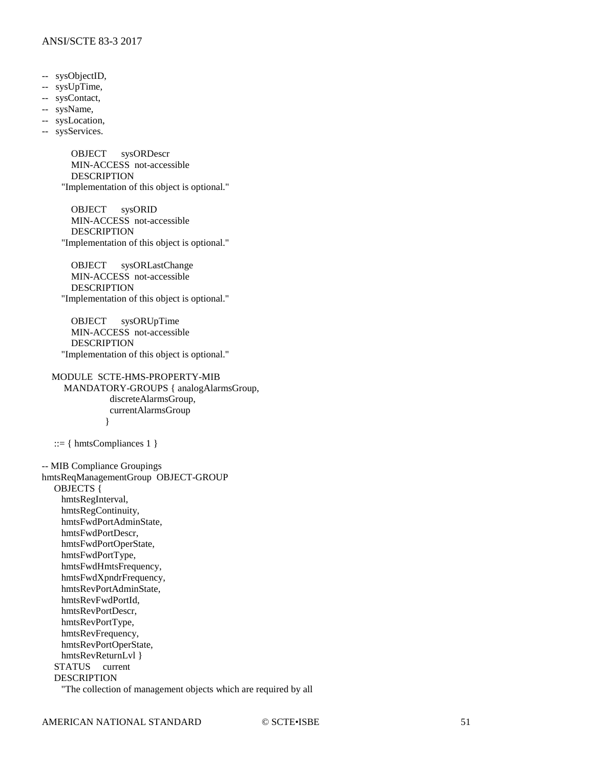```
--   sysObjectID,
--   sysUpTime,
--   sysContact,
--   sysName,
--   sysLocation,
--   sysServices.

         OBJECT      sysORDescr
         MIN-ACCESS  not-accessible
         DESCRIPTION
       "Implementation of this object is optional."

         OBJECT      sysORID
         MIN-ACCESS  not-accessible
         DESCRIPTION
       "Implementation of this object is optional."

         OBJECT      sysORLastChange
         MIN-ACCESS  not-accessible
         DESCRIPTION
       "Implementation of this object is optional."

         OBJECT      sysORUpTime
         MIN-ACCESS  not-accessible
         DESCRIPTION
       "Implementation of this object is optional."

    MODULE  SCTE-HMS-PROPERTY-MIB
        MANDATORY-GROUPS { analogAlarmsGroup,
                      discreteAlarmsGroup,
                      currentAlarmsGroup
                     }

    ::= { hmtsCompliances 1 }

-- MIB Compliance Groupings
hmtsReqManagementGroup  OBJECT-GROUP
    OBJECTS {
      hmtsRegInterval,
      hmtsRegContinuity,
      hmtsFwdPortAdminState,
      hmtsFwdPortDescr,
      hmtsFwdPortOperState,
      hmtsFwdPortType,
      hmtsFwdHmtsFrequency,
      hmtsFwdXpndrFrequency,
      hmtsRevPortAdminState,
      hmtsRevFwdPortId,
      hmtsRevPortDescr,
      hmtsRevPortType,
      hmtsRevFrequency,
      hmtsRevPortOperState,
      hmtsRevReturnLvl }
    STATUS     current
    DESCRIPTION
      "The collection of management objects which are required by all
```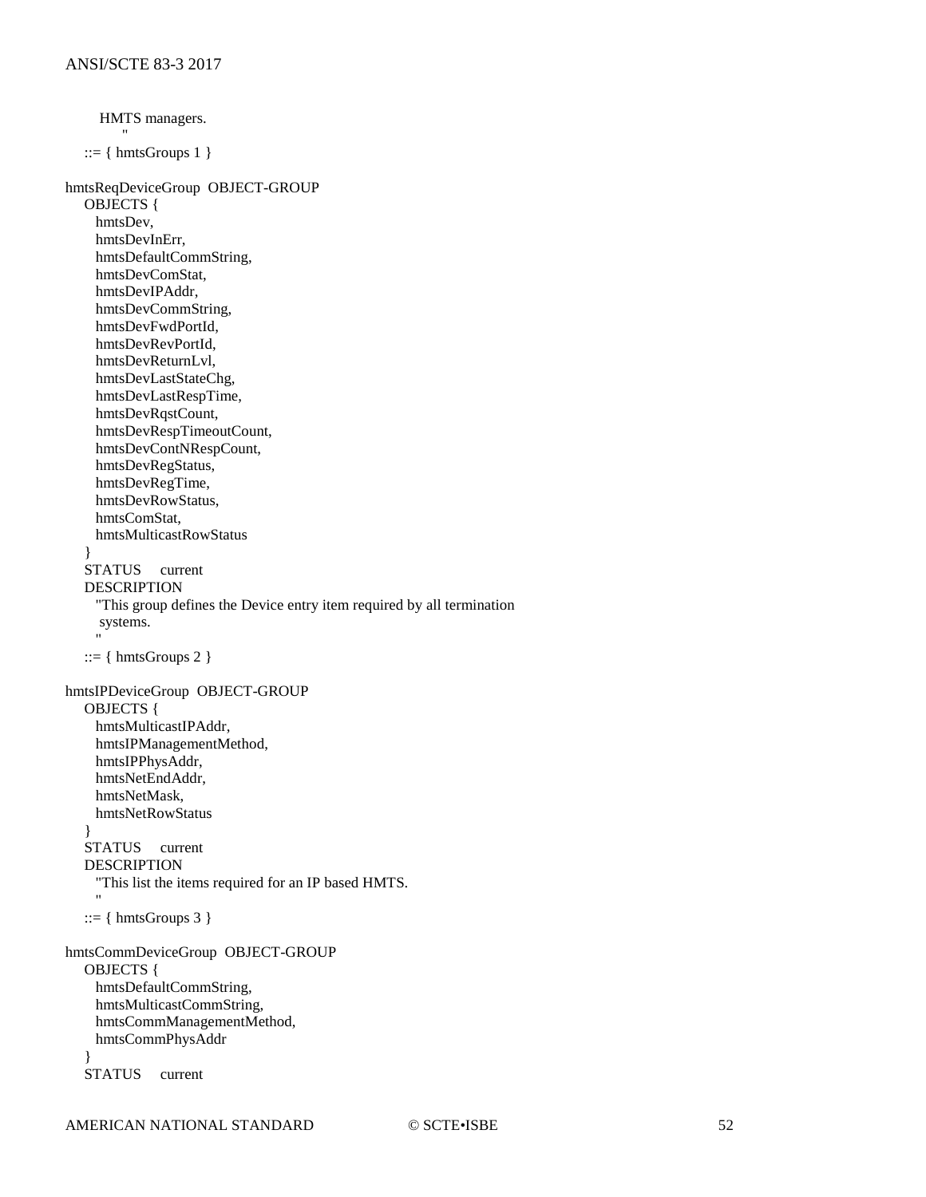```
        HMTS managers.
        "
    ::= { hmtsGroups 1 }

hmtsReqDeviceGroup  OBJECT-GROUP
    OBJECTS {
      hmtsDev,
      hmtsDevInErr,
      hmtsDefaultCommString,
      hmtsDevComStat,
      hmtsDevIPAddr,
      hmtsDevCommString,
      hmtsDevFwdPortId,
      hmtsDevRevPortId,
      hmtsDevReturnLvl,
      hmtsDevLastStateChg,
      hmtsDevLastRespTime,
      hmtsDevRqstCount,
      hmtsDevRespTimeoutCount,
      hmtsDevContNRespCount,
      hmtsDevRegStatus,
      hmtsDevRegTime,
      hmtsDevRowStatus,
      hmtsComStat,
      hmtsMulticastRowStatus
    }
    STATUS     current
    DESCRIPTION
      "This group defines the Device entry item required by all termination
       systems.
      "
    ::= { hmtsGroups 2 }

hmtsIPDeviceGroup  OBJECT-GROUP
    OBJECTS {
      hmtsMulticastIPAddr,
      hmtsIPManagementMethod,
      hmtsIPPhysAddr,
      hmtsNetEndAddr,
      hmtsNetMask,
      hmtsNetRowStatus
    }
    STATUS     current
    DESCRIPTION
      "This list the items required for an IP based HMTS.
      "
    ::= { hmtsGroups 3 }

hmtsCommDeviceGroup  OBJECT-GROUP
    OBJECTS {
      hmtsDefaultCommString,
      hmtsMulticastCommString,
      hmtsCommManagementMethod,
      hmtsCommPhysAddr
    }
    STATUS     current
```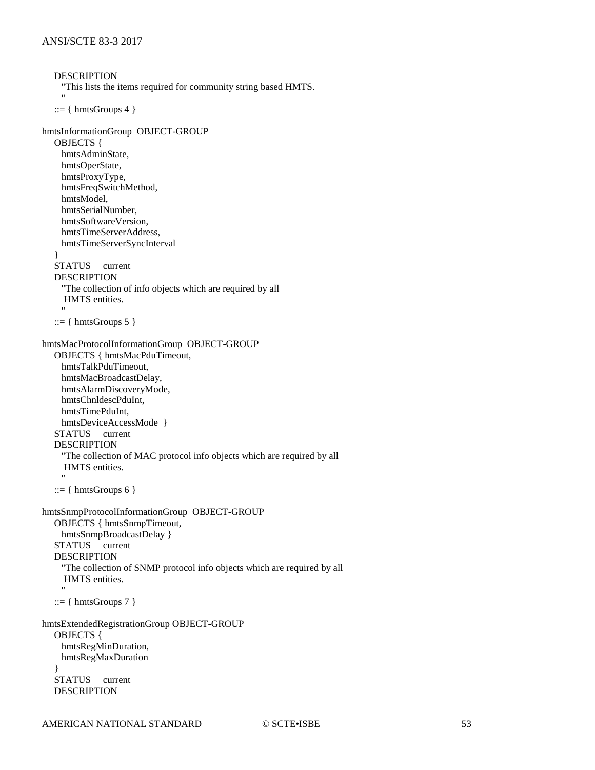```
    DESCRIPTION
      "This lists the items required for community string based HMTS.
      "
    ::= { hmtsGroups 4 }

hmtsInformationGroup  OBJECT-GROUP
    OBJECTS {
      hmtsAdminState,
      hmtsOperState,
      hmtsProxyType,
      hmtsFreqSwitchMethod,
      hmtsModel,
      hmtsSerialNumber,
      hmtsSoftwareVersion,
      hmtsTimeServerAddress,
      hmtsTimeServerSyncInterval
    }
    STATUS     current
    DESCRIPTION
      "The collection of info objects which are required by all
       HMTS entities.
      "
    ::= { hmtsGroups 5 }

hmtsMacProtocolInformationGroup  OBJECT-GROUP
    OBJECTS { hmtsMacPduTimeout,
      hmtsTalkPduTimeout,
      hmtsMacBroadcastDelay,
      hmtsAlarmDiscoveryMode,
      hmtsChnldescPduInt,
      hmtsTimePduInt,
      hmtsDeviceAccessMode  }
    STATUS     current
    DESCRIPTION
      "The collection of MAC protocol info objects which are required by all
       HMTS entities.
      "
    ::= { hmtsGroups 6 }

hmtsSnmpProtocolInformationGroup  OBJECT-GROUP
    OBJECTS { hmtsSnmpTimeout,
      hmtsSnmpBroadcastDelay }
    STATUS     current
    DESCRIPTION
      "The collection of SNMP protocol info objects which are required by all
       HMTS entities.
      "
    ::= { hmtsGroups 7 }

hmtsExtendedRegistrationGroup OBJECT-GROUP
    OBJECTS {
      hmtsRegMinDuration,
      hmtsRegMaxDuration
    }
    STATUS     current
    DESCRIPTION
```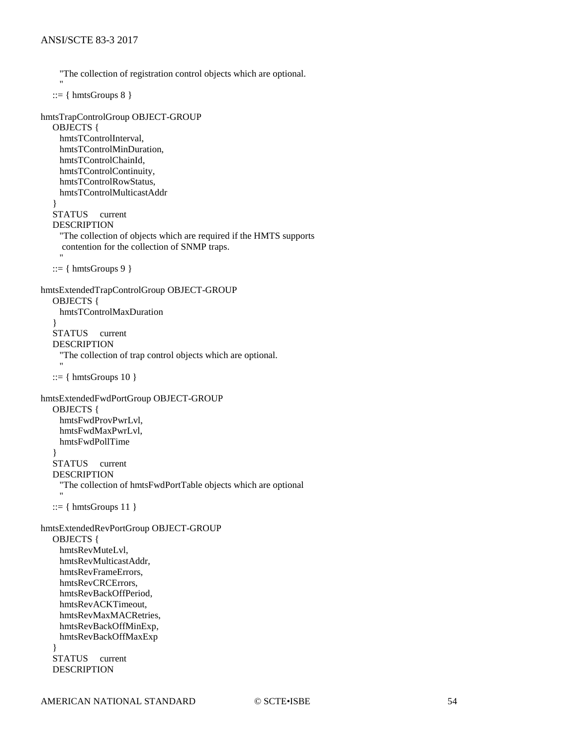```
    "The collection of registration control objects which are optional.
    "
  ::= { hmtsGroups 8 }

hmtsTrapControlGroup OBJECT-GROUP
  OBJECTS {
    hmtsTControlInterval,
    hmtsTControlMinDuration,
    hmtsTControlChainId,
    hmtsTControlContinuity,
    hmtsTControlRowStatus,
    hmtsTControlMulticastAddr
  }
  STATUS     current
  DESCRIPTION
    "The collection of objects which are required if the HMTS supports
     contention for the collection of SNMP traps.
    "
  ::= { hmtsGroups 9 }

hmtsExtendedTrapControlGroup OBJECT-GROUP
  OBJECTS {
    hmtsTControlMaxDuration
  }
  STATUS     current
  DESCRIPTION
    "The collection of trap control objects which are optional.
    "
  ::= { hmtsGroups 10 }

hmtsExtendedFwdPortGroup OBJECT-GROUP
  OBJECTS {
    hmtsFwdProvPwrLvl,
    hmtsFwdMaxPwrLvl,
    hmtsFwdPollTime
  }
  STATUS     current
  DESCRIPTION
    "The collection of hmtsFwdPortTable objects which are optional
    "
  ::= { hmtsGroups 11 }

hmtsExtendedRevPortGroup OBJECT-GROUP
  OBJECTS {
    hmtsRevMuteLvl,
    hmtsRevMulticastAddr,
    hmtsRevFrameErrors,
    hmtsRevCRCErrors,
    hmtsRevBackOffPeriod,
    hmtsRevACKTimeout,
    hmtsRevMaxMACRetries,
    hmtsRevBackOffMinExp,
    hmtsRevBackOffMaxExp
  }
  STATUS     current
  DESCRIPTION
```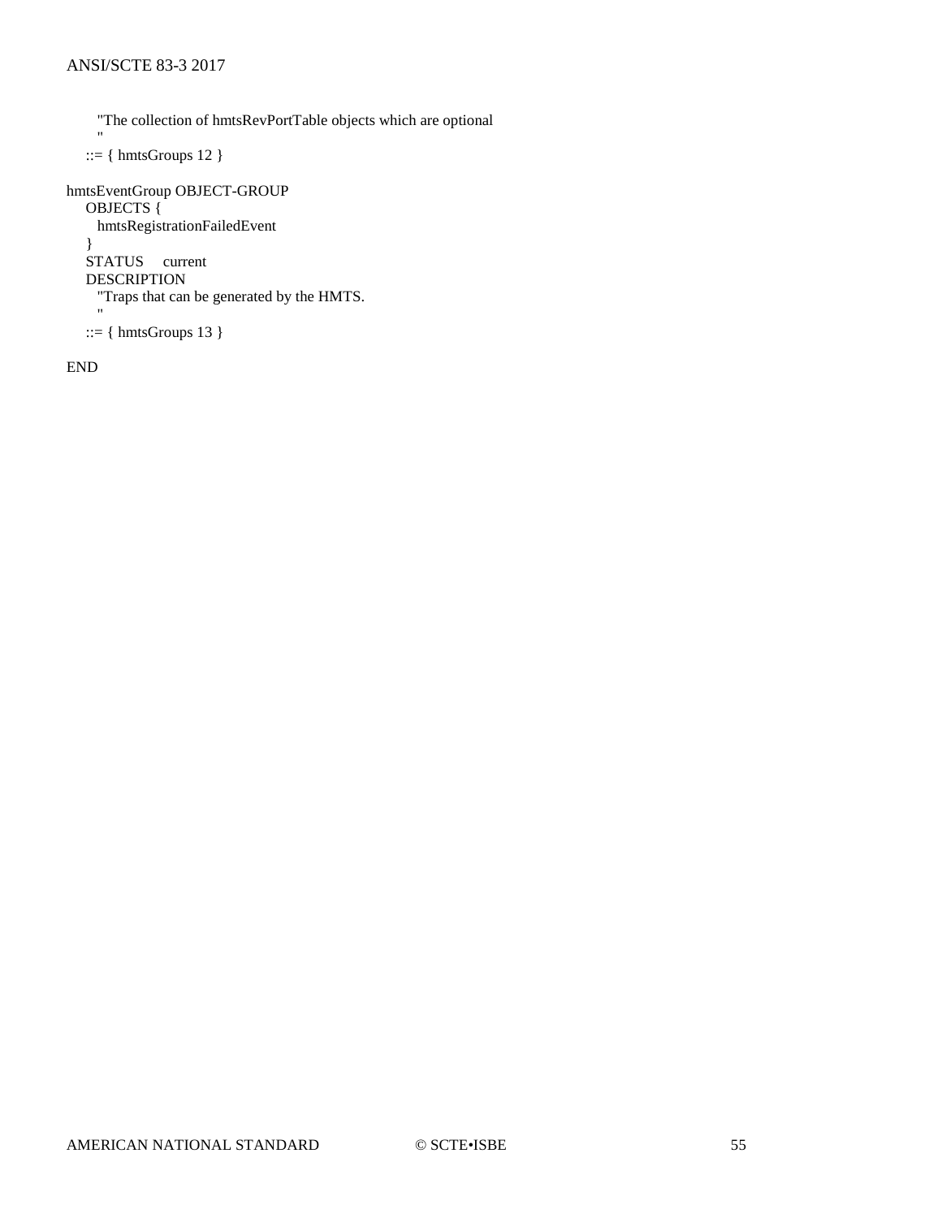```
        "The collection of hmtsRevPortTable objects which are optional
        "
    ::= { hmtsGroups 12 }

hmtsEventGroup OBJECT-GROUP
    OBJECTS {
        hmtsRegistrationFailedEvent
    }
    STATUS      current
    DESCRIPTION
        "Traps that can be generated by the HMTS.
        "
    ::= { hmtsGroups 13 }

END
```